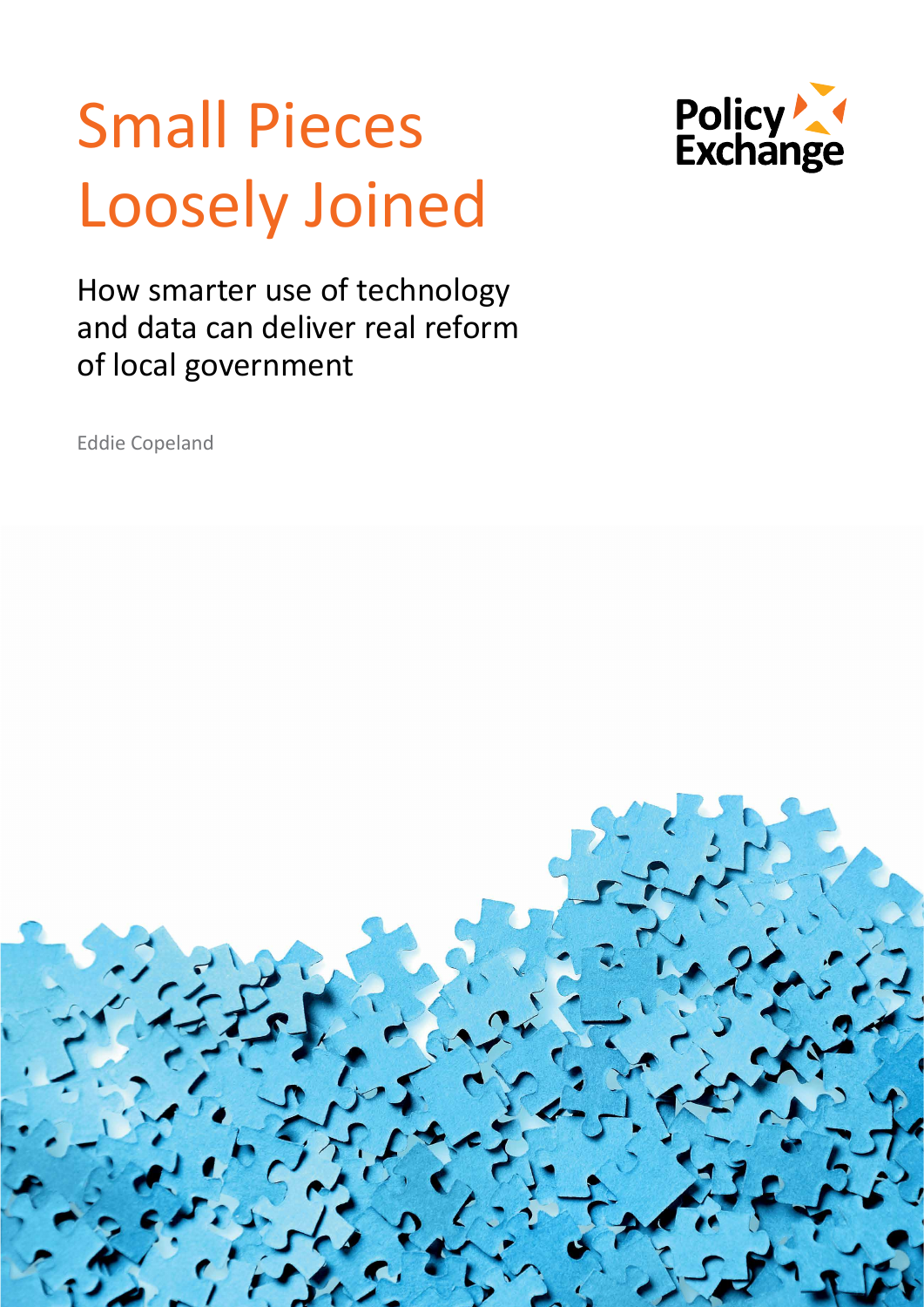# Small Pieces Loosely Joined

Policy Exchange

How smarter use of technology and data can deliver real reform of local government

Eddie Copeland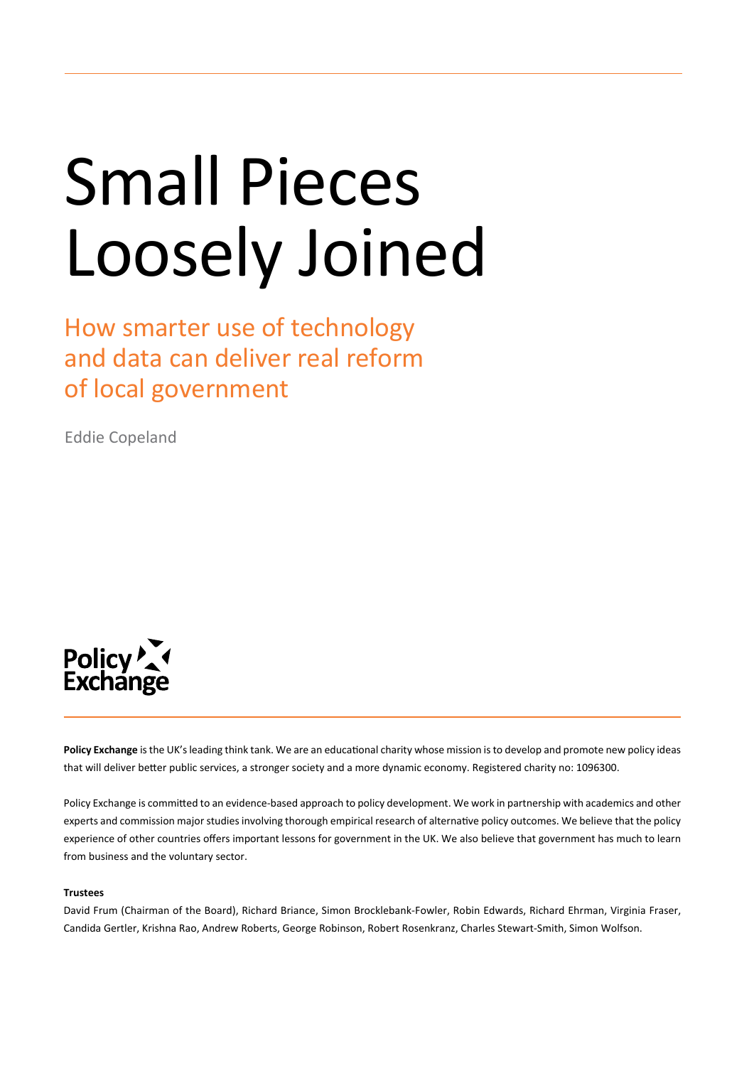# Small Pieces Loosely Joined

## How smarter use of technology and data can deliver real reform of local government

Eddie Copeland

Policy Exchange

**Policy Exchange** is the UK's leading think tank. We are an educational charity whose mission is to develop and promote new policy ideas that will deliver better public services, a stronger society and a more dynamic economy. Registered charity no: 1096300.

Policy Exchange is committed to an evidence-based approach to policy development. We work in partnership with academics and other experts and commission major studies involving thorough empirical research of alternative policy outcomes. We believe that the policy experience of other countries offers important lessons for government in the UK. We also believe that government has much to learn from business and the voluntary sector.

**Trustees**

David Frum (Chairman of the Board), Richard Briance, Simon Brocklebank-Fowler, Robin Edwards, Richard Ehrman, Virginia Fraser, Candida Gertler, Krishna Rao, Andrew Roberts, George Robinson, Robert Rosenkranz, Charles Stewart-Smith, Simon Wolfson.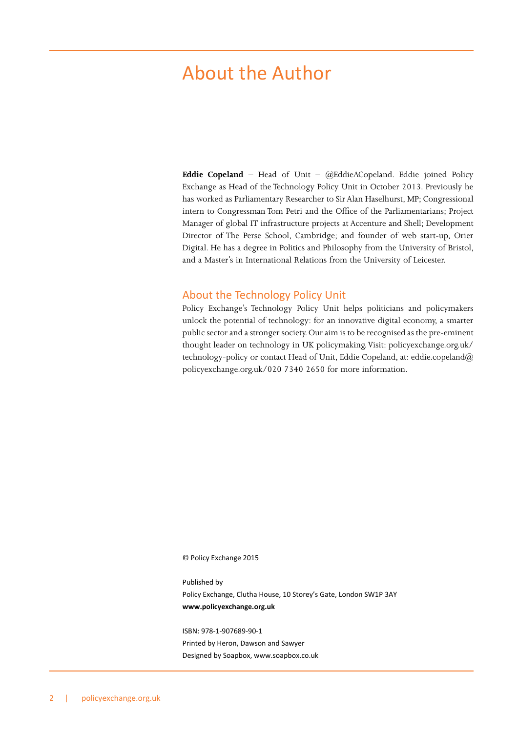# About the Author

**Eddie Copeland** – Head of Unit – @EddieACopeland. Eddie joined Policy Exchange as Head of the Technology Policy Unit in October 2013. Previously he has worked as Parliamentary Researcher to Sir Alan Haselhurst, MP; Congressional intern to Congressman Tom Petri and the Office of the Parliamentarians; Project Manager of global IT infrastructure projects at Accenture and Shell; Development Director of The Perse School, Cambridge; and founder of web start-up, Orier Digital. He has a degree in Politics and Philosophy from the University of Bristol, and a Master's in International Relations from the University of Leicester.

## About the Technology Policy Unit

Policy Exchange's Technology Policy Unit helps politicians and policymakers unlock the potential of technology: for an innovative digital economy, a smarter public sector and a stronger society. Our aim is to be recognised as the pre-eminent thought leader on technology in UK policymaking. Visit: policyexchange.org.uk/technology-policy or contact Head of Unit, Eddie Copeland, at: eddie.copeland@policyexchange.org.uk/020 7340 2650 for more information.

© Policy Exchange 2015

Published by
Policy Exchange, Clutha House, 10 Storey's Gate, London SW1P 3AY
**www.policyexchange.org.uk**

ISBN: 978-1-907689-90-1
Printed by Heron, Dawson and Sawyer
Designed by Soapbox, www.soapbox.co.uk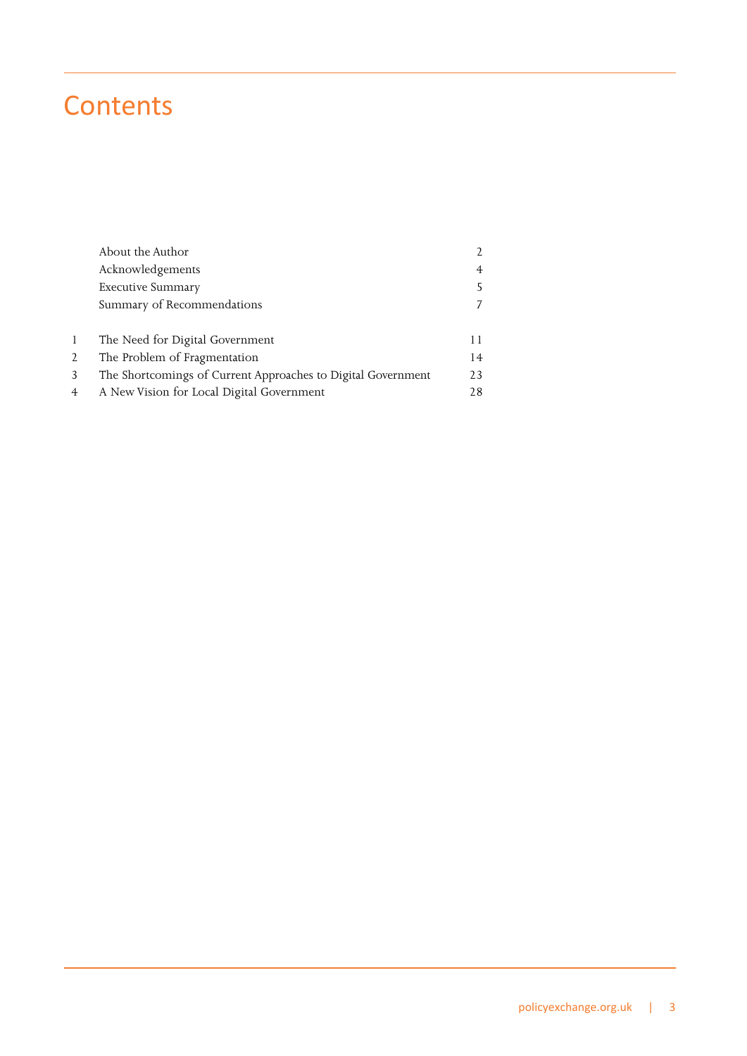# Contents

| | | |
|---|---|---|
| | About the Author | 2 |
| | Acknowledgements | 4 |
| | Executive Summary | 5 |
| | Summary of Recommendations | 7 |
| 1 | The Need for Digital Government | 11 |
| 2 | The Problem of Fragmentation | 14 |
| 3 | The Shortcomings of Current Approaches to Digital Government | 23 |
| 4 | A New Vision for Local Digital Government | 28 |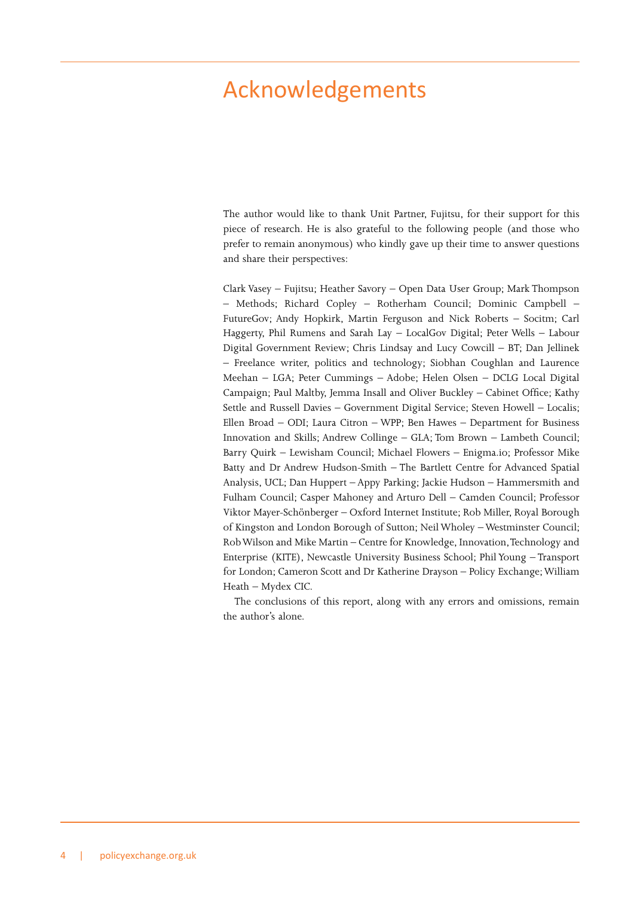# Acknowledgements

The author would like to thank Unit Partner, Fujitsu, for their support for this piece of research. He is also grateful to the following people (and those who prefer to remain anonymous) who kindly gave up their time to answer questions and share their perspectives:

Clark Vasey – Fujitsu; Heather Savory – Open Data User Group; Mark Thompson – Methods; Richard Copley – Rotherham Council; Dominic Campbell – FutureGov; Andy Hopkirk, Martin Ferguson and Nick Roberts – Socitm; Carl Haggerty, Phil Rumens and Sarah Lay – LocalGov Digital; Peter Wells – Labour Digital Government Review; Chris Lindsay and Lucy Cowcill – BT; Dan Jellinek – Freelance writer, politics and technology; Siobhan Coughlan and Laurence Meehan – LGA; Peter Cummings – Adobe; Helen Olsen – DCLG Local Digital Campaign; Paul Maltby, Jemma Insall and Oliver Buckley – Cabinet Office; Kathy Settle and Russell Davies – Government Digital Service; Steven Howell – Localis; Ellen Broad – ODI; Laura Citron – WPP; Ben Hawes – Department for Business Innovation and Skills; Andrew Collinge – GLA; Tom Brown – Lambeth Council; Barry Quirk – Lewisham Council; Michael Flowers – Enigma.io; Professor Mike Batty and Dr Andrew Hudson-Smith – The Bartlett Centre for Advanced Spatial Analysis, UCL; Dan Huppert – Appy Parking; Jackie Hudson – Hammersmith and Fulham Council; Casper Mahoney and Arturo Dell – Camden Council; Professor Viktor Mayer-Schönberger – Oxford Internet Institute; Rob Miller, Royal Borough of Kingston and London Borough of Sutton; Neil Wholey – Westminster Council; Rob Wilson and Mike Martin – Centre for Knowledge, Innovation, Technology and Enterprise (KITE), Newcastle University Business School; Phil Young – Transport for London; Cameron Scott and Dr Katherine Drayson – Policy Exchange; William Heath – Mydex CIC.

The conclusions of this report, along with any errors and omissions, remain the author's alone.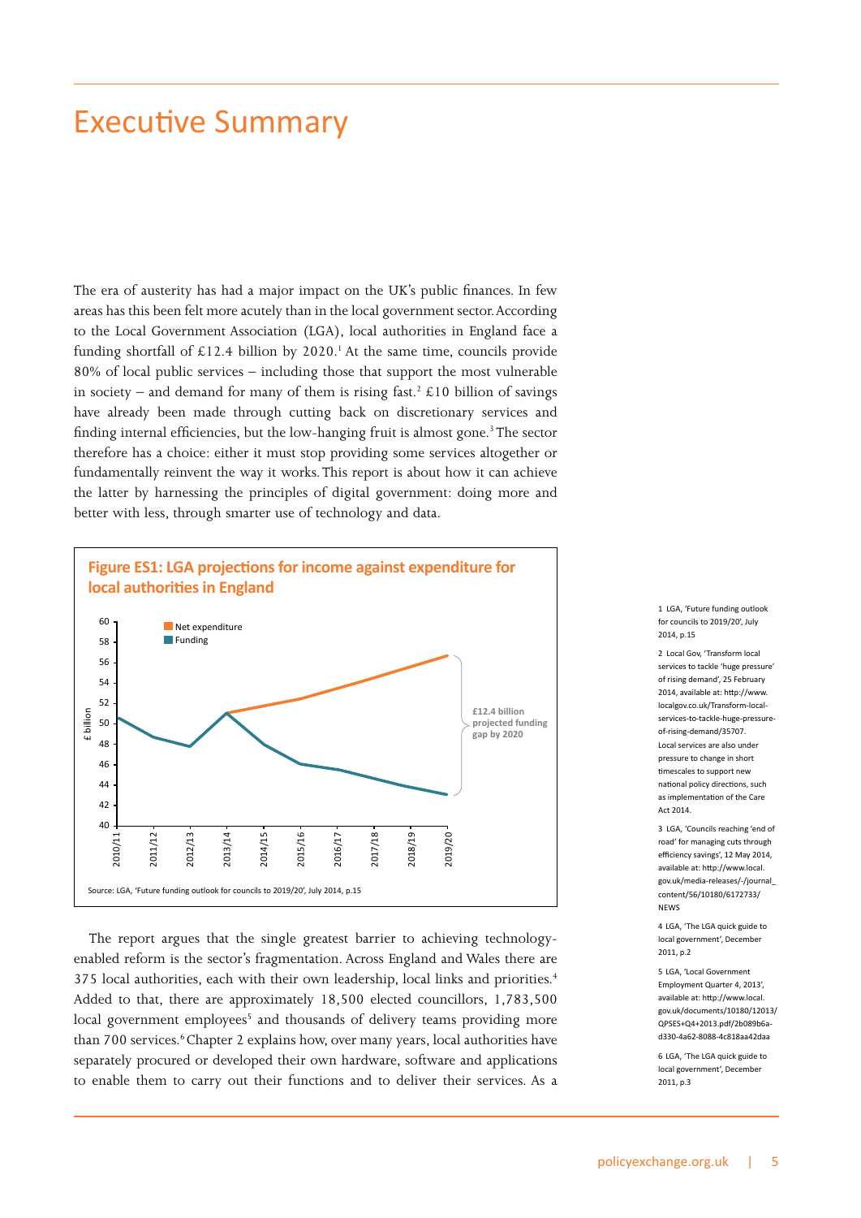# Executive Summary

The era of austerity has had a major impact on the UK's public finances. In few areas has this been felt more acutely than in the local government sector. According to the Local Government Association (LGA), local authorities in England face a funding shortfall of £12.4 billion by 2020.[1] At the same time, councils provide 80% of local public services – including those that support the most vulnerable in society – and demand for many of them is rising fast.[2] £10 billion of savings have already been made through cutting back on discretionary services and finding internal efficiencies, but the low-hanging fruit is almost gone.[3] The sector therefore has a choice: either it must stop providing some services altogether or fundamentally reinvent the way it works. This report is about how it can achieve the latter by harnessing the principles of digital government: doing more and better with less, through smarter use of technology and data.

**Figure ES1: LGA projections for income against expenditure for local authorities in England**

Legend: Net expenditure; Funding. Y-axis: £ billion (40–60). X-axis: 2010/11 to 2019/20.

Annotation: £12.4 billion projected funding gap by 2020

Source: LGA, 'Future funding outlook for councils to 2019/20', July 2014, p.15

The report argues that the single greatest barrier to achieving technology-enabled reform is the sector's fragmentation. Across England and Wales there are 375 local authorities, each with their own leadership, local links and priorities.[4] Added to that, there are approximately 18,500 elected councillors, 1,783,500 local government employees[5] and thousands of delivery teams providing more than 700 services.[6] Chapter 2 explains how, over many years, local authorities have separately procured or developed their own hardware, software and applications to enable them to carry out their functions and to deliver their services. As a

---

1 LGA, 'Future funding outlook for councils to 2019/20', July 2014, p.15

2 Local Gov, 'Transform local services to tackle 'huge pressure' of rising demand', 25 February 2014, available at: http://www.localgov.co.uk/Transform-local-services-to-tackle-huge-pressure-of-rising-demand/35707. Local services are also under pressure to change in short timescales to support new national policy directions, such as implementation of the Care Act 2014.

3 LGA, 'Councils reaching 'end of road' for managing cuts through efficiency savings', 12 May 2014, available at: http://www.local.gov.uk/media-releases/-/journal_content/56/10180/6172733/NEWS

4 LGA, 'The LGA quick guide to local government', December 2011, p.2

5 LGA, 'Local Government Employment Quarter 4, 2013', available at: http://www.local.gov.uk/documents/10180/12013/QPSES+Q4+2013.pdf/2b089b6a-d330-4a62-8088-4c818aa42daa

6 LGA, 'The LGA quick guide to local government', December 2011, p.3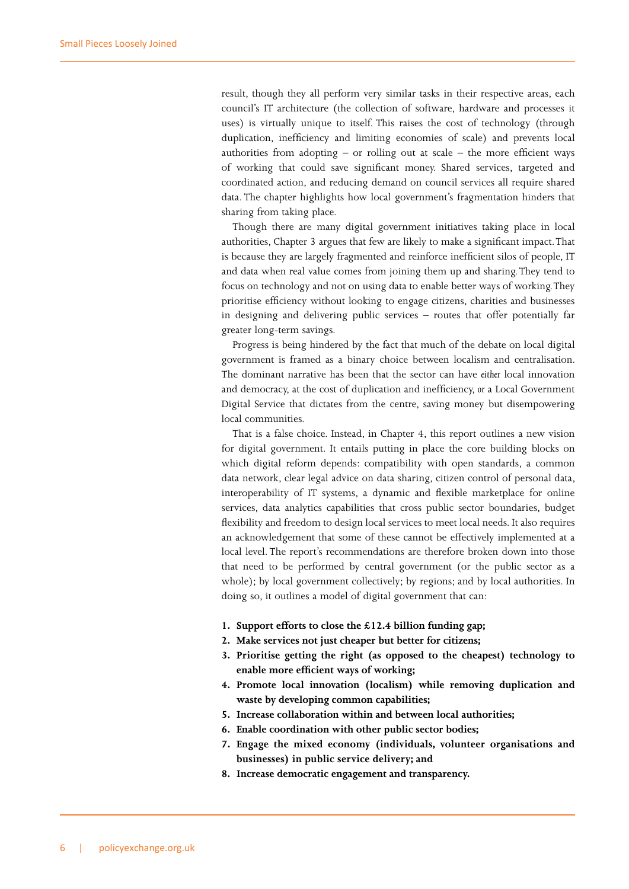result, though they all perform very similar tasks in their respective areas, each council's IT architecture (the collection of software, hardware and processes it uses) is virtually unique to itself. This raises the cost of technology (through duplication, inefficiency and limiting economies of scale) and prevents local authorities from adopting – or rolling out at scale – the more efficient ways of working that could save significant money. Shared services, targeted and coordinated action, and reducing demand on council services all require shared data. The chapter highlights how local government's fragmentation hinders that sharing from taking place.

Though there are many digital government initiatives taking place in local authorities, Chapter 3 argues that few are likely to make a significant impact. That is because they are largely fragmented and reinforce inefficient silos of people, IT and data when real value comes from joining them up and sharing. They tend to focus on technology and not on using data to enable better ways of working. They prioritise efficiency without looking to engage citizens, charities and businesses in designing and delivering public services – routes that offer potentially far greater long-term savings.

Progress is being hindered by the fact that much of the debate on local digital government is framed as a binary choice between localism and centralisation. The dominant narrative has been that the sector can have *either* local innovation and democracy, at the cost of duplication and inefficiency, *or* a Local Government Digital Service that dictates from the centre, saving money but disempowering local communities.

That is a false choice. Instead, in Chapter 4, this report outlines a new vision for digital government. It entails putting in place the core building blocks on which digital reform depends: compatibility with open standards, a common data network, clear legal advice on data sharing, citizen control of personal data, interoperability of IT systems, a dynamic and flexible marketplace for online services, data analytics capabilities that cross public sector boundaries, budget flexibility and freedom to design local services to meet local needs. It also requires an acknowledgement that some of these cannot be effectively implemented at a local level. The report's recommendations are therefore broken down into those that need to be performed by central government (or the public sector as a whole); by local government collectively; by regions; and by local authorities. In doing so, it outlines a model of digital government that can:

1. **Support efforts to close the £12.4 billion funding gap;**
2. **Make services not just cheaper but better for citizens;**
3. **Prioritise getting the right (as opposed to the cheapest) technology to enable more efficient ways of working;**
4. **Promote local innovation (localism) while removing duplication and waste by developing common capabilities;**
5. **Increase collaboration within and between local authorities;**
6. **Enable coordination with other public sector bodies;**
7. **Engage the mixed economy (individuals, volunteer organisations and businesses) in public service delivery; and**
8. **Increase democratic engagement and transparency.**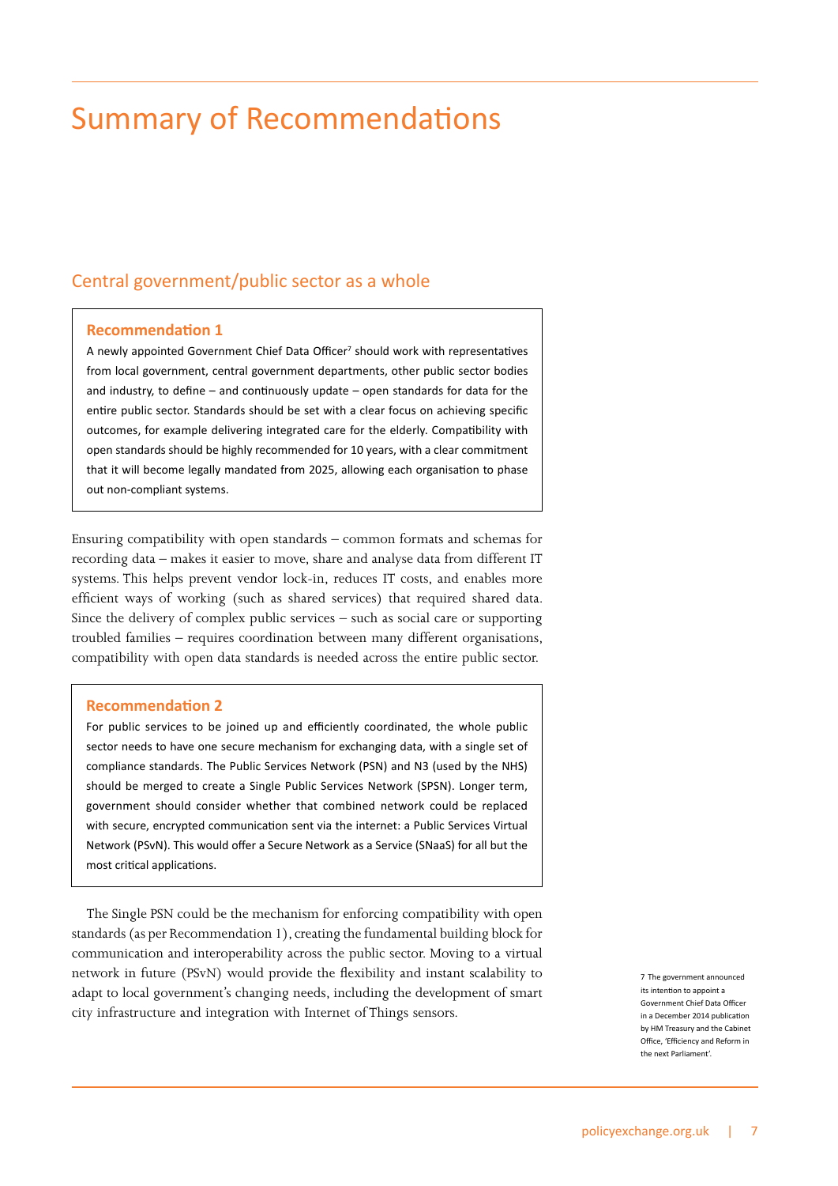# Summary of Recommendations

## Central government/public sector as a whole

### Recommendation 1

A newly appointed Government Chief Data Officer[7] should work with representatives from local government, central government departments, other public sector bodies and industry, to define – and continuously update – open standards for data for the entire public sector. Standards should be set with a clear focus on achieving specific outcomes, for example delivering integrated care for the elderly. Compatibility with open standards should be highly recommended for 10 years, with a clear commitment that it will become legally mandated from 2025, allowing each organisation to phase out non-compliant systems.

Ensuring compatibility with open standards – common formats and schemas for recording data – makes it easier to move, share and analyse data from different IT systems. This helps prevent vendor lock-in, reduces IT costs, and enables more efficient ways of working (such as shared services) that required shared data. Since the delivery of complex public services – such as social care or supporting troubled families – requires coordination between many different organisations, compatibility with open data standards is needed across the entire public sector.

### Recommendation 2

For public services to be joined up and efficiently coordinated, the whole public sector needs to have one secure mechanism for exchanging data, with a single set of compliance standards. The Public Services Network (PSN) and N3 (used by the NHS) should be merged to create a Single Public Services Network (SPSN). Longer term, government should consider whether that combined network could be replaced with secure, encrypted communication sent via the internet: a Public Services Virtual Network (PSvN). This would offer a Secure Network as a Service (SNaaS) for all but the most critical applications.

The Single PSN could be the mechanism for enforcing compatibility with open standards (as per Recommendation 1), creating the fundamental building block for communication and interoperability across the public sector. Moving to a virtual network in future (PSvN) would provide the flexibility and instant scalability to adapt to local government's changing needs, including the development of smart city infrastructure and integration with Internet of Things sensors.

7 The government announced its intention to appoint a Government Chief Data Officer in a December 2014 publication by HM Treasury and the Cabinet Office, 'Efficiency and Reform in the next Parliament'.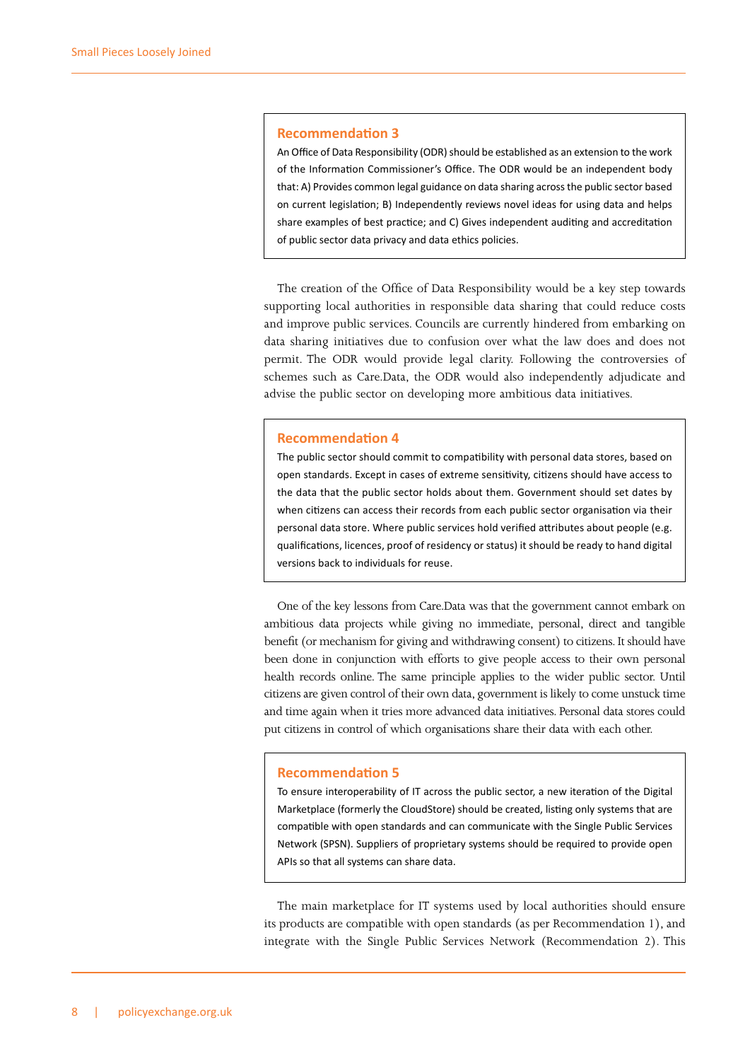### Recommendation 3

An Office of Data Responsibility (ODR) should be established as an extension to the work of the Information Commissioner's Office. The ODR would be an independent body that: A) Provides common legal guidance on data sharing across the public sector based on current legislation; B) Independently reviews novel ideas for using data and helps share examples of best practice; and C) Gives independent auditing and accreditation of public sector data privacy and data ethics policies.

The creation of the Office of Data Responsibility would be a key step towards supporting local authorities in responsible data sharing that could reduce costs and improve public services. Councils are currently hindered from embarking on data sharing initiatives due to confusion over what the law does and does not permit. The ODR would provide legal clarity. Following the controversies of schemes such as Care.Data, the ODR would also independently adjudicate and advise the public sector on developing more ambitious data initiatives.

### Recommendation 4

The public sector should commit to compatibility with personal data stores, based on open standards. Except in cases of extreme sensitivity, citizens should have access to the data that the public sector holds about them. Government should set dates by when citizens can access their records from each public sector organisation via their personal data store. Where public services hold verified attributes about people (e.g. qualifications, licences, proof of residency or status) it should be ready to hand digital versions back to individuals for reuse.

One of the key lessons from Care.Data was that the government cannot embark on ambitious data projects while giving no immediate, personal, direct and tangible benefit (or mechanism for giving and withdrawing consent) to citizens. It should have been done in conjunction with efforts to give people access to their own personal health records online. The same principle applies to the wider public sector. Until citizens are given control of their own data, government is likely to come unstuck time and time again when it tries more advanced data initiatives. Personal data stores could put citizens in control of which organisations share their data with each other.

### Recommendation 5

To ensure interoperability of IT across the public sector, a new iteration of the Digital Marketplace (formerly the CloudStore) should be created, listing only systems that are compatible with open standards and can communicate with the Single Public Services Network (SPSN). Suppliers of proprietary systems should be required to provide open APIs so that all systems can share data.

The main marketplace for IT systems used by local authorities should ensure its products are compatible with open standards (as per Recommendation 1), and integrate with the Single Public Services Network (Recommendation 2). This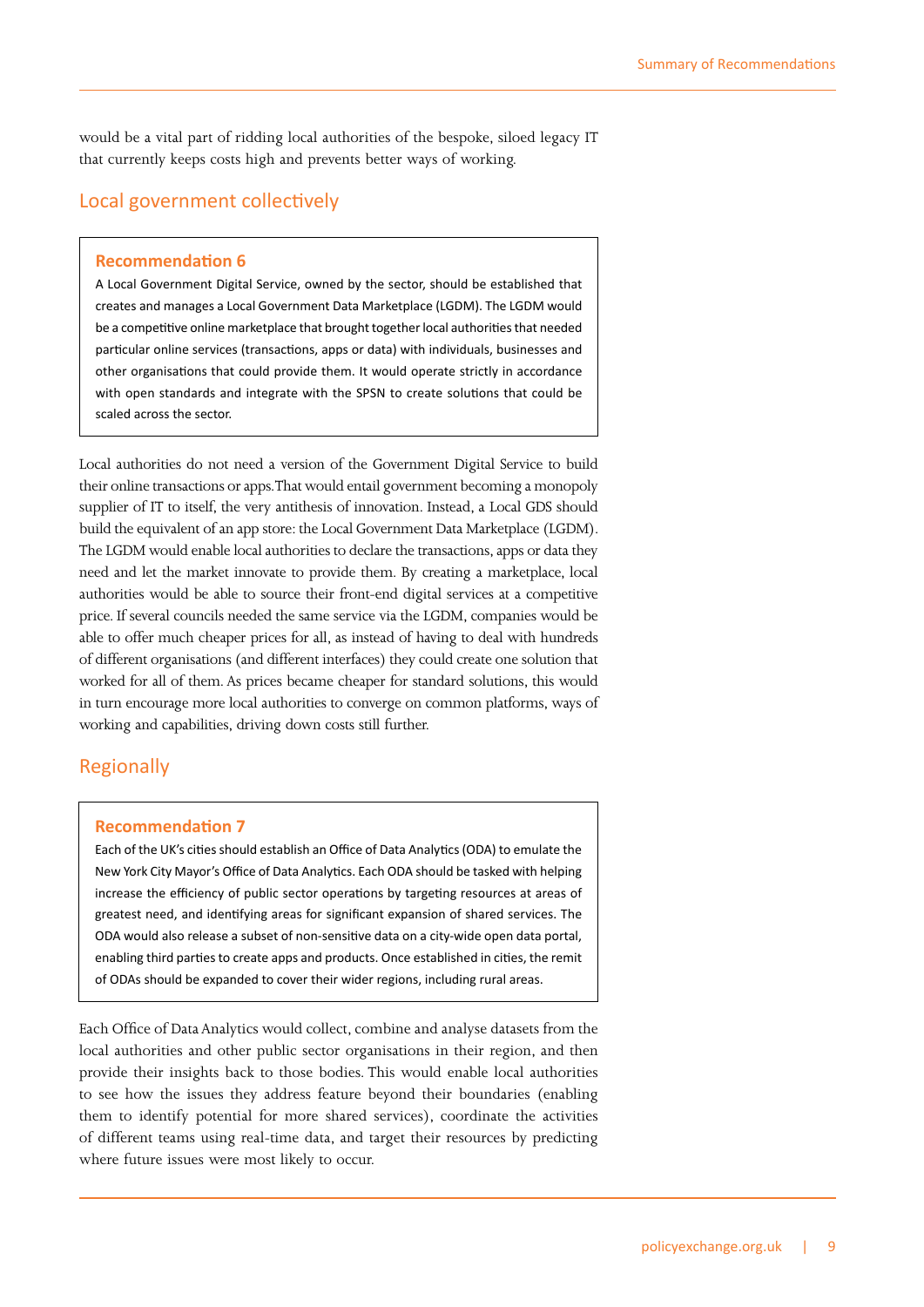would be a vital part of ridding local authorities of the bespoke, siloed legacy IT that currently keeps costs high and prevents better ways of working.

## Local government collectively

> **Recommendation 6**
>
> A Local Government Digital Service, owned by the sector, should be established that creates and manages a Local Government Data Marketplace (LGDM). The LGDM would be a competitive online marketplace that brought together local authorities that needed particular online services (transactions, apps or data) with individuals, businesses and other organisations that could provide them. It would operate strictly in accordance with open standards and integrate with the SPSN to create solutions that could be scaled across the sector.

Local authorities do not need a version of the Government Digital Service to build their online transactions or apps. That would entail government becoming a monopoly supplier of IT to itself, the very antithesis of innovation. Instead, a Local GDS should build the equivalent of an app store: the Local Government Data Marketplace (LGDM). The LGDM would enable local authorities to declare the transactions, apps or data they need and let the market innovate to provide them. By creating a marketplace, local authorities would be able to source their front-end digital services at a competitive price. If several councils needed the same service via the LGDM, companies would be able to offer much cheaper prices for all, as instead of having to deal with hundreds of different organisations (and different interfaces) they could create one solution that worked for all of them. As prices became cheaper for standard solutions, this would in turn encourage more local authorities to converge on common platforms, ways of working and capabilities, driving down costs still further.

## Regionally

> **Recommendation 7**
>
> Each of the UK's cities should establish an Office of Data Analytics (ODA) to emulate the New York City Mayor's Office of Data Analytics. Each ODA should be tasked with helping increase the efficiency of public sector operations by targeting resources at areas of greatest need, and identifying areas for significant expansion of shared services. The ODA would also release a subset of non-sensitive data on a city-wide open data portal, enabling third parties to create apps and products. Once established in cities, the remit of ODAs should be expanded to cover their wider regions, including rural areas.

Each Office of Data Analytics would collect, combine and analyse datasets from the local authorities and other public sector organisations in their region, and then provide their insights back to those bodies. This would enable local authorities to see how the issues they address feature beyond their boundaries (enabling them to identify potential for more shared services), coordinate the activities of different teams using real-time data, and target their resources by predicting where future issues were most likely to occur.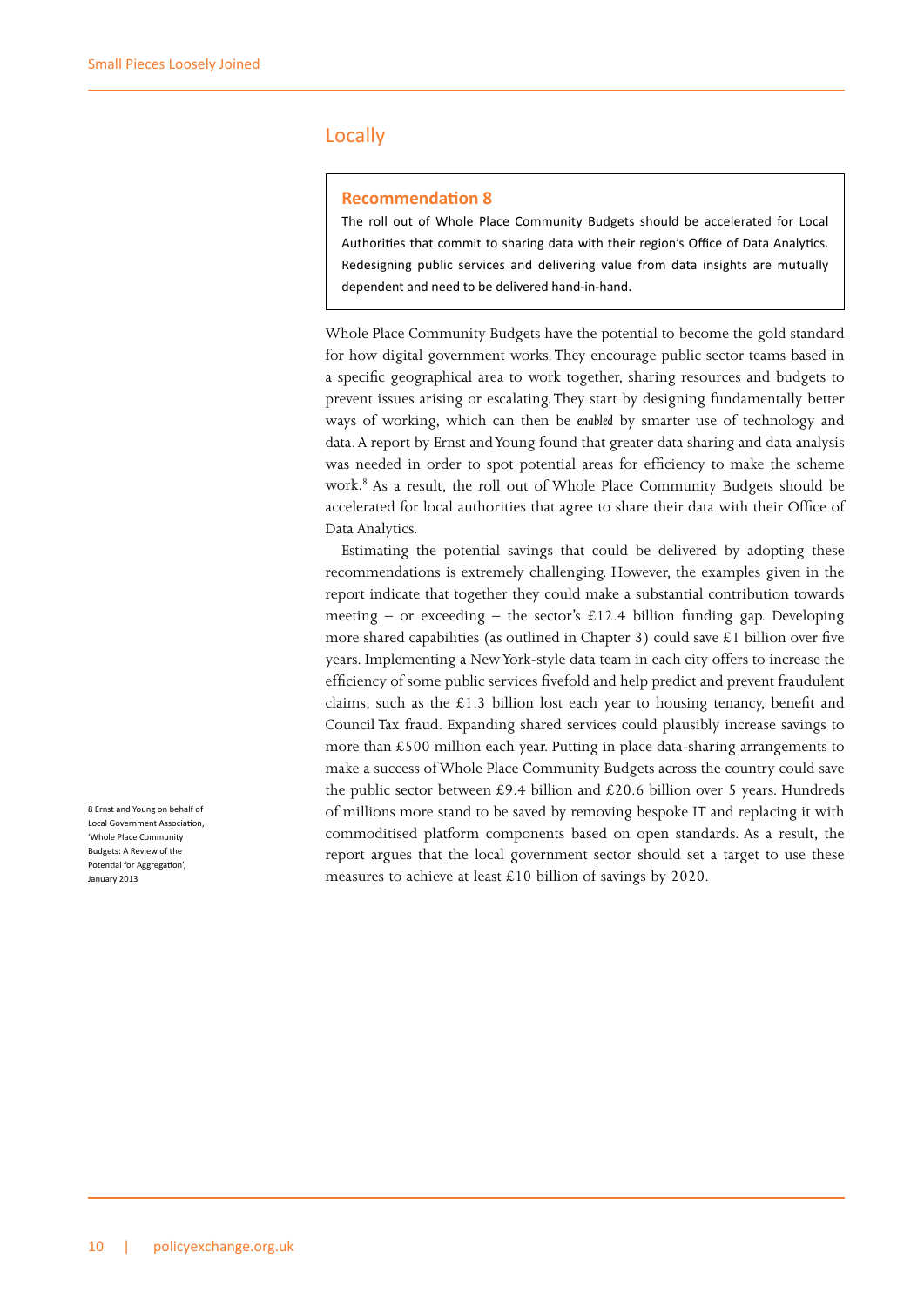## Locally

**Recommendation 8**

The roll out of Whole Place Community Budgets should be accelerated for Local Authorities that commit to sharing data with their region's Office of Data Analytics. Redesigning public services and delivering value from data insights are mutually dependent and need to be delivered hand-in-hand.

Whole Place Community Budgets have the potential to become the gold standard for how digital government works. They encourage public sector teams based in a specific geographical area to work together, sharing resources and budgets to prevent issues arising or escalating. They start by designing fundamentally better ways of working, which can then be *enabled* by smarter use of technology and data. A report by Ernst and Young found that greater data sharing and data analysis was needed in order to spot potential areas for efficiency to make the scheme work.[8] As a result, the roll out of Whole Place Community Budgets should be accelerated for local authorities that agree to share their data with their Office of Data Analytics.

Estimating the potential savings that could be delivered by adopting these recommendations is extremely challenging. However, the examples given in the report indicate that together they could make a substantial contribution towards meeting – or exceeding – the sector's £12.4 billion funding gap. Developing more shared capabilities (as outlined in Chapter 3) could save £1 billion over five years. Implementing a New York-style data team in each city offers to increase the efficiency of some public services fivefold and help predict and prevent fraudulent claims, such as the £1.3 billion lost each year to housing tenancy, benefit and Council Tax fraud. Expanding shared services could plausibly increase savings to more than £500 million each year. Putting in place data-sharing arrangements to make a success of Whole Place Community Budgets across the country could save the public sector between £9.4 billion and £20.6 billion over 5 years. Hundreds of millions more stand to be saved by removing bespoke IT and replacing it with commoditised platform components based on open standards. As a result, the report argues that the local government sector should set a target to use these measures to achieve at least £10 billion of savings by 2020.

8 Ernst and Young on behalf of Local Government Association, 'Whole Place Community Budgets: A Review of the Potential for Aggregation', January 2013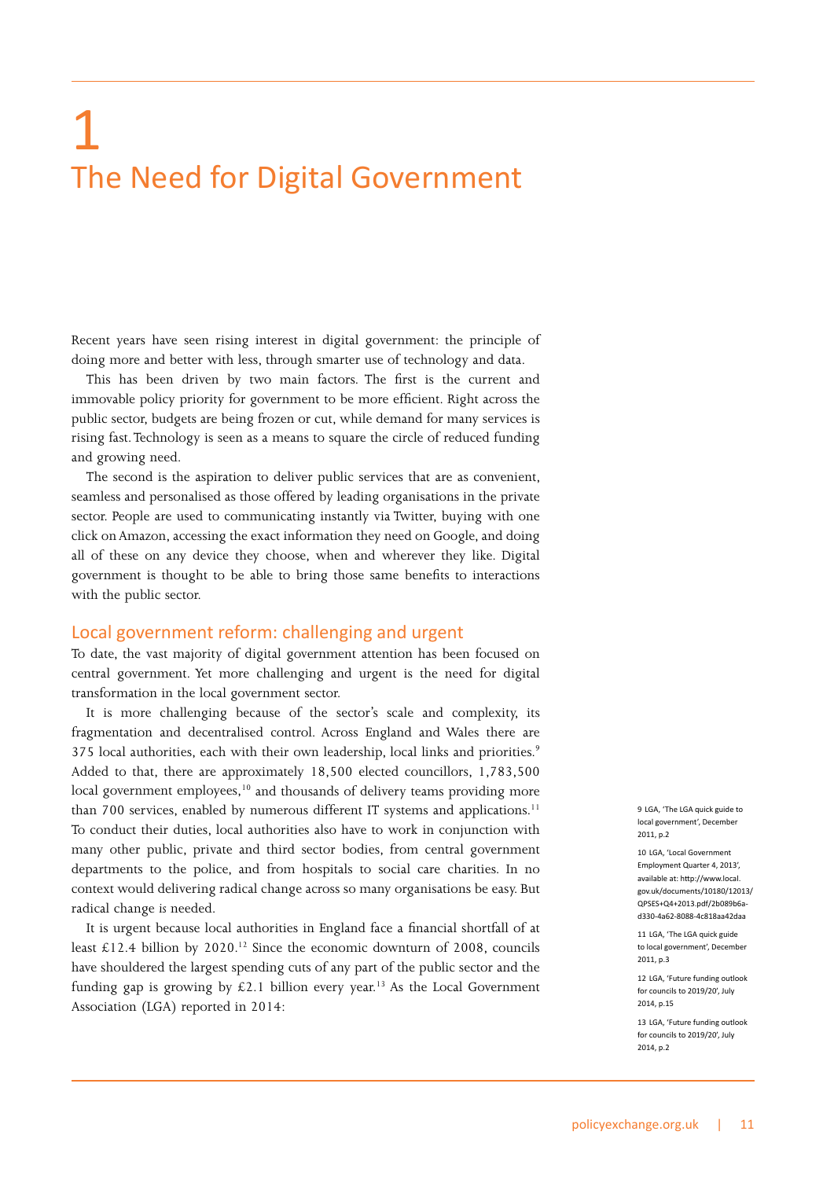# 1 The Need for Digital Government

Recent years have seen rising interest in digital government: the principle of doing more and better with less, through smarter use of technology and data.

This has been driven by two main factors. The first is the current and immovable policy priority for government to be more efficient. Right across the public sector, budgets are being frozen or cut, while demand for many services is rising fast. Technology is seen as a means to square the circle of reduced funding and growing need.

The second is the aspiration to deliver public services that are as convenient, seamless and personalised as those offered by leading organisations in the private sector. People are used to communicating instantly via Twitter, buying with one click on Amazon, accessing the exact information they need on Google, and doing all of these on any device they choose, when and wherever they like. Digital government is thought to be able to bring those same benefits to interactions with the public sector.

## Local government reform: challenging and urgent

To date, the vast majority of digital government attention has been focused on central government. Yet more challenging and urgent is the need for digital transformation in the local government sector.

It is more challenging because of the sector's scale and complexity, its fragmentation and decentralised control. Across England and Wales there are 375 local authorities, each with their own leadership, local links and priorities.[9] Added to that, there are approximately 18,500 elected councillors, 1,783,500 local government employees,[10] and thousands of delivery teams providing more than 700 services, enabled by numerous different IT systems and applications.[11] To conduct their duties, local authorities also have to work in conjunction with many other public, private and third sector bodies, from central government departments to the police, and from hospitals to social care charities. In no context would delivering radical change across so many organisations be easy. But radical change is needed.

It is urgent because local authorities in England face a financial shortfall of at least £12.4 billion by 2020.[12] Since the economic downturn of 2008, councils have shouldered the largest spending cuts of any part of the public sector and the funding gap is growing by £2.1 billion every year.[13] As the Local Government Association (LGA) reported in 2014:

9 LGA, 'The LGA quick guide to local government', December 2011, p.2

10 LGA, 'Local Government Employment Quarter 4, 2013', available at: http://www.local.gov.uk/documents/10180/12013/QPSES+Q4+2013.pdf/2b089b6a-d330-4a62-8088-4c818aa42daa

11 LGA, 'The LGA quick guide to local government', December 2011, p.3

12 LGA, 'Future funding outlook for councils to 2019/20', July 2014, p.15

13 LGA, 'Future funding outlook for councils to 2019/20', July 2014, p.2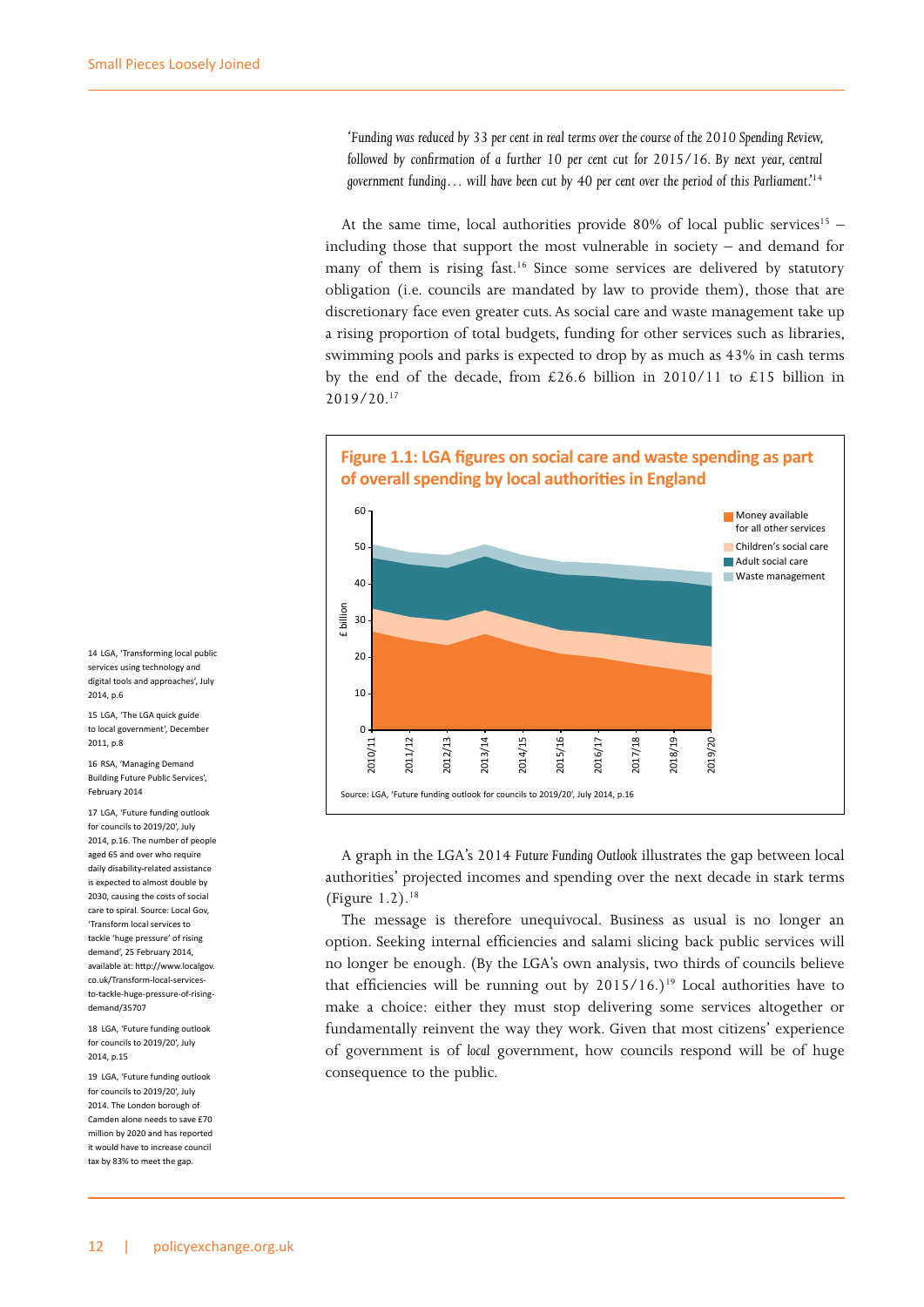*'Funding was reduced by 33 per cent in real terms over the course of the 2010 Spending Review, followed by confirmation of a further 10 per cent cut for 2015/16. By next year, central government funding… will have been cut by 40 per cent over the period of this Parliament.'*[14]

At the same time, local authorities provide 80% of local public services[15] – including those that support the most vulnerable in society – and demand for many of them is rising fast.[16] Since some services are delivered by statutory obligation (i.e. councils are mandated by law to provide them), those that are discretionary face even greater cuts. As social care and waste management take up a rising proportion of total budgets, funding for other services such as libraries, swimming pools and parks is expected to drop by as much as 43% in cash terms by the end of the decade, from £26.6 billion in 2010/11 to £15 billion in 2019/20.[17]

**Figure 1.1: LGA figures on social care and waste spending as part of overall spending by local authorities in England**

Source: LGA, 'Future funding outlook for councils to 2019/20', July 2014, p.16

A graph in the LGA's 2014 *Future Funding Outlook* illustrates the gap between local authorities' projected incomes and spending over the next decade in stark terms (Figure 1.2).[18]

The message is therefore unequivocal. Business as usual is no longer an option. Seeking internal efficiencies and salami slicing back public services will no longer be enough. (By the LGA's own analysis, two thirds of councils believe that efficiencies will be running out by 2015/16.)[19] Local authorities have to make a choice: either they must stop delivering some services altogether or fundamentally reinvent the way they work. Given that most citizens' experience of government is of *local* government, how councils respond will be of huge consequence to the public.

14 LGA, 'Transforming local public services using technology and digital tools and approaches', July 2014, p.6

15 LGA, 'The LGA quick guide to local government', December 2011, p.8

16 RSA, 'Managing Demand Building Future Public Services', February 2014

17 LGA, 'Future funding outlook for councils to 2019/20', July 2014, p.16. The number of people aged 65 and over who require daily disability-related assistance is expected to almost double by 2030, causing the costs of social care to spiral. Source: Local Gov, 'Transform local services to tackle 'huge pressure' of rising demand', 25 February 2014, available at: http://www.localgov.co.uk/Transform-local-services-to-tackle-huge-pressure-of-rising-demand/35707

18 LGA, 'Future funding outlook for councils to 2019/20', July 2014, p.15

19 LGA, 'Future funding outlook for councils to 2019/20', July 2014. The London borough of Camden alone needs to save £70 million by 2020 and has reported it would have to increase council tax by 83% to meet the gap.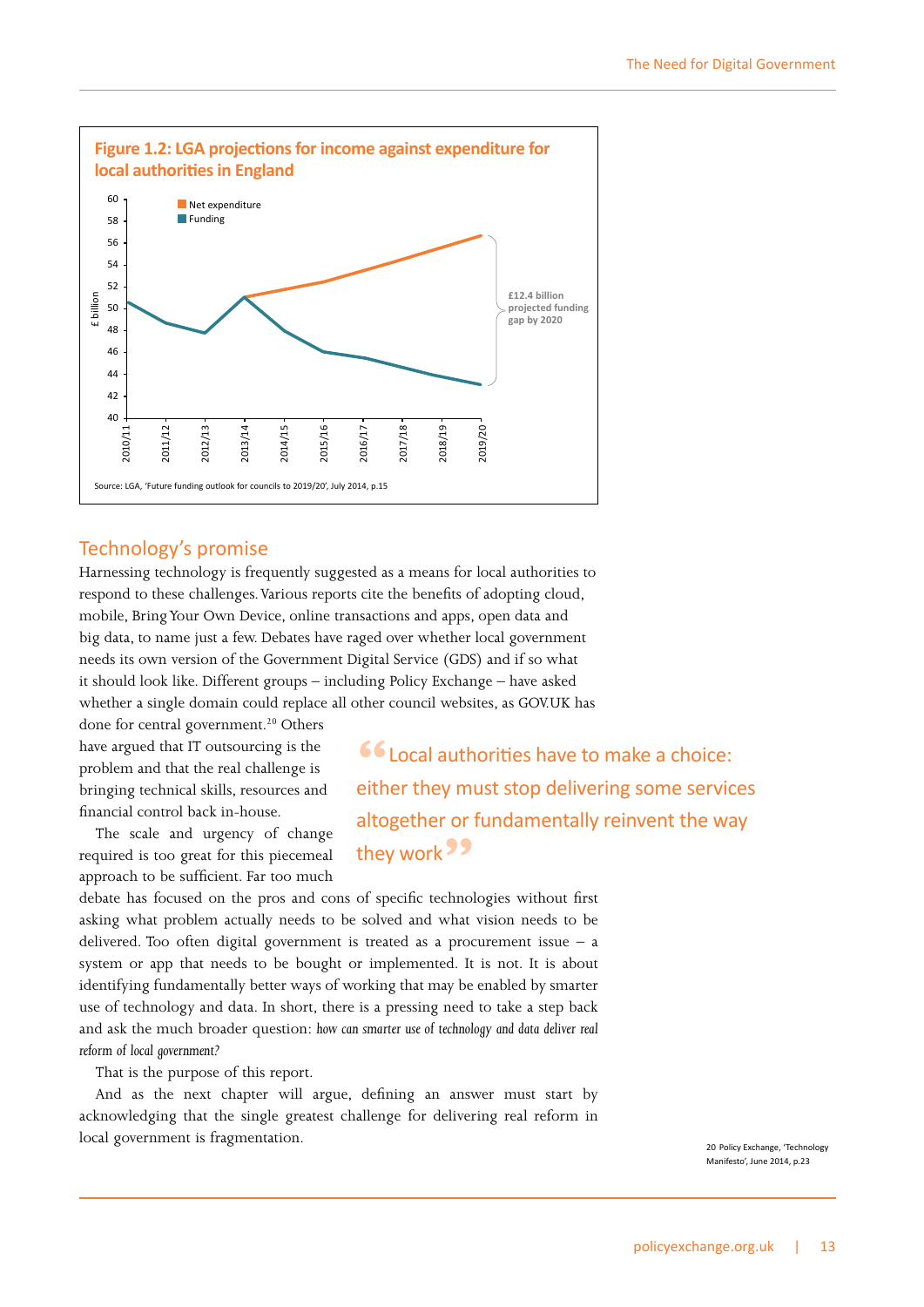**Figure 1.2: LGA projections for income against expenditure for local authorities in England**

Source: LGA, 'Future funding outlook for councils to 2019/20', July 2014, p.15

## Technology's promise

Harnessing technology is frequently suggested as a means for local authorities to respond to these challenges. Various reports cite the benefits of adopting cloud, mobile, Bring Your Own Device, online transactions and apps, open data and big data, to name just a few. Debates have raged over whether local government needs its own version of the Government Digital Service (GDS) and if so what it should look like. Different groups – including Policy Exchange – have asked whether a single domain could replace all other council websites, as GOV.UK has done for central government.[20] Others have argued that IT outsourcing is the problem and that the real challenge is bringing technical skills, resources and financial control back in-house.

> "Local authorities have to make a choice: either they must stop delivering some services altogether or fundamentally reinvent the way they work"

The scale and urgency of change required is too great for this piecemeal approach to be sufficient. Far too much debate has focused on the pros and cons of specific technologies without first asking what problem actually needs to be solved and what vision needs to be delivered. Too often digital government is treated as a procurement issue – a system or app that needs to be bought or implemented. It is not. It is about identifying fundamentally better ways of working that may be enabled by smarter use of technology and data. In short, there is a pressing need to take a step back and ask the much broader question: *how can smarter use of technology and data deliver real reform of local government?*

That is the purpose of this report.

And as the next chapter will argue, defining an answer must start by acknowledging that the single greatest challenge for delivering real reform in local government is fragmentation.

20 Policy Exchange, 'Technology Manifesto', June 2014, p.23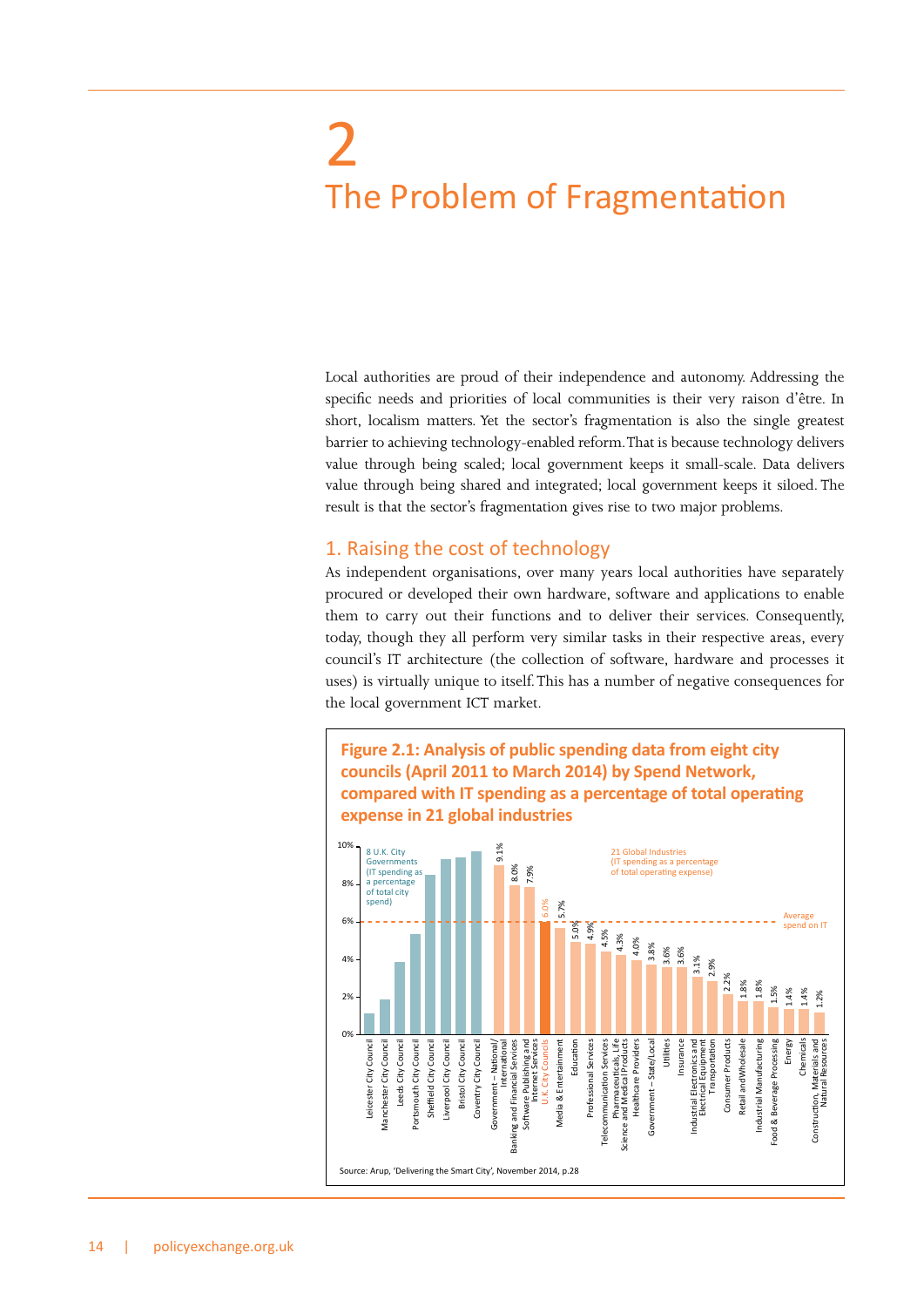# 2
# The Problem of Fragmentation

Local authorities are proud of their independence and autonomy. Addressing the specific needs and priorities of local communities is their very raison d'être. In short, localism matters. Yet the sector's fragmentation is also the single greatest barrier to achieving technology-enabled reform. That is because technology delivers value through being scaled; local government keeps it small-scale. Data delivers value through being shared and integrated; local government keeps it siloed. The result is that the sector's fragmentation gives rise to two major problems.

## 1. Raising the cost of technology

As independent organisations, over many years local authorities have separately procured or developed their own hardware, software and applications to enable them to carry out their functions and to deliver their services. Consequently, today, though they all perform very similar tasks in their respective areas, every council's IT architecture (the collection of software, hardware and processes it uses) is virtually unique to itself. This has a number of negative consequences for the local government ICT market.

**Figure 2.1: Analysis of public spending data from eight city councils (April 2011 to March 2014) by Spend Network, compared with IT spending as a percentage of total operating expense in 21 global industries**

8 U.K. City Governments (IT spending as a percentage of total city spend)

| Council |
|---|
| Leicester City Council |
| Manchester City Council |
| Leeds City Council |
| Portsmouth City Council |
| Sheffield City Council |
| Liverpool City Council |
| Bristol City Council |
| Coventry City Council |

21 Global Industries (IT spending as a percentage of total operating expense)

| Industry | IT spending |
|---|---|
| Government – National/International | 9.1% |
| Banking and Financial Services | 8.0% |
| Software Publishing and Internet Services | 7.9% |
| U.K. City Councils | 6.0% |
| Media & Entertainment | 5.7% |
| Education | 5.0% |
| Professional Services | 4.9% |
| Telecommunication Services | 4.5% |
| Pharmaceuticals, Life Science and Medical Products | 4.3% |
| Healthcare Providers | 4.0% |
| Government – State/Local | 3.8% |
| Utilities | 3.6% |
| Insurance | 3.6% |
| Industrial Electronics and Electrical Equipment | 3.1% |
| Transportation | 2.9% |
| Consumer Products | 2.2% |
| Retail and Wholesale | 1.8% |
| Industrial Manufacturing | 1.8% |
| Food & Beverage Processing | 1.5% |
| Energy | 1.4% |
| Chemicals | 1.4% |
| Construction, Materials and Natural Resources | 1.2% |

Average spend on IT: 6%

Source: Arup, 'Delivering the Smart City', November 2014, p.28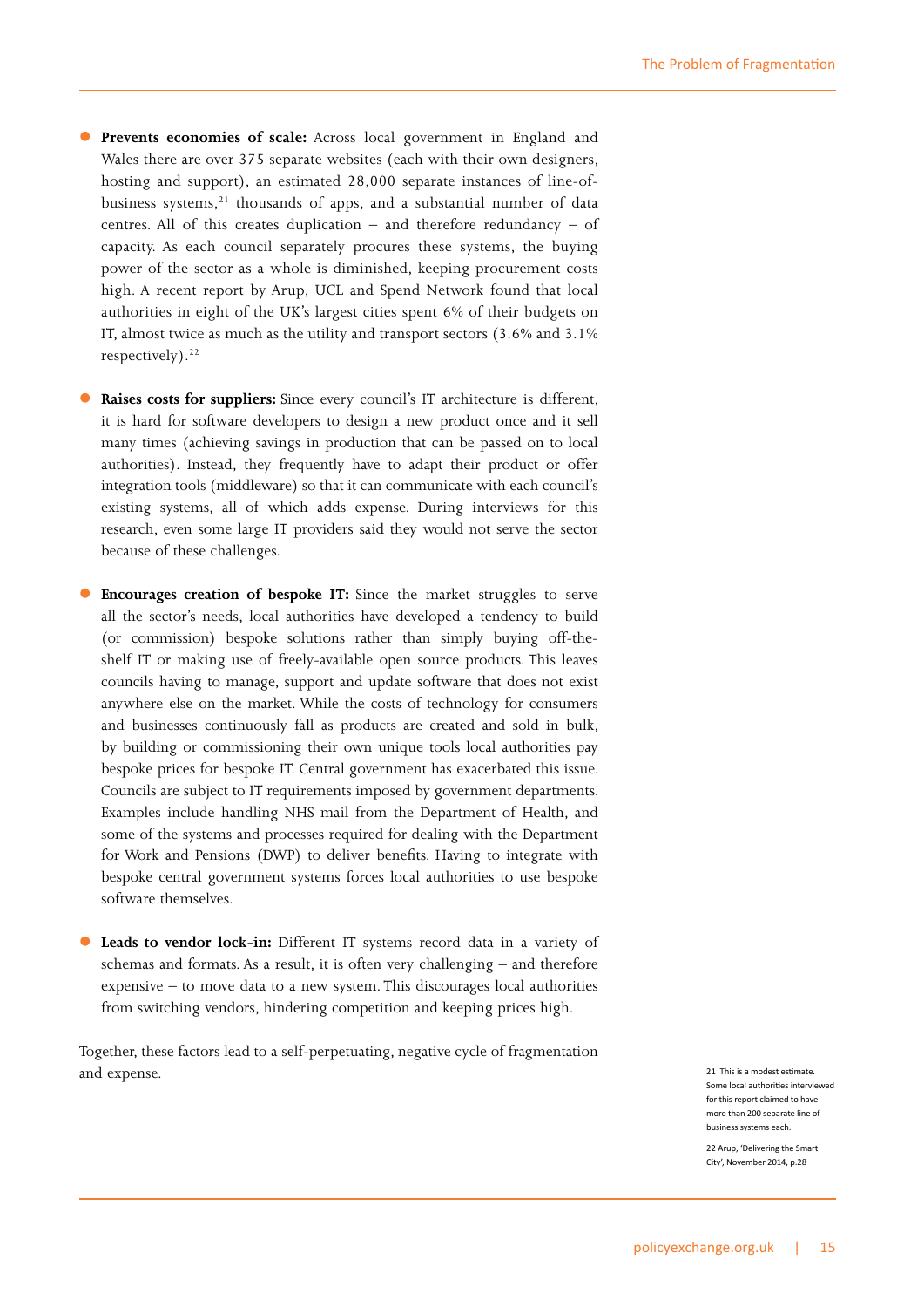- **Prevents economies of scale:** Across local government in England and Wales there are over 375 separate websites (each with their own designers, hosting and support), an estimated 28,000 separate instances of line-of-business systems,[21] thousands of apps, and a substantial number of data centres. All of this creates duplication – and therefore redundancy – of capacity. As each council separately procures these systems, the buying power of the sector as a whole is diminished, keeping procurement costs high. A recent report by Arup, UCL and Spend Network found that local authorities in eight of the UK's largest cities spent 6% of their budgets on IT, almost twice as much as the utility and transport sectors (3.6% and 3.1% respectively).[22]

- **Raises costs for suppliers:** Since every council's IT architecture is different, it is hard for software developers to design a new product once and it sell many times (achieving savings in production that can be passed on to local authorities). Instead, they frequently have to adapt their product or offer integration tools (middleware) so that it can communicate with each council's existing systems, all of which adds expense. During interviews for this research, even some large IT providers said they would not serve the sector because of these challenges.

- **Encourages creation of bespoke IT:** Since the market struggles to serve all the sector's needs, local authorities have developed a tendency to build (or commission) bespoke solutions rather than simply buying off-the-shelf IT or making use of freely-available open source products. This leaves councils having to manage, support and update software that does not exist anywhere else on the market. While the costs of technology for consumers and businesses continuously fall as products are created and sold in bulk, by building or commissioning their own unique tools local authorities pay bespoke prices for bespoke IT. Central government has exacerbated this issue. Councils are subject to IT requirements imposed by government departments. Examples include handling NHS mail from the Department of Health, and some of the systems and processes required for dealing with the Department for Work and Pensions (DWP) to deliver benefits. Having to integrate with bespoke central government systems forces local authorities to use bespoke software themselves.

- **Leads to vendor lock-in:** Different IT systems record data in a variety of schemas and formats. As a result, it is often very challenging – and therefore expensive – to move data to a new system. This discourages local authorities from switching vendors, hindering competition and keeping prices high.

Together, these factors lead to a self-perpetuating, negative cycle of fragmentation and expense.

21 This is a modest estimate. Some local authorities interviewed for this report claimed to have more than 200 separate line of business systems each.

22 Arup, 'Delivering the Smart City', November 2014, p.28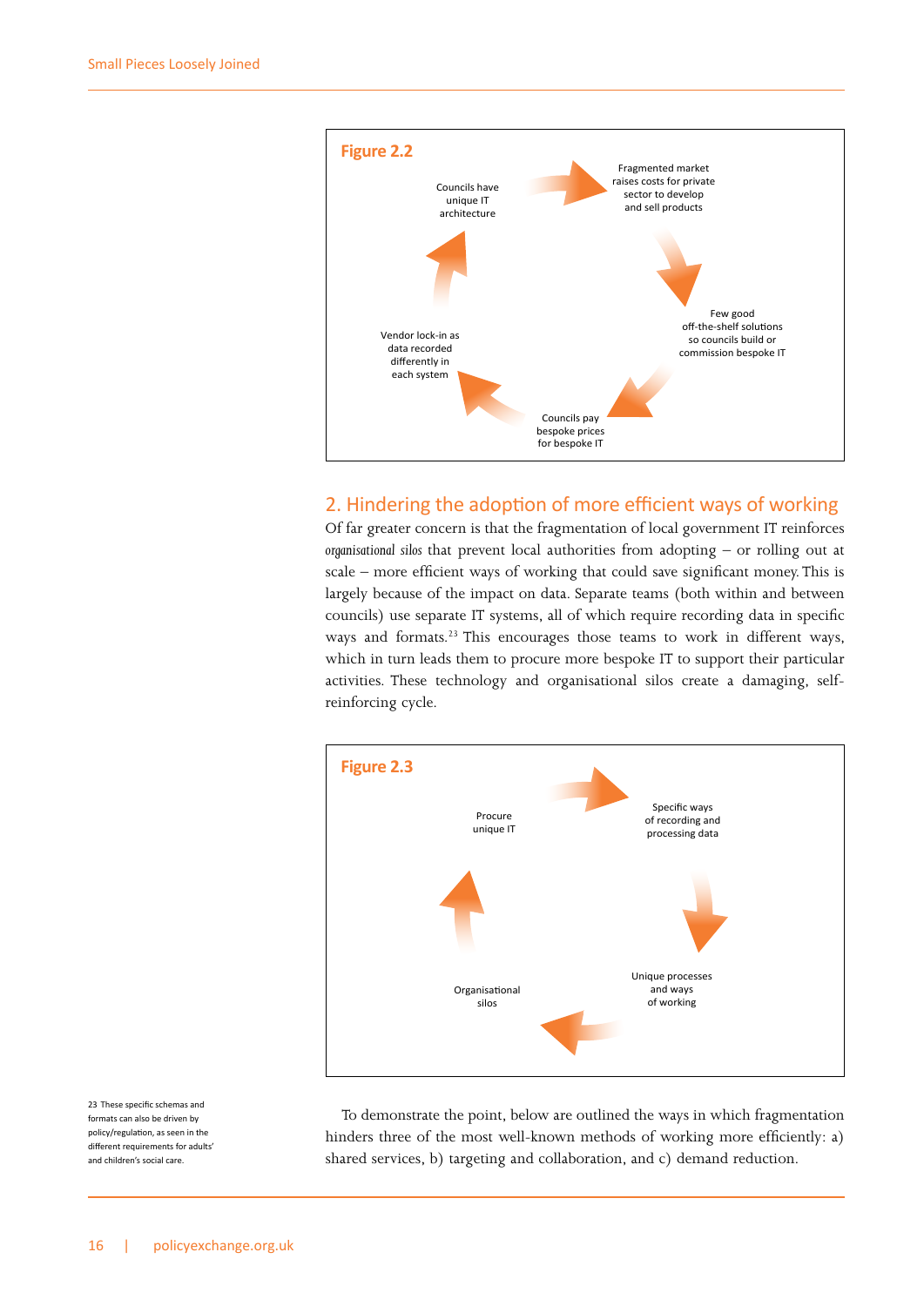**Figure 2.2**

Councils have unique IT architecture → Fragmented market raises costs for private sector to develop and sell products → Few good off-the-shelf solutions so councils build or commission bespoke IT → Councils pay bespoke prices for bespoke IT → Vendor lock-in as data recorded differently in each system → Councils have unique IT architecture

## 2. Hindering the adoption of more efficient ways of working

Of far greater concern is that the fragmentation of local government IT reinforces *organisational silos* that prevent local authorities from adopting – or rolling out at scale – more efficient ways of working that could save significant money. This is largely because of the impact on data. Separate teams (both within and between councils) use separate IT systems, all of which require recording data in specific ways and formats.[23] This encourages those teams to work in different ways, which in turn leads them to procure more bespoke IT to support their particular activities. These technology and organisational silos create a damaging, self-reinforcing cycle.

**Figure 2.3**

Procure unique IT → Specific ways of recording and processing data → Unique processes and ways of working → Organisational silos → Procure unique IT

To demonstrate the point, below are outlined the ways in which fragmentation hinders three of the most well-known methods of working more efficiently: a) shared services, b) targeting and collaboration, and c) demand reduction.

23 These specific schemas and formats can also be driven by policy/regulation, as seen in the different requirements for adults' and children's social care.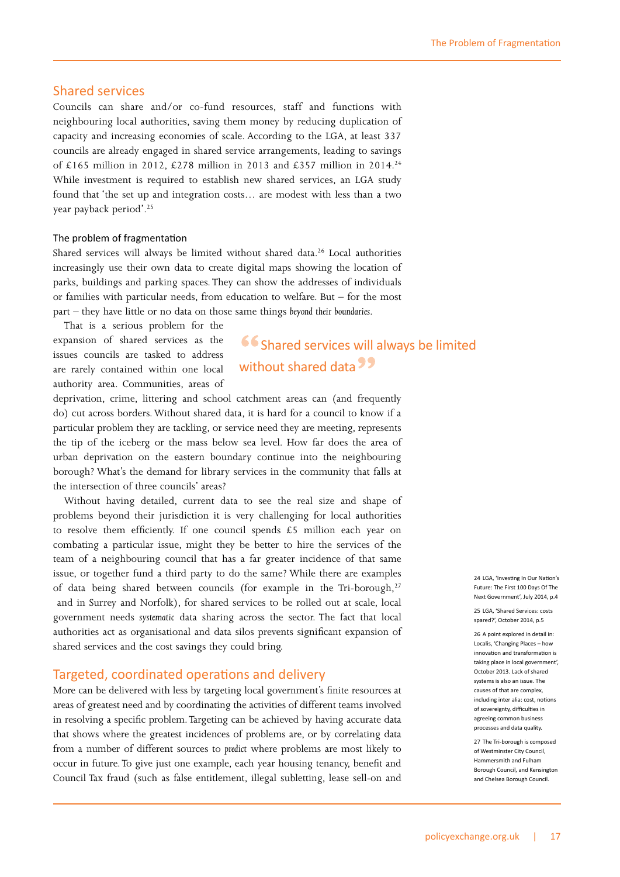## Shared services

Councils can share and/or co-fund resources, staff and functions with neighbouring local authorities, saving them money by reducing duplication of capacity and increasing economies of scale. According to the LGA, at least 337 councils are already engaged in shared service arrangements, leading to savings of £165 million in 2012, £278 million in 2013 and £357 million in 2014.[24] While investment is required to establish new shared services, an LGA study found that 'the set up and integration costs… are modest with less than a two year payback period'.[25]

### The problem of fragmentation

Shared services will always be limited without shared data.[26] Local authorities increasingly use their own data to create digital maps showing the location of parks, buildings and parking spaces. They can show the addresses of individuals or families with particular needs, from education to welfare. But – for the most part – they have little or no data on those same things *beyond their boundaries*.

That is a serious problem for the expansion of shared services as the issues councils are tasked to address are rarely contained within one local authority area. Communities, areas of deprivation, crime, littering and school catchment areas can (and frequently do) cut across borders. Without shared data, it is hard for a council to know if a particular problem they are tackling, or service need they are meeting, represents the tip of the iceberg or the mass below sea level. How far does the area of urban deprivation on the eastern boundary continue into the neighbouring borough? What's the demand for library services in the community that falls at the intersection of three councils' areas?

> "Shared services will always be limited without shared data"

Without having detailed, current data to see the real size and shape of problems beyond their jurisdiction it is very challenging for local authorities to resolve them efficiently. If one council spends £5 million each year on combating a particular issue, might they be better to hire the services of the team of a neighbouring council that has a far greater incidence of that same issue, or together fund a third party to do the same? While there are examples of data being shared between councils (for example in the Tri-borough,[27] and in Surrey and Norfolk), for shared services to be rolled out at scale, local government needs *systematic* data sharing across the sector. The fact that local authorities act as organisational and data silos prevents significant expansion of shared services and the cost savings they could bring.

## Targeted, coordinated operations and delivery

More can be delivered with less by targeting local government's finite resources at areas of greatest need and by coordinating the activities of different teams involved in resolving a specific problem. Targeting can be achieved by having accurate data that shows where the greatest incidences of problems are, or by correlating data from a number of different sources to *predict* where problems are most likely to occur in future. To give just one example, each year housing tenancy, benefit and Council Tax fraud (such as false entitlement, illegal subletting, lease sell-on and

24 LGA, 'Investing In Our Nation's Future: The First 100 Days Of The Next Government', July 2014, p.4

25 LGA, 'Shared Services: costs spared?', October 2014, p.5

26 A point explored in detail in: Localis, 'Changing Places – how innovation and transformation is taking place in local government', October 2013. Lack of shared systems is also an issue. The causes of that are complex, including inter alia: cost, notions of sovereignty, difficulties in agreeing common business processes and data quality.

27 The Tri-borough is composed of Westminster City Council, Hammersmith and Fulham Borough Council, and Kensington and Chelsea Borough Council.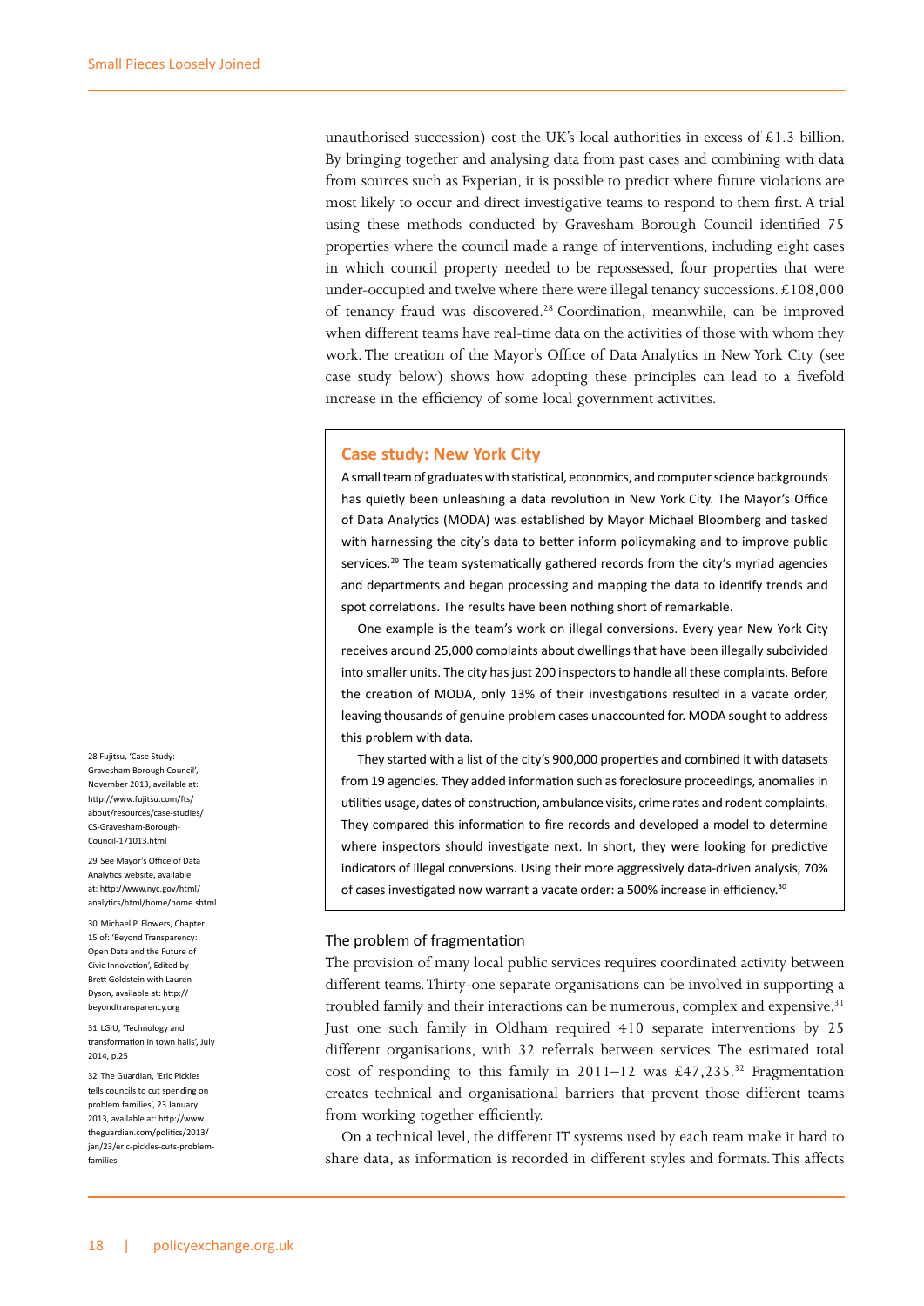unauthorised succession) cost the UK's local authorities in excess of £1.3 billion. By bringing together and analysing data from past cases and combining with data from sources such as Experian, it is possible to predict where future violations are most likely to occur and direct investigative teams to respond to them first. A trial using these methods conducted by Gravesham Borough Council identified 75 properties where the council made a range of interventions, including eight cases in which council property needed to be repossessed, four properties that were under-occupied and twelve where there were illegal tenancy successions. £108,000 of tenancy fraud was discovered.[28] Coordination, meanwhile, can be improved when different teams have real-time data on the activities of those with whom they work. The creation of the Mayor's Office of Data Analytics in New York City (see case study below) shows how adopting these principles can lead to a fivefold increase in the efficiency of some local government activities.

### Case study: New York City

A small team of graduates with statistical, economics, and computer science backgrounds has quietly been unleashing a data revolution in New York City. The Mayor's Office of Data Analytics (MODA) was established by Mayor Michael Bloomberg and tasked with harnessing the city's data to better inform policymaking and to improve public services.[29] The team systematically gathered records from the city's myriad agencies and departments and began processing and mapping the data to identify trends and spot correlations. The results have been nothing short of remarkable.

One example is the team's work on illegal conversions. Every year New York City receives around 25,000 complaints about dwellings that have been illegally subdivided into smaller units. The city has just 200 inspectors to handle all these complaints. Before the creation of MODA, only 13% of their investigations resulted in a vacate order, leaving thousands of genuine problem cases unaccounted for. MODA sought to address this problem with data.

They started with a list of the city's 900,000 properties and combined it with datasets from 19 agencies. They added information such as foreclosure proceedings, anomalies in utilities usage, dates of construction, ambulance visits, crime rates and rodent complaints. They compared this information to fire records and developed a model to determine where inspectors should investigate next. In short, they were looking for predictive indicators of illegal conversions. Using their more aggressively data-driven analysis, 70% of cases investigated now warrant a vacate order: a 500% increase in efficiency.[30]

### The problem of fragmentation

The provision of many local public services requires coordinated activity between different teams. Thirty-one separate organisations can be involved in supporting a troubled family and their interactions can be numerous, complex and expensive.[31] Just one such family in Oldham required 410 separate interventions by 25 different organisations, with 32 referrals between services. The estimated total cost of responding to this family in 2011–12 was £47,235.[32] Fragmentation creates technical and organisational barriers that prevent those different teams from working together efficiently.

On a technical level, the different IT systems used by each team make it hard to share data, as information is recorded in different styles and formats. This affects

---

28 Fujitsu, 'Case Study: Gravesham Borough Council', November 2013, available at: http://www.fujitsu.com/fts/about/resources/case-studies/CS-Gravesham-Borough-Council-171013.html

29 See Mayor's Office of Data Analytics website, available at: http://www.nyc.gov/html/analytics/html/home/home.shtml

30 Michael P. Flowers, Chapter 15 of: 'Beyond Transparency: Open Data and the Future of Civic Innovation', Edited by Brett Goldstein with Lauren Dyson, available at: http://beyondtransparency.org

31 LGiU, 'Technology and transformation in town halls', July 2014, p.25

32 The Guardian, 'Eric Pickles tells councils to cut spending on problem families', 23 January 2013, available at: http://www.theguardian.com/politics/2013/jan/23/eric-pickles-cuts-problem-families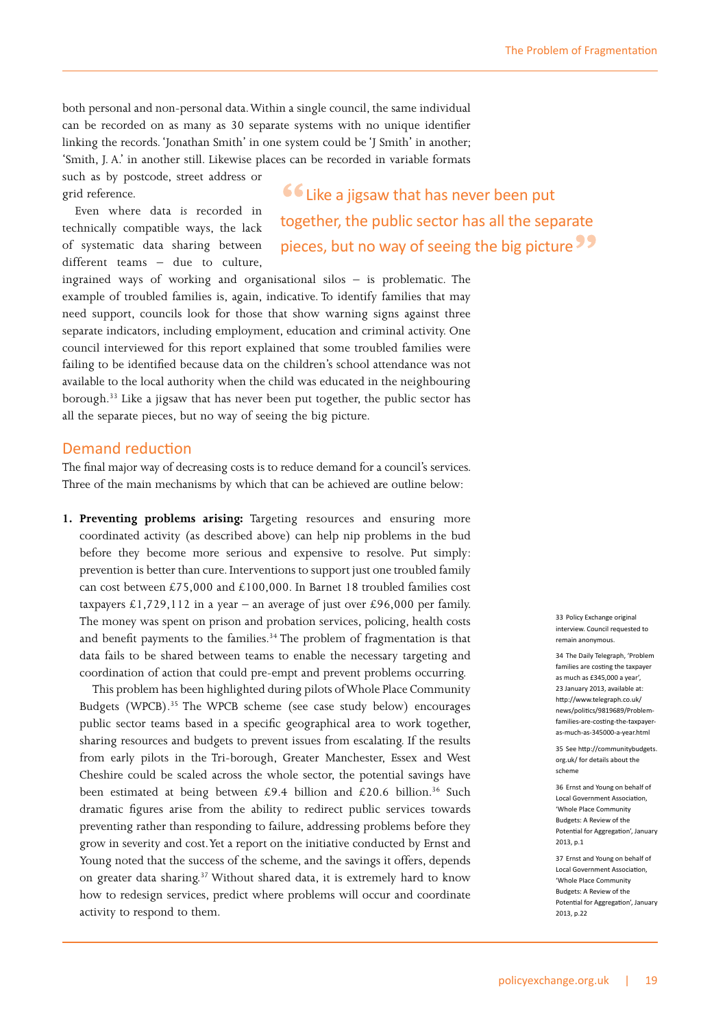both personal and non-personal data. Within a single council, the same individual can be recorded on as many as 30 separate systems with no unique identifier linking the records. 'Jonathan Smith' in one system could be 'J Smith' in another; 'Smith, J. A.' in another still. Likewise places can be recorded in variable formats such as by postcode, street address or grid reference.

Even where data *is* recorded in technically compatible ways, the lack of systematic data sharing between different teams – due to culture, ingrained ways of working and organisational silos – is problematic. The example of troubled families is, again, indicative. To identify families that may need support, councils look for those that show warning signs against three separate indicators, including employment, education and criminal activity. One council interviewed for this report explained that some troubled families were failing to be identified because data on the children's school attendance was not available to the local authority when the child was educated in the neighbouring borough.[33] Like a jigsaw that has never been put together, the public sector has all the separate pieces, but no way of seeing the big picture.

> "Like a jigsaw that has never been put together, the public sector has all the separate pieces, but no way of seeing the big picture"

## Demand reduction

The final major way of decreasing costs is to reduce demand for a council's services. Three of the main mechanisms by which that can be achieved are outline below:

1. **Preventing problems arising:** Targeting resources and ensuring more coordinated activity (as described above) can help nip problems in the bud before they become more serious and expensive to resolve. Put simply: prevention is better than cure. Interventions to support just one troubled family can cost between £75,000 and £100,000. In Barnet 18 troubled families cost taxpayers £1,729,112 in a year – an average of just over £96,000 per family. The money was spent on prison and probation services, policing, health costs and benefit payments to the families.[34] The problem of fragmentation is that data fails to be shared between teams to enable the necessary targeting and coordination of action that could pre-empt and prevent problems occurring.

   This problem has been highlighted during pilots of Whole Place Community Budgets (WPCB).[35] The WPCB scheme (see case study below) encourages public sector teams based in a specific geographical area to work together, sharing resources and budgets to prevent issues from escalating. If the results from early pilots in the Tri-borough, Greater Manchester, Essex and West Cheshire could be scaled across the whole sector, the potential savings have been estimated at being between £9.4 billion and £20.6 billion.[36] Such dramatic figures arise from the ability to redirect public services towards preventing rather than responding to failure, addressing problems before they grow in severity and cost. Yet a report on the initiative conducted by Ernst and Young noted that the success of the scheme, and the savings it offers, depends on greater data sharing.[37] Without shared data, it is extremely hard to know how to redesign services, predict where problems will occur and coordinate activity to respond to them.

33 Policy Exchange original interview. Council requested to remain anonymous.

34 The Daily Telegraph, 'Problem families are costing the taxpayer as much as £345,000 a year', 23 January 2013, available at: http://www.telegraph.co.uk/news/politics/9819689/Problem-families-are-costing-the-taxpayer-as-much-as-345000-a-year.html

35 See http://communitybudgets.org.uk/ for details about the scheme

36 Ernst and Young on behalf of Local Government Association, 'Whole Place Community Budgets: A Review of the Potential for Aggregation', January 2013, p.1

37 Ernst and Young on behalf of Local Government Association, 'Whole Place Community Budgets: A Review of the Potential for Aggregation', January 2013, p.22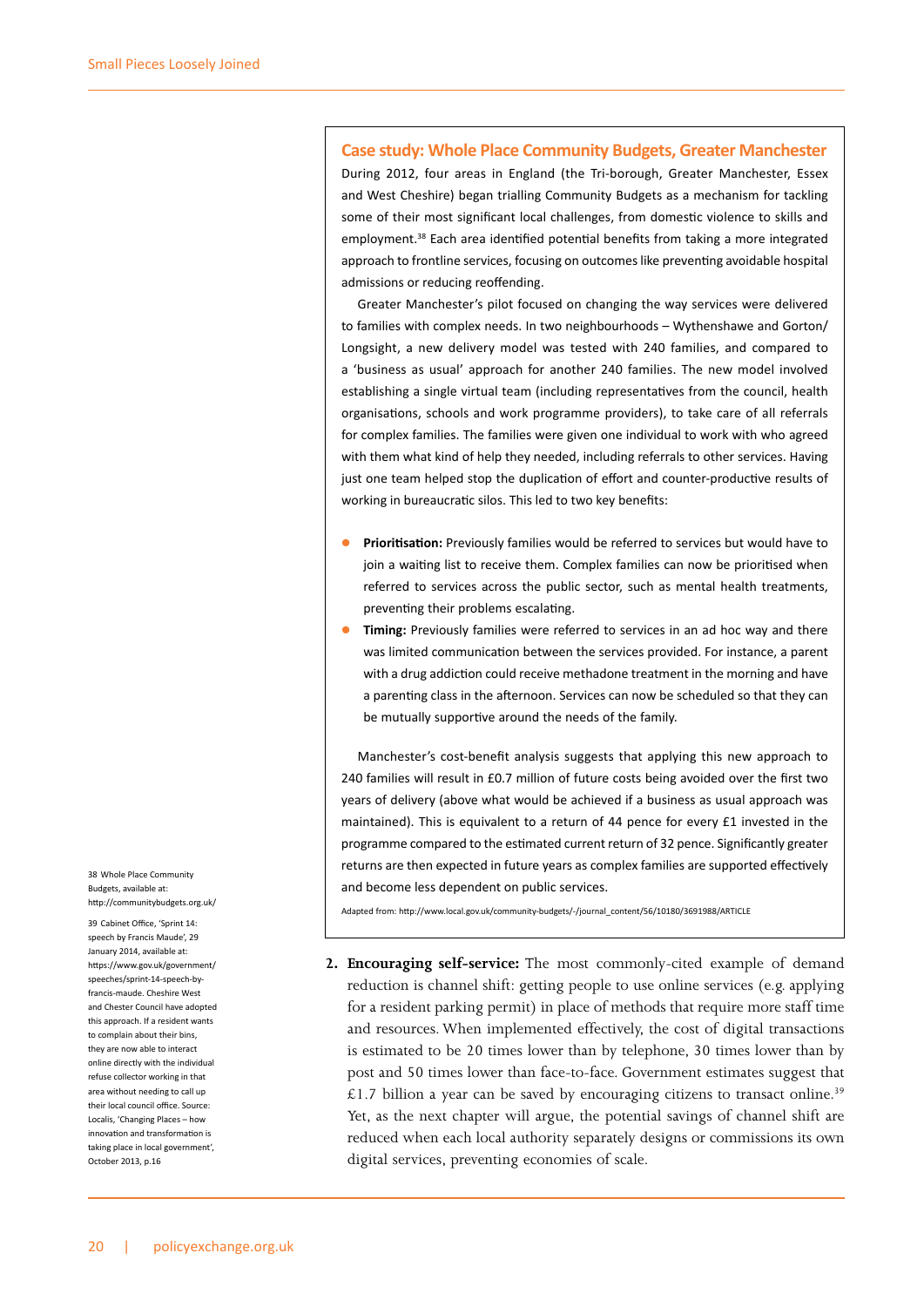### Case study: Whole Place Community Budgets, Greater Manchester

During 2012, four areas in England (the Tri-borough, Greater Manchester, Essex and West Cheshire) began trialling Community Budgets as a mechanism for tackling some of their most significant local challenges, from domestic violence to skills and employment.[38] Each area identified potential benefits from taking a more integrated approach to frontline services, focusing on outcomes like preventing avoidable hospital admissions or reducing reoffending.

Greater Manchester's pilot focused on changing the way services were delivered to families with complex needs. In two neighbourhoods – Wythenshawe and Gorton/Longsight, a new delivery model was tested with 240 families, and compared to a 'business as usual' approach for another 240 families. The new model involved establishing a single virtual team (including representatives from the council, health organisations, schools and work programme providers), to take care of all referrals for complex families. The families were given one individual to work with who agreed with them what kind of help they needed, including referrals to other services. Having just one team helped stop the duplication of effort and counter-productive results of working in bureaucratic silos. This led to two key benefits:

- **Prioritisation:** Previously families would be referred to services but would have to join a waiting list to receive them. Complex families can now be prioritised when referred to services across the public sector, such as mental health treatments, preventing their problems escalating.
- **Timing:** Previously families were referred to services in an ad hoc way and there was limited communication between the services provided. For instance, a parent with a drug addiction could receive methadone treatment in the morning and have a parenting class in the afternoon. Services can now be scheduled so that they can be mutually supportive around the needs of the family.

Manchester's cost-benefit analysis suggests that applying this new approach to 240 families will result in £0.7 million of future costs being avoided over the first two years of delivery (above what would be achieved if a business as usual approach was maintained). This is equivalent to a return of 44 pence for every £1 invested in the programme compared to the estimated current return of 32 pence. Significantly greater returns are then expected in future years as complex families are supported effectively and become less dependent on public services.

Adapted from: http://www.local.gov.uk/community-budgets/-/journal_content/56/10180/3691988/ARTICLE

2. **Encouraging self-service:** The most commonly-cited example of demand reduction is channel shift: getting people to use online services (e.g. applying for a resident parking permit) in place of methods that require more staff time and resources. When implemented effectively, the cost of digital transactions is estimated to be 20 times lower than by telephone, 30 times lower than by post and 50 times lower than face-to-face. Government estimates suggest that £1.7 billion a year can be saved by encouraging citizens to transact online.[39] Yet, as the next chapter will argue, the potential savings of channel shift are reduced when each local authority separately designs or commissions its own digital services, preventing economies of scale.

---

38 Whole Place Community Budgets, available at: http://communitybudgets.org.uk/

39 Cabinet Office, 'Sprint 14: speech by Francis Maude', 29 January 2014, available at: https://www.gov.uk/government/speeches/sprint-14-speech-by-francis-maude. Cheshire West and Chester Council have adopted this approach. If a resident wants to complain about their bins, they are now able to interact online directly with the individual refuse collector working in that area without needing to call up their local council office. Source: Localis, 'Changing Places – how innovation and transformation is taking place in local government', October 2013, p.16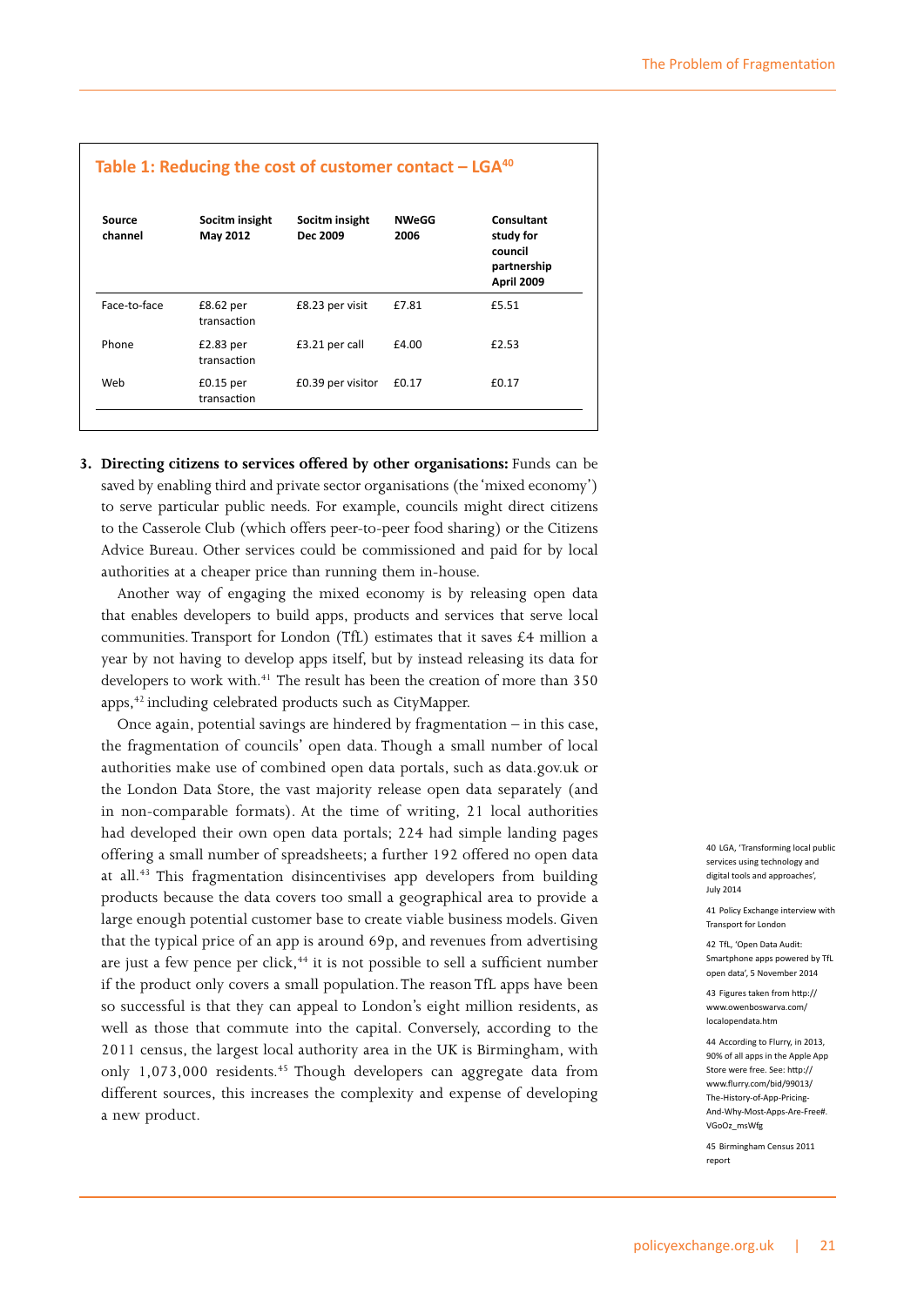**Table 1: Reducing the cost of customer contact – LGA[40]**

| Source channel | Socitm insight May 2012 | Socitm insight Dec 2009 | NWeGG 2006 | Consultant study for council partnership April 2009 |
|---|---|---|---|---|
| Face-to-face | £8.62 per transaction | £8.23 per visit | £7.81 | £5.51 |
| Phone | £2.83 per transaction | £3.21 per call | £4.00 | £2.53 |
| Web | £0.15 per transaction | £0.39 per visitor | £0.17 | £0.17 |

3. **Directing citizens to services offered by other organisations:** Funds can be saved by enabling third and private sector organisations (the 'mixed economy') to serve particular public needs. For example, councils might direct citizens to the Casserole Club (which offers peer-to-peer food sharing) or the Citizens Advice Bureau. Other services could be commissioned and paid for by local authorities at a cheaper price than running them in-house.

Another way of engaging the mixed economy is by releasing open data that enables developers to build apps, products and services that serve local communities. Transport for London (TfL) estimates that it saves £4 million a year by not having to develop apps itself, but by instead releasing its data for developers to work with.[41] The result has been the creation of more than 350 apps,[42] including celebrated products such as CityMapper.

Once again, potential savings are hindered by fragmentation – in this case, the fragmentation of councils' open data. Though a small number of local authorities make use of combined open data portals, such as data.gov.uk or the London Data Store, the vast majority release open data separately (and in non-comparable formats). At the time of writing, 21 local authorities had developed their own open data portals; 224 had simple landing pages offering a small number of spreadsheets; a further 192 offered no open data at all.[43] This fragmentation disincentivises app developers from building products because the data covers too small a geographical area to provide a large enough potential customer base to create viable business models. Given that the typical price of an app is around 69p, and revenues from advertising are just a few pence per click,[44] it is not possible to sell a sufficient number if the product only covers a small population. The reason TfL apps have been so successful is that they can appeal to London's eight million residents, as well as those that commute into the capital. Conversely, according to the 2011 census, the largest local authority area in the UK is Birmingham, with only 1,073,000 residents.[45] Though developers can aggregate data from different sources, this increases the complexity and expense of developing a new product.

40 LGA, 'Transforming local public services using technology and digital tools and approaches', July 2014

41 Policy Exchange interview with Transport for London

42 TfL, 'Open Data Audit: Smartphone apps powered by TfL open data', 5 November 2014

43 Figures taken from http://www.owenboswarva.com/localopendata.htm

44 According to Flurry, in 2013, 90% of all apps in the Apple App Store were free. See: http://www.flurry.com/bid/99013/The-History-of-App-Pricing-And-Why-Most-Apps-Are-Free#.VGoOz_msWfg

45 Birmingham Census 2011 report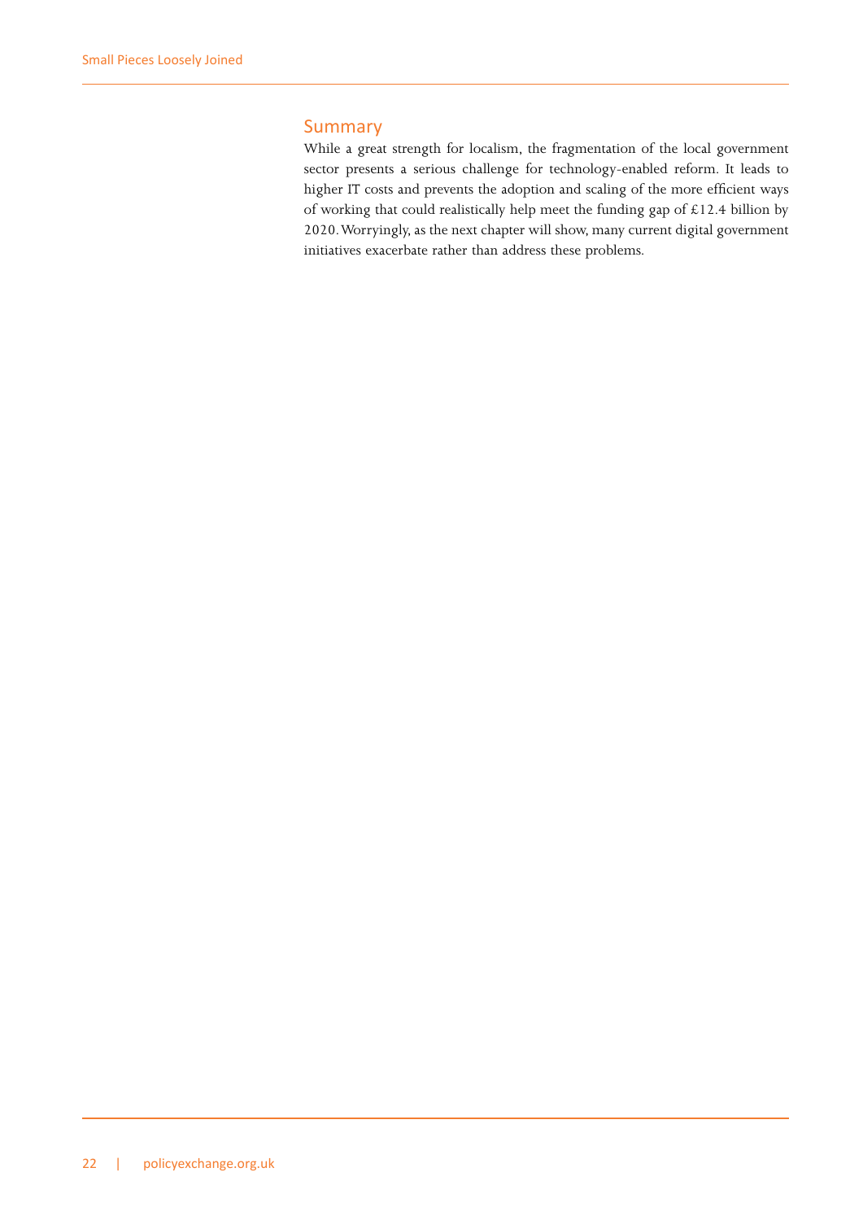## Summary

While a great strength for localism, the fragmentation of the local government sector presents a serious challenge for technology-enabled reform. It leads to higher IT costs and prevents the adoption and scaling of the more efficient ways of working that could realistically help meet the funding gap of £12.4 billion by 2020. Worryingly, as the next chapter will show, many current digital government initiatives exacerbate rather than address these problems.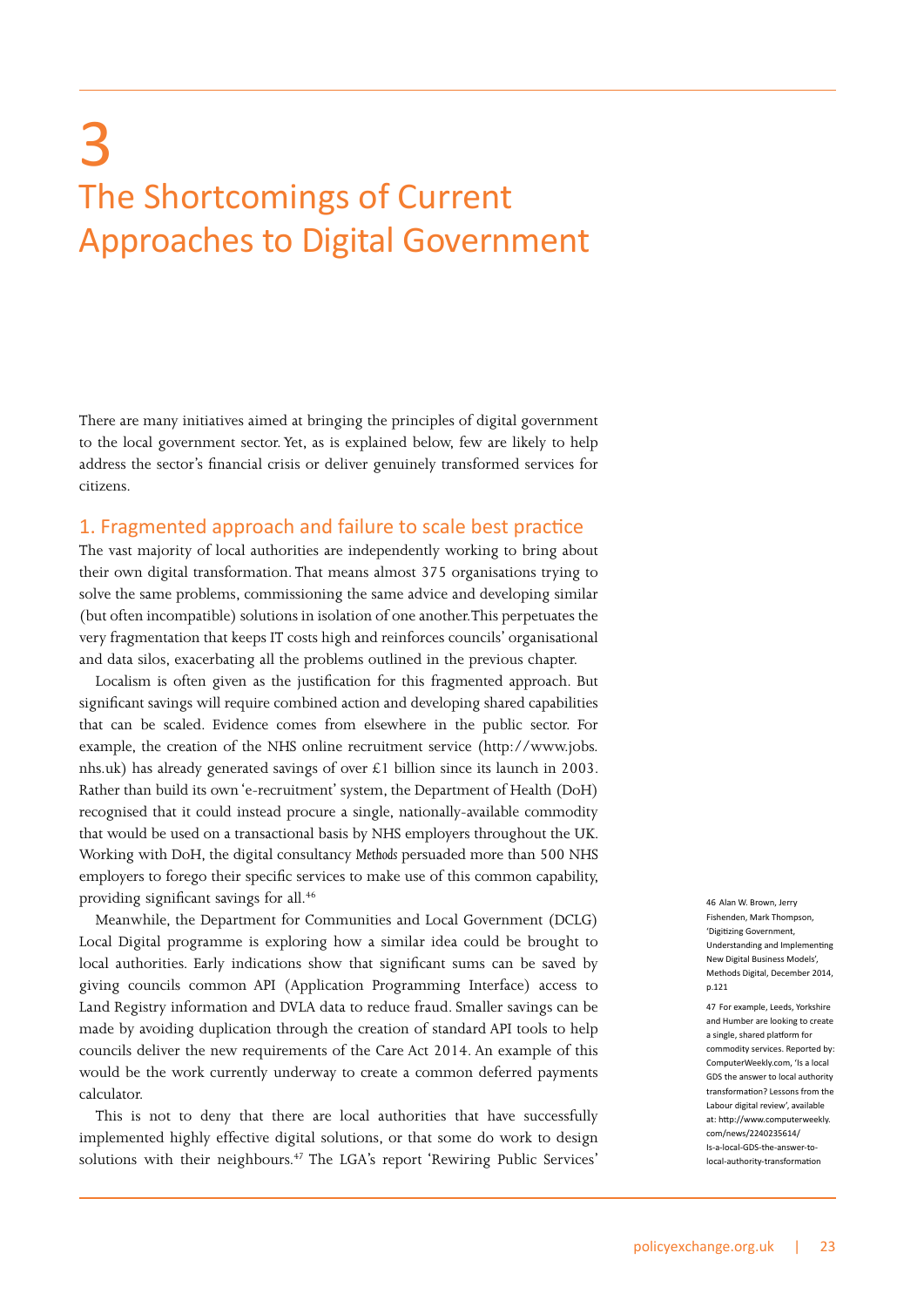# 3

# The Shortcomings of Current Approaches to Digital Government

There are many initiatives aimed at bringing the principles of digital government to the local government sector. Yet, as is explained below, few are likely to help address the sector's financial crisis or deliver genuinely transformed services for citizens.

## 1. Fragmented approach and failure to scale best practice

The vast majority of local authorities are independently working to bring about their own digital transformation. That means almost 375 organisations trying to solve the same problems, commissioning the same advice and developing similar (but often incompatible) solutions in isolation of one another. This perpetuates the very fragmentation that keeps IT costs high and reinforces councils' organisational and data silos, exacerbating all the problems outlined in the previous chapter.

Localism is often given as the justification for this fragmented approach. But significant savings will require combined action and developing shared capabilities that can be scaled. Evidence comes from elsewhere in the public sector. For example, the creation of the NHS online recruitment service (http://www.jobs.nhs.uk) has already generated savings of over £1 billion since its launch in 2003. Rather than build its own 'e-recruitment' system, the Department of Health (DoH) recognised that it could instead procure a single, nationally-available commodity that would be used on a transactional basis by NHS employers throughout the UK. Working with DoH, the digital consultancy *Methods* persuaded more than 500 NHS employers to forego their specific services to make use of this common capability, providing significant savings for all.[46]

Meanwhile, the Department for Communities and Local Government (DCLG) Local Digital programme is exploring how a similar idea could be brought to local authorities. Early indications show that significant sums can be saved by giving councils common API (Application Programming Interface) access to Land Registry information and DVLA data to reduce fraud. Smaller savings can be made by avoiding duplication through the creation of standard API tools to help councils deliver the new requirements of the Care Act 2014. An example of this would be the work currently underway to create a common deferred payments calculator.

This is not to deny that there are local authorities that have successfully implemented highly effective digital solutions, or that some do work to design solutions with their neighbours.[47] The LGA's report 'Rewiring Public Services'

46 Alan W. Brown, Jerry Fishenden, Mark Thompson, 'Digitizing Government, Understanding and Implementing New Digital Business Models', Methods Digital, December 2014, p.121

47 For example, Leeds, Yorkshire and Humber are looking to create a single, shared platform for commodity services. Reported by: ComputerWeekly.com, 'Is a local GDS the answer to local authority transformation? Lessons from the Labour digital review', available at: http://www.computerweekly.com/news/2240235614/Is-a-local-GDS-the-answer-to-local-authority-transformation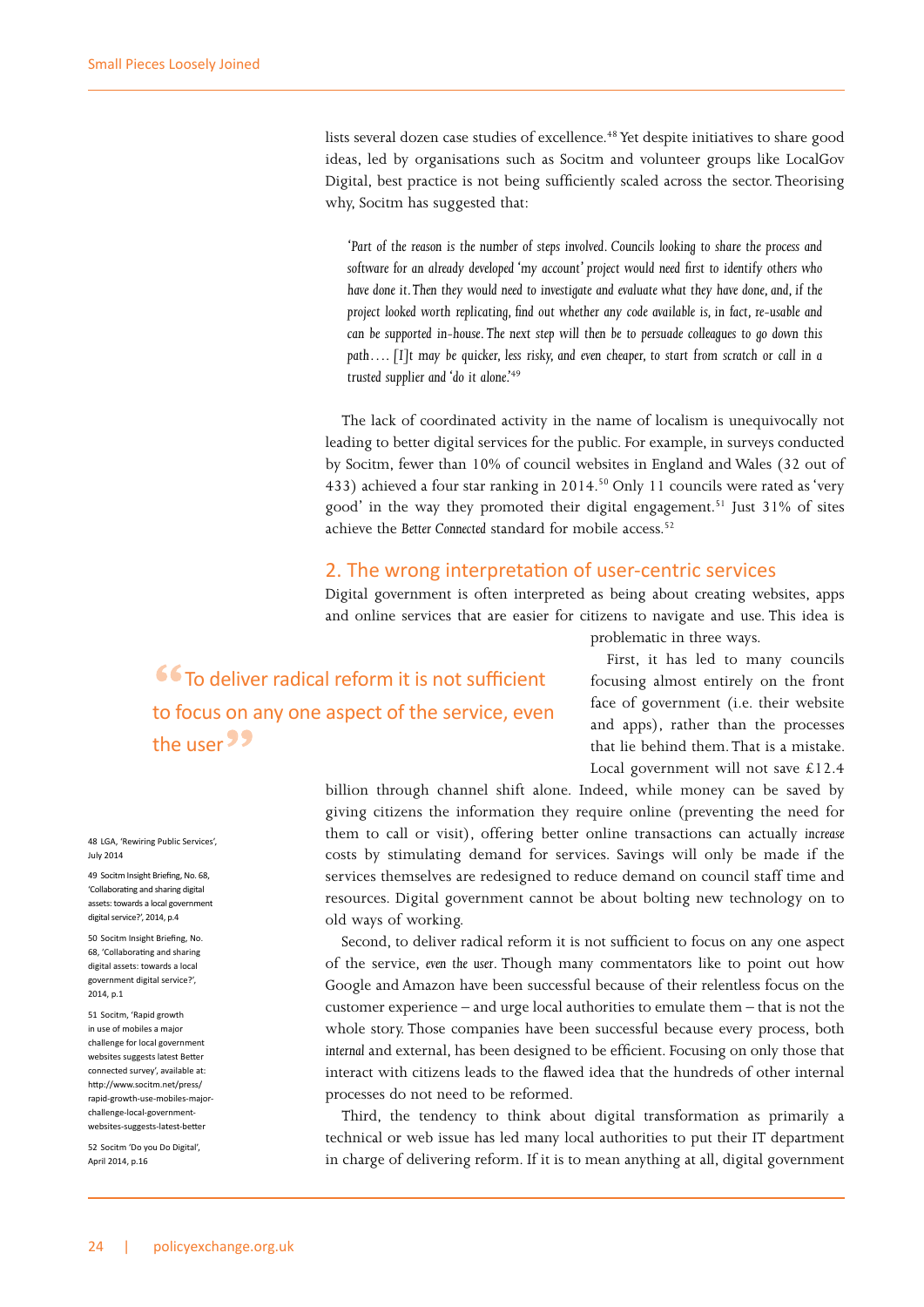lists several dozen case studies of excellence.[48] Yet despite initiatives to share good ideas, led by organisations such as Socitm and volunteer groups like LocalGov Digital, best practice is not being sufficiently scaled across the sector. Theorising why, Socitm has suggested that:

> *'Part of the reason is the number of steps involved. Councils looking to share the process and software for an already developed 'my account' project would need first to identify others who have done it. Then they would need to investigate and evaluate what they have done, and, if the project looked worth replicating, find out whether any code available is, in fact, re-usable and can be supported in-house. The next step will then be to persuade colleagues to go down this path…. [I]t may be quicker, less risky, and even cheaper, to start from scratch or call in a trusted supplier and 'do it alone.'*[49]

The lack of coordinated activity in the name of localism is unequivocally not leading to better digital services for the public. For example, in surveys conducted by Socitm, fewer than 10% of council websites in England and Wales (32 out of 433) achieved a four star ranking in 2014.[50] Only 11 councils were rated as 'very good' in the way they promoted their digital engagement.[51] Just 31% of sites achieve the *Better Connected* standard for mobile access.[52]

## 2. The wrong interpretation of user-centric services

Digital government is often interpreted as being about creating websites, apps and online services that are easier for citizens to navigate and use. This idea is problematic in three ways.

> "To deliver radical reform it is not sufficient to focus on any one aspect of the service, even the user"

First, it has led to many councils focusing almost entirely on the front face of government (i.e. their website and apps), rather than the processes that lie behind them. That is a mistake. Local government will not save £12.4 billion through channel shift alone. Indeed, while money can be saved by giving citizens the information they require online (preventing the need for them to call or visit), offering better online transactions can actually *increase* costs by stimulating demand for services. Savings will only be made if the services themselves are redesigned to reduce demand on council staff time and resources. Digital government cannot be about bolting new technology on to old ways of working.

Second, to deliver radical reform it is not sufficient to focus on any one aspect of the service, *even the user*. Though many commentators like to point out how Google and Amazon have been successful because of their relentless focus on the customer experience – and urge local authorities to emulate them – that is not the whole story. Those companies have been successful because every process, both *internal* and external, has been designed to be efficient. Focusing on only those that interact with citizens leads to the flawed idea that the hundreds of other internal processes do not need to be reformed.

Third, the tendency to think about digital transformation as primarily a technical or web issue has led many local authorities to put their IT department in charge of delivering reform. If it is to mean anything at all, digital government

---

48 LGA, 'Rewiring Public Services', July 2014

49 Socitm Insight Briefing, No. 68, 'Collaborating and sharing digital assets: towards a local government digital service?', 2014, p.4

50 Socitm Insight Briefing, No. 68, 'Collaborating and sharing digital assets: towards a local government digital service?', 2014, p.1

51 Socitm, 'Rapid growth in use of mobiles a major challenge for local government websites suggests latest Better connected survey', available at: http://www.socitm.net/press/rapid-growth-use-mobiles-major-challenge-local-government-websites-suggests-latest-better

52 Socitm 'Do you Do Digital', April 2014, p.16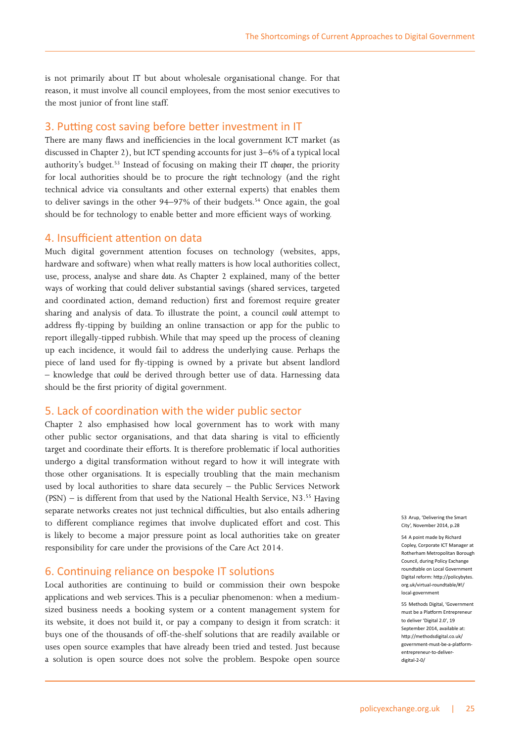is not primarily about IT but about wholesale organisational change. For that reason, it must involve all council employees, from the most senior executives to the most junior of front line staff.

## 3. Putting cost saving before better investment in IT

There are many flaws and inefficiencies in the local government ICT market (as discussed in Chapter 2), but ICT spending accounts for just 3–6% of a typical local authority's budget.[53] Instead of focusing on making their IT *cheaper*, the priority for local authorities should be to procure the *right* technology (and the right technical advice via consultants and other external experts) that enables them to deliver savings in the other 94–97% of their budgets.[54] Once again, the goal should be for technology to enable better and more efficient ways of working.

## 4. Insufficient attention on data

Much digital government attention focuses on technology (websites, apps, hardware and software) when what really matters is how local authorities collect, use, process, analyse and share *data*. As Chapter 2 explained, many of the better ways of working that could deliver substantial savings (shared services, targeted and coordinated action, demand reduction) first and foremost require greater sharing and analysis of data. To illustrate the point, a council *could* attempt to address fly-tipping by building an online transaction or app for the public to report illegally-tipped rubbish. While that may speed up the process of cleaning up each incidence, it would fail to address the underlying cause. Perhaps the piece of land used for fly-tipping is owned by a private but absent landlord – knowledge that *could* be derived through better use of data. Harnessing data should be the first priority of digital government.

## 5. Lack of coordination with the wider public sector

Chapter 2 also emphasised how local government has to work with many other public sector organisations, and that data sharing is vital to efficiently target and coordinate their efforts. It is therefore problematic if local authorities undergo a digital transformation without regard to how it will integrate with those other organisations. It is especially troubling that the main mechanism used by local authorities to share data securely – the Public Services Network (PSN) – is different from that used by the National Health Service, N3.[55] Having separate networks creates not just technical difficulties, but also entails adhering to different compliance regimes that involve duplicated effort and cost. This is likely to become a major pressure point as local authorities take on greater responsibility for care under the provisions of the Care Act 2014.

## 6. Continuing reliance on bespoke IT solutions

Local authorities are continuing to build or commission their own bespoke applications and web services. This is a peculiar phenomenon: when a medium-sized business needs a booking system or a content management system for its website, it does not build it, or pay a company to design it from scratch: it buys one of the thousands of off-the-shelf solutions that are readily available or uses open source examples that have already been tried and tested. Just because a solution is open source does not solve the problem. Bespoke open source

---

53 Arup, 'Delivering the Smart City', November 2014, p.28

54 A point made by Richard Copley, Corporate ICT Manager at Rotherham Metropolitan Borough Council, during Policy Exchange roundtable on Local Government Digital reform: http://policybytes.org.uk/virtual-roundtable/#!/local-government

55 Methods Digital, 'Government must be a Platform Entrepreneur to deliver 'Digital 2.0', 19 September 2014, available at: http://methodsdigital.co.uk/government-must-be-a-platform-entrepreneur-to-deliver-digital-2-0/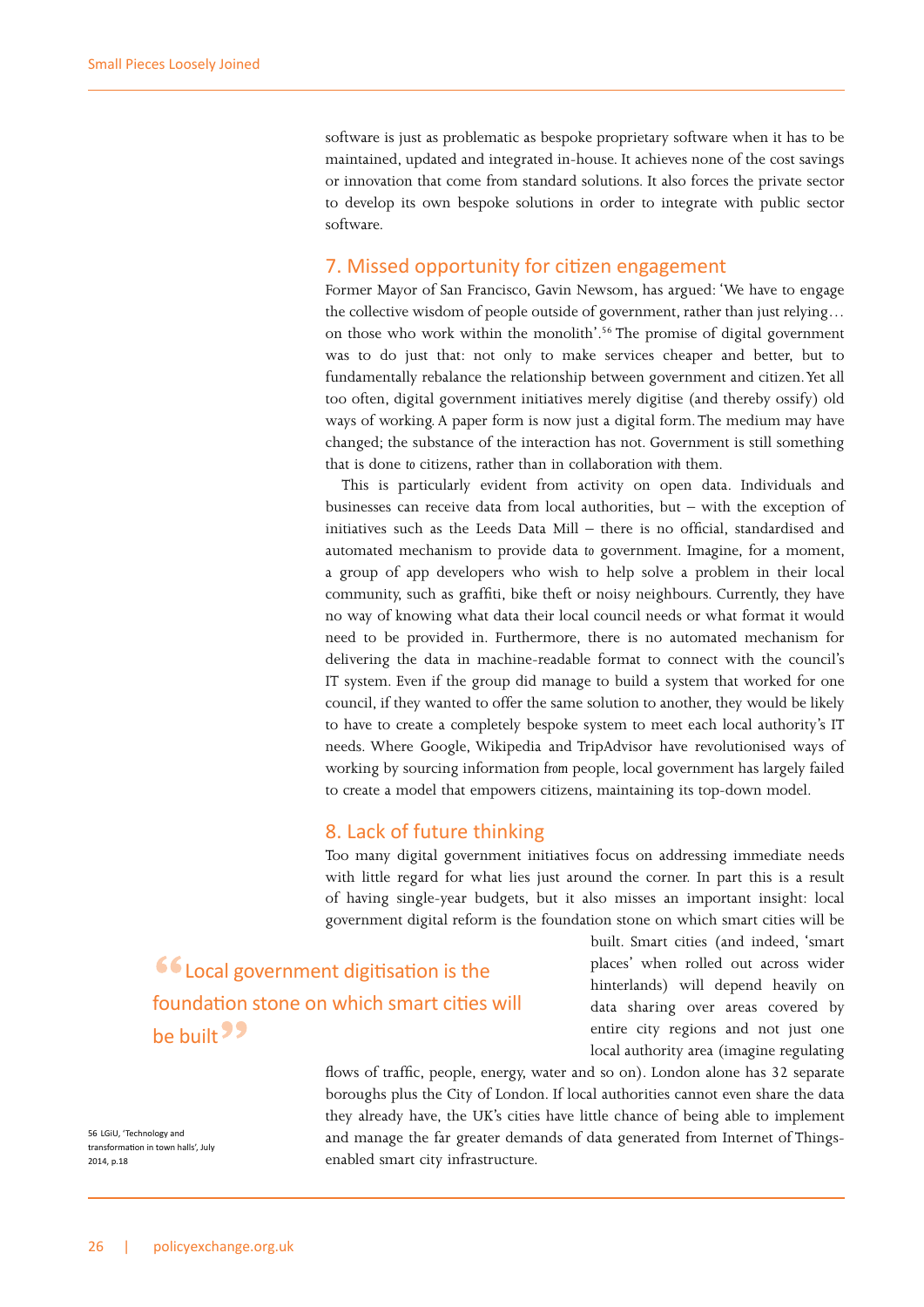software is just as problematic as bespoke proprietary software when it has to be maintained, updated and integrated in-house. It achieves none of the cost savings or innovation that come from standard solutions. It also forces the private sector to develop its own bespoke solutions in order to integrate with public sector software.

## 7. Missed opportunity for citizen engagement

Former Mayor of San Francisco, Gavin Newsom, has argued: 'We have to engage the collective wisdom of people outside of government, rather than just relying… on those who work within the monolith'.[56] The promise of digital government was to do just that: not only to make services cheaper and better, but to fundamentally rebalance the relationship between government and citizen. Yet all too often, digital government initiatives merely digitise (and thereby ossify) old ways of working. A paper form is now just a digital form. The medium may have changed; the substance of the interaction has not. Government is still something that is done *to* citizens, rather than in collaboration *with* them.

This is particularly evident from activity on open data. Individuals and businesses can receive data from local authorities, but – with the exception of initiatives such as the Leeds Data Mill – there is no official, standardised and automated mechanism to provide data *to* government. Imagine, for a moment, a group of app developers who wish to help solve a problem in their local community, such as graffiti, bike theft or noisy neighbours. Currently, they have no way of knowing what data their local council needs or what format it would need to be provided in. Furthermore, there is no automated mechanism for delivering the data in machine-readable format to connect with the council's IT system. Even if the group did manage to build a system that worked for one council, if they wanted to offer the same solution to another, they would be likely to have to create a completely bespoke system to meet each local authority's IT needs. Where Google, Wikipedia and TripAdvisor have revolutionised ways of working by sourcing information *from* people, local government has largely failed to create a model that empowers citizens, maintaining its top-down model.

## 8. Lack of future thinking

Too many digital government initiatives focus on addressing immediate needs with little regard for what lies just around the corner. In part this is a result of having single-year budgets, but it also misses an important insight: local government digital reform is the foundation stone on which smart cities will be built. Smart cities (and indeed, 'smart places' when rolled out across wider hinterlands) will depend heavily on data sharing over areas covered by entire city regions and not just one local authority area (imagine regulating flows of traffic, people, energy, water and so on). London alone has 32 separate boroughs plus the City of London. If local authorities cannot even share the data they already have, the UK's cities have little chance of being able to implement and manage the far greater demands of data generated from Internet of Things-enabled smart city infrastructure.

> "Local government digitisation is the foundation stone on which smart cities will be built"

56 LGiU, 'Technology and transformation in town halls', July 2014, p.18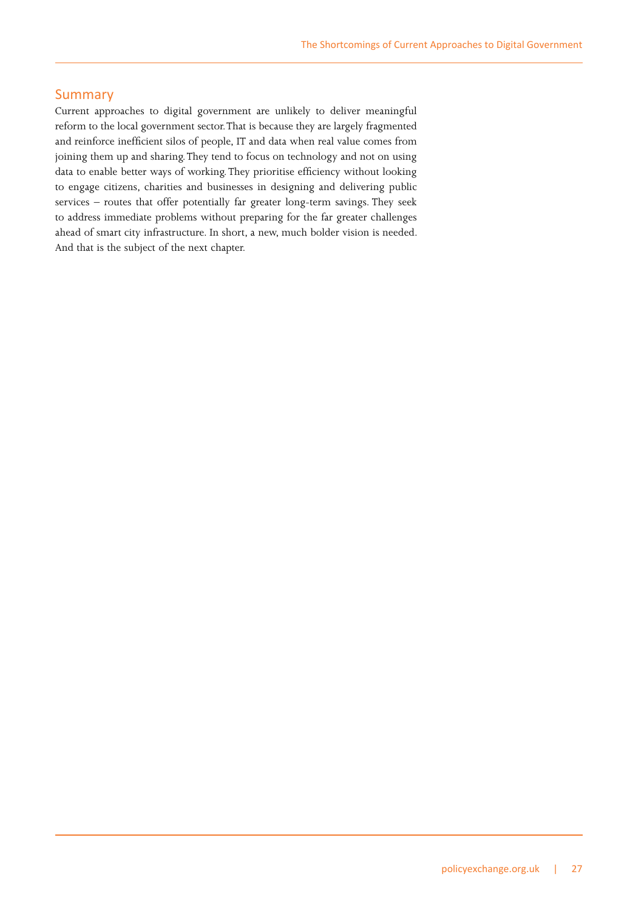## Summary

Current approaches to digital government are unlikely to deliver meaningful reform to the local government sector. That is because they are largely fragmented and reinforce inefficient silos of people, IT and data when real value comes from joining them up and sharing. They tend to focus on technology and not on using data to enable better ways of working. They prioritise efficiency without looking to engage citizens, charities and businesses in designing and delivering public services – routes that offer potentially far greater long-term savings. They seek to address immediate problems without preparing for the far greater challenges ahead of smart city infrastructure. In short, a new, much bolder vision is needed. And that is the subject of the next chapter.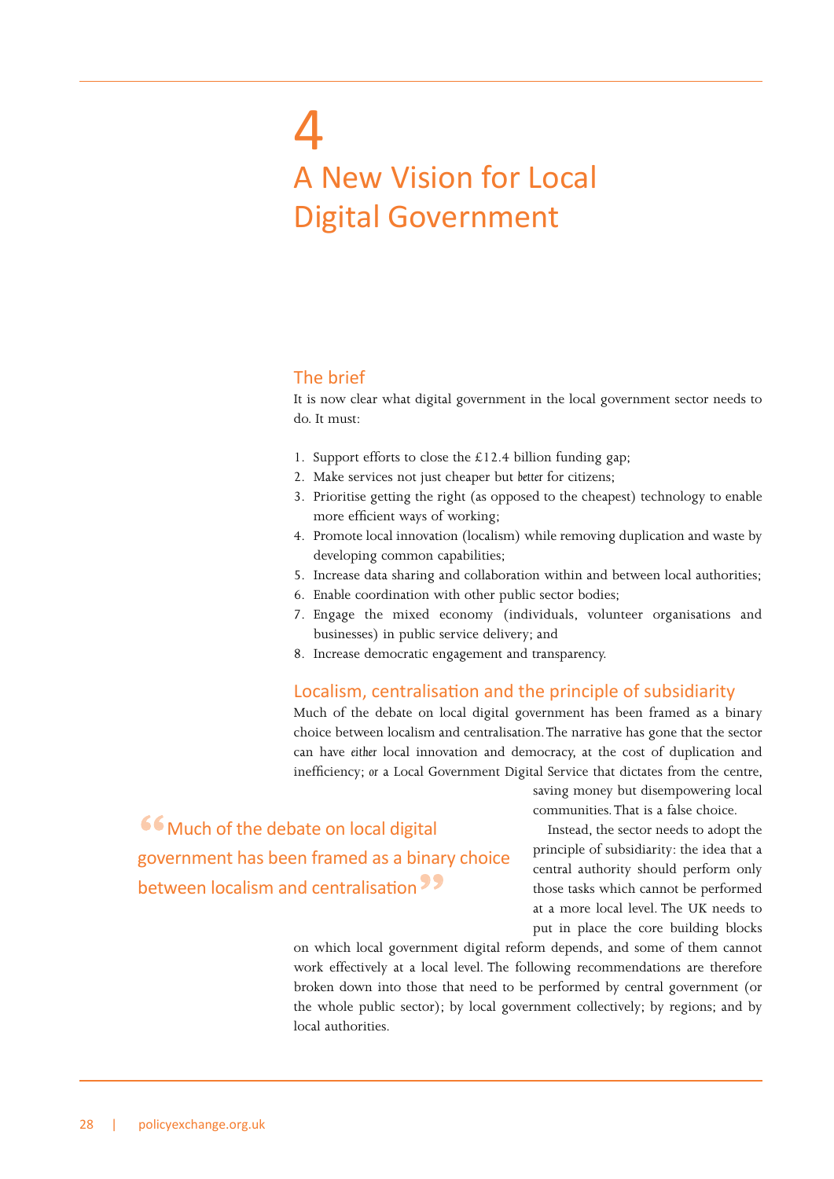# 4 A New Vision for Local Digital Government

## The brief

It is now clear what digital government in the local government sector needs to do. It must:

1. Support efforts to close the £12.4 billion funding gap;
2. Make services not just cheaper but *better* for citizens;
3. Prioritise getting the right (as opposed to the cheapest) technology to enable more efficient ways of working;
4. Promote local innovation (localism) while removing duplication and waste by developing common capabilities;
5. Increase data sharing and collaboration within and between local authorities;
6. Enable coordination with other public sector bodies;
7. Engage the mixed economy (individuals, volunteer organisations and businesses) in public service delivery; and
8. Increase democratic engagement and transparency.

## Localism, centralisation and the principle of subsidiarity

Much of the debate on local digital government has been framed as a binary choice between localism and centralisation. The narrative has gone that the sector can have *either* local innovation and democracy, at the cost of duplication and inefficiency; *or* a Local Government Digital Service that dictates from the centre, saving money but disempowering local communities. That is a false choice.

> "Much of the debate on local digital government has been framed as a binary choice between localism and centralisation"

Instead, the sector needs to adopt the principle of subsidiarity: the idea that a central authority should perform only those tasks which cannot be performed at a more local level. The UK needs to put in place the core building blocks on which local government digital reform depends, and some of them cannot work effectively at a local level. The following recommendations are therefore broken down into those that need to be performed by central government (or the whole public sector); by local government collectively; by regions; and by local authorities.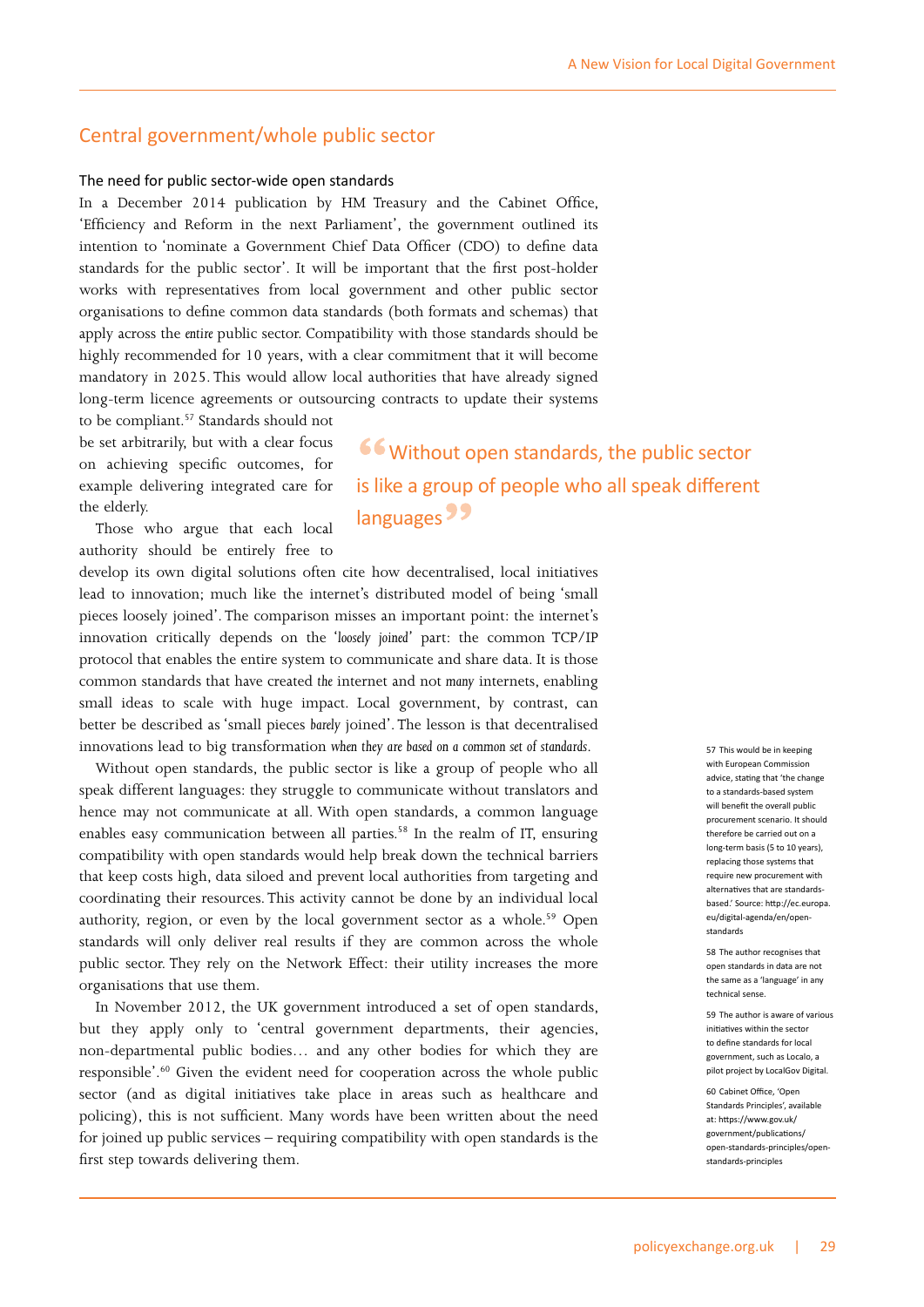## Central government/whole public sector

### The need for public sector-wide open standards

In a December 2014 publication by HM Treasury and the Cabinet Office, 'Efficiency and Reform in the next Parliament', the government outlined its intention to 'nominate a Government Chief Data Officer (CDO) to define data standards for the public sector'. It will be important that the first post-holder works with representatives from local government and other public sector organisations to define common data standards (both formats and schemas) that apply across the *entire* public sector. Compatibility with those standards should be highly recommended for 10 years, with a clear commitment that it will become mandatory in 2025. This would allow local authorities that have already signed long-term licence agreements or outsourcing contracts to update their systems to be compliant.[57] Standards should not be set arbitrarily, but with a clear focus on achieving specific outcomes, for example delivering integrated care for the elderly.

> "Without open standards, the public sector is like a group of people who all speak different languages"

Those who argue that each local authority should be entirely free to develop its own digital solutions often cite how decentralised, local initiatives lead to innovation; much like the internet's distributed model of being 'small pieces loosely joined'. The comparison misses an important point: the internet's innovation critically depends on the '*loosely joined*' part: the common TCP/IP protocol that enables the entire system to communicate and share data. It is those common standards that have created *the* internet and not *many* internets, enabling small ideas to scale with huge impact. Local government, by contrast, can better be described as 'small pieces *barely* joined'. The lesson is that decentralised innovations lead to big transformation *when they are based on a common set of standards*.

Without open standards, the public sector is like a group of people who all speak different languages: they struggle to communicate without translators and hence may not communicate at all. With open standards, a common language enables easy communication between all parties.[58] In the realm of IT, ensuring compatibility with open standards would help break down the technical barriers that keep costs high, data siloed and prevent local authorities from targeting and coordinating their resources. This activity cannot be done by an individual local authority, region, or even by the local government sector as a whole.[59] Open standards will only deliver real results if they are common across the whole public sector. They rely on the Network Effect: their utility increases the more organisations that use them.

In November 2012, the UK government introduced a set of open standards, but they apply only to 'central government departments, their agencies, non-departmental public bodies… and any other bodies for which they are responsible'.[60] Given the evident need for cooperation across the whole public sector (and as digital initiatives take place in areas such as healthcare and policing), this is not sufficient. Many words have been written about the need for joined up public services – requiring compatibility with open standards is the first step towards delivering them.

---

57 This would be in keeping with European Commission advice, stating that 'the change to a standards-based system will benefit the overall public procurement scenario. It should therefore be carried out on a long-term basis (5 to 10 years), replacing those systems that require new procurement with alternatives that are standards-based.' Source: http://ec.europa.eu/digital-agenda/en/open-standards

58 The author recognises that open standards in data are not the same as a 'language' in any technical sense.

59 The author is aware of various initiatives within the sector to define standards for local government, such as Localo, a pilot project by LocalGov Digital.

60 Cabinet Office, 'Open Standards Principles', available at: https://www.gov.uk/government/publications/open-standards-principles/open-standards-principles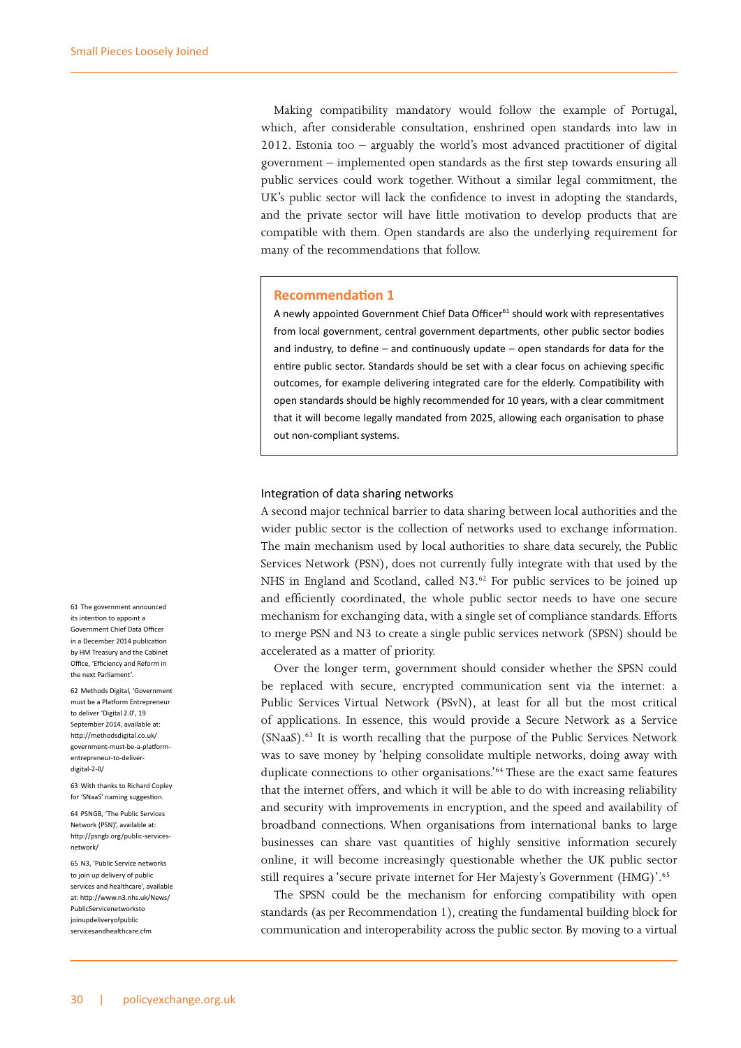Making compatibility mandatory would follow the example of Portugal, which, after considerable consultation, enshrined open standards into law in 2012. Estonia too – arguably the world's most advanced practitioner of digital government – implemented open standards as the first step towards ensuring all public services could work together. Without a similar legal commitment, the UK's public sector will lack the confidence to invest in adopting the standards, and the private sector will have little motivation to develop products that are compatible with them. Open standards are also the underlying requirement for many of the recommendations that follow.

> **Recommendation 1**
>
> A newly appointed Government Chief Data Officer[61] should work with representatives from local government, central government departments, other public sector bodies and industry, to define – and continuously update – open standards for data for the entire public sector. Standards should be set with a clear focus on achieving specific outcomes, for example delivering integrated care for the elderly. Compatibility with open standards should be highly recommended for 10 years, with a clear commitment that it will become legally mandated from 2025, allowing each organisation to phase out non-compliant systems.

### Integration of data sharing networks

A second major technical barrier to data sharing between local authorities and the wider public sector is the collection of networks used to exchange information. The main mechanism used by local authorities to share data securely, the Public Services Network (PSN), does not currently fully integrate with that used by the NHS in England and Scotland, called N3.[62] For public services to be joined up and efficiently coordinated, the whole public sector needs to have one secure mechanism for exchanging data, with a single set of compliance standards. Efforts to merge PSN and N3 to create a single public services network (SPSN) should be accelerated as a matter of priority.

Over the longer term, government should consider whether the SPSN could be replaced with secure, encrypted communication sent via the internet: a Public Services Virtual Network (PSvN), at least for all but the most critical of applications. In essence, this would provide a Secure Network as a Service (SNaaS).[63] It is worth recalling that the purpose of the Public Services Network was to save money by 'helping consolidate multiple networks, doing away with duplicate connections to other organisations.'[64] These are the exact same features that the internet offers, and which it will be able to do with increasing reliability and security with improvements in encryption, and the speed and availability of broadband connections. When organisations from international banks to large businesses can share vast quantities of highly sensitive information securely online, it will become increasingly questionable whether the UK public sector still requires a 'secure private internet for Her Majesty's Government (HMG)'.[65]

The SPSN could be the mechanism for enforcing compatibility with open standards (as per Recommendation 1), creating the fundamental building block for communication and interoperability across the public sector. By moving to a virtual

---

61 The government announced its intention to appoint a Government Chief Data Officer in a December 2014 publication by HM Treasury and the Cabinet Office, 'Efficiency and Reform in the next Parliament'.

62 Methods Digital, 'Government must be a Platform Entrepreneur to deliver 'Digital 2.0', 19 September 2014, available at: http://methodsdigital.co.uk/government-must-be-a-platform-entrepreneur-to-deliver-digital-2-0/

63 With thanks to Richard Copley for 'SNaaS' naming suggestion.

64 PSNGB, 'The Public Services Network (PSN)', available at: http://psngb.org/public-services-network/

65 N3, 'Public Service networks to join up delivery of public services and healthcare', available at: http://www.n3.nhs.uk/News/PublicServicenetworkstojoinupdeliveryofpublicservicesandhealthcare.cfm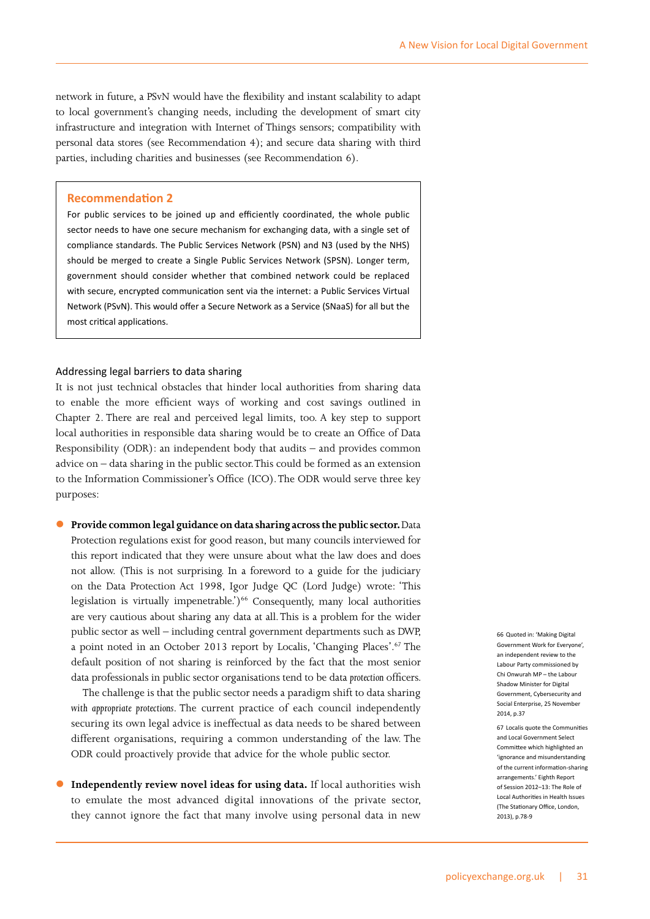network in future, a PSvN would have the flexibility and instant scalability to adapt to local government's changing needs, including the development of smart city infrastructure and integration with Internet of Things sensors; compatibility with personal data stores (see Recommendation 4); and secure data sharing with third parties, including charities and businesses (see Recommendation 6).

> **Recommendation 2**
>
> For public services to be joined up and efficiently coordinated, the whole public sector needs to have one secure mechanism for exchanging data, with a single set of compliance standards. The Public Services Network (PSN) and N3 (used by the NHS) should be merged to create a Single Public Services Network (SPSN). Longer term, government should consider whether that combined network could be replaced with secure, encrypted communication sent via the internet: a Public Services Virtual Network (PSvN). This would offer a Secure Network as a Service (SNaaS) for all but the most critical applications.

### Addressing legal barriers to data sharing

It is not just technical obstacles that hinder local authorities from sharing data to enable the more efficient ways of working and cost savings outlined in Chapter 2. There are real and perceived legal limits, too. A key step to support local authorities in responsible data sharing would be to create an Office of Data Responsibility (ODR): an independent body that audits – and provides common advice on – data sharing in the public sector. This could be formed as an extension to the Information Commissioner's Office (ICO). The ODR would serve three key purposes:

- **Provide common legal guidance on data sharing across the public sector.** Data Protection regulations exist for good reason, but many councils interviewed for this report indicated that they were unsure about what the law does and does not allow. (This is not surprising. In a foreword to a guide for the judiciary on the Data Protection Act 1998, Igor Judge QC (Lord Judge) wrote: 'This legislation is virtually impenetrable.')[66] Consequently, many local authorities are very cautious about sharing any data at all. This is a problem for the wider public sector as well – including central government departments such as DWP, a point noted in an October 2013 report by Localis, 'Changing Places'.[67] The default position of not sharing is reinforced by the fact that the most senior data professionals in public sector organisations tend to be data *protection* officers.

  The challenge is that the public sector needs a paradigm shift to data sharing *with appropriate protections*. The current practice of each council independently securing its own legal advice is ineffectual as data needs to be shared between different organisations, requiring a common understanding of the law. The ODR could proactively provide that advice for the whole public sector.

- **Independently review novel ideas for using data.** If local authorities wish to emulate the most advanced digital innovations of the private sector, they cannot ignore the fact that many involve using personal data in new

66 Quoted in: 'Making Digital Government Work for Everyone', an independent review to the Labour Party commissioned by Chi Onwurah MP – the Labour Shadow Minister for Digital Government, Cybersecurity and Social Enterprise, 25 November 2014, p.37

67 Localis quote the Communities and Local Government Select Committee which highlighted an 'ignorance and misunderstanding of the current information-sharing arrangements.' Eighth Report of Session 2012–13: The Role of Local Authorities in Health Issues (The Stationary Office, London, 2013), p.78-9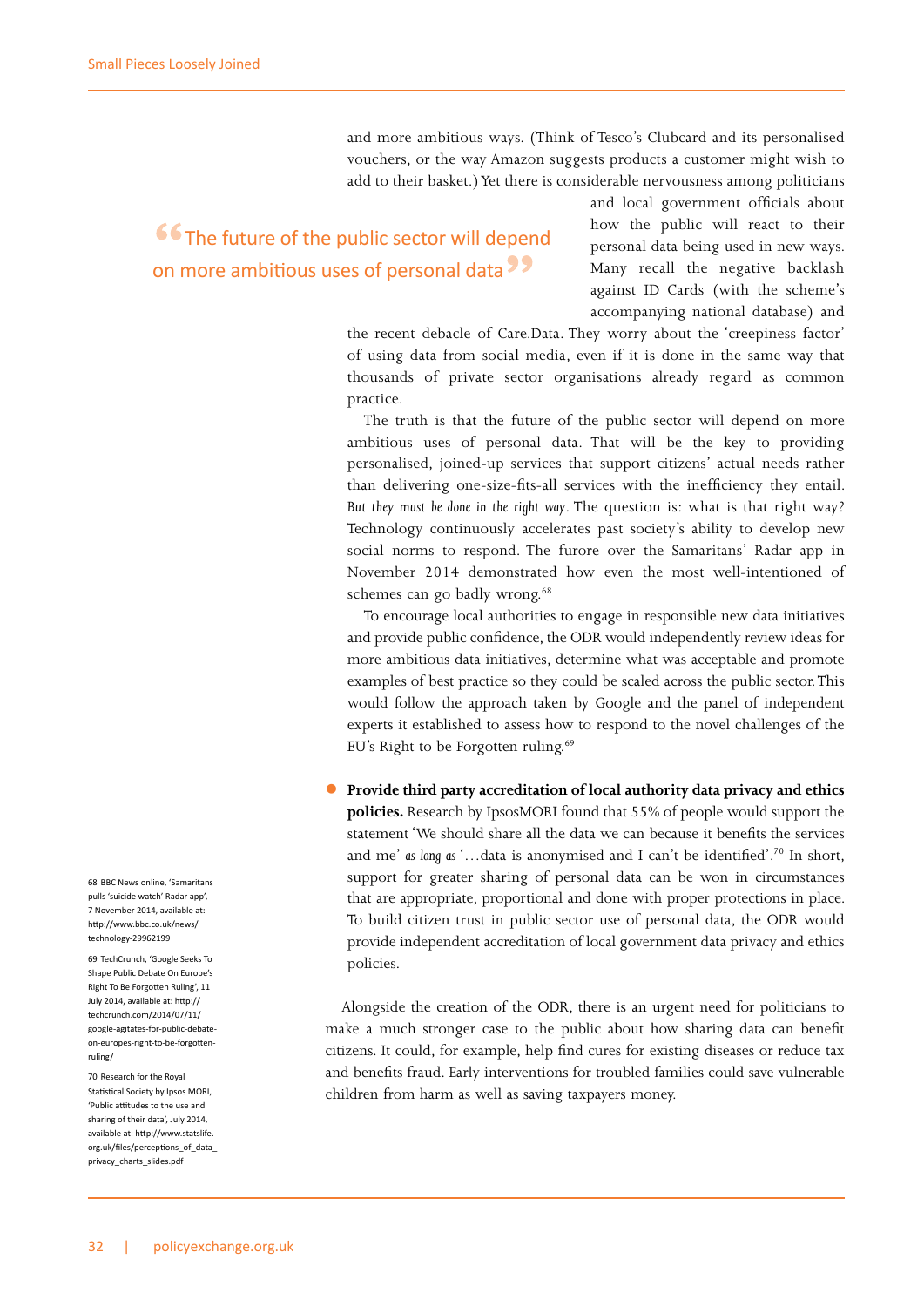and more ambitious ways. (Think of Tesco's Clubcard and its personalised vouchers, or the way Amazon suggests products a customer might wish to add to their basket.) Yet there is considerable nervousness among politicians and local government officials about how the public will react to their personal data being used in new ways. Many recall the negative backlash against ID Cards (with the scheme's accompanying national database) and the recent debacle of Care.Data. They worry about the 'creepiness factor' of using data from social media, even if it is done in the same way that thousands of private sector organisations already regard as common practice.

> "The future of the public sector will depend on more ambitious uses of personal data"

The truth is that the future of the public sector will depend on more ambitious uses of personal data. That will be the key to providing personalised, joined-up services that support citizens' actual needs rather than delivering one-size-fits-all services with the inefficiency they entail. *But they must be done in the right way*. The question is: what is that right way? Technology continuously accelerates past society's ability to develop new social norms to respond. The furore over the Samaritans' Radar app in November 2014 demonstrated how even the most well-intentioned of schemes can go badly wrong.[68]

To encourage local authorities to engage in responsible new data initiatives and provide public confidence, the ODR would independently review ideas for more ambitious data initiatives, determine what was acceptable and promote examples of best practice so they could be scaled across the public sector. This would follow the approach taken by Google and the panel of independent experts it established to assess how to respond to the novel challenges of the EU's Right to be Forgotten ruling.[69]

- **Provide third party accreditation of local authority data privacy and ethics policies.** Research by IpsosMORI found that 55% of people would support the statement 'We should share all the data we can because it benefits the services and me' *as long as* '…data is anonymised and I can't be identified'.[70] In short, support for greater sharing of personal data can be won in circumstances that are appropriate, proportional and done with proper protections in place. To build citizen trust in public sector use of personal data, the ODR would provide independent accreditation of local government data privacy and ethics policies.

Alongside the creation of the ODR, there is an urgent need for politicians to make a much stronger case to the public about how sharing data can benefit citizens. It could, for example, help find cures for existing diseases or reduce tax and benefits fraud. Early interventions for troubled families could save vulnerable children from harm as well as saving taxpayers money.

68 BBC News online, 'Samaritans pulls 'suicide watch' Radar app', 7 November 2014, available at: http://www.bbc.co.uk/news/technology-29962199

69 TechCrunch, 'Google Seeks To Shape Public Debate On Europe's Right To Be Forgotten Ruling', 11 July 2014, available at: http://techcrunch.com/2014/07/11/google-agitates-for-public-debate-on-europes-right-to-be-forgotten-ruling/

70 Research for the Royal Statistical Society by Ipsos MORI, 'Public attitudes to the use and sharing of their data', July 2014, available at: http://www.statslife.org.uk/files/perceptions_of_data_privacy_charts_slides.pdf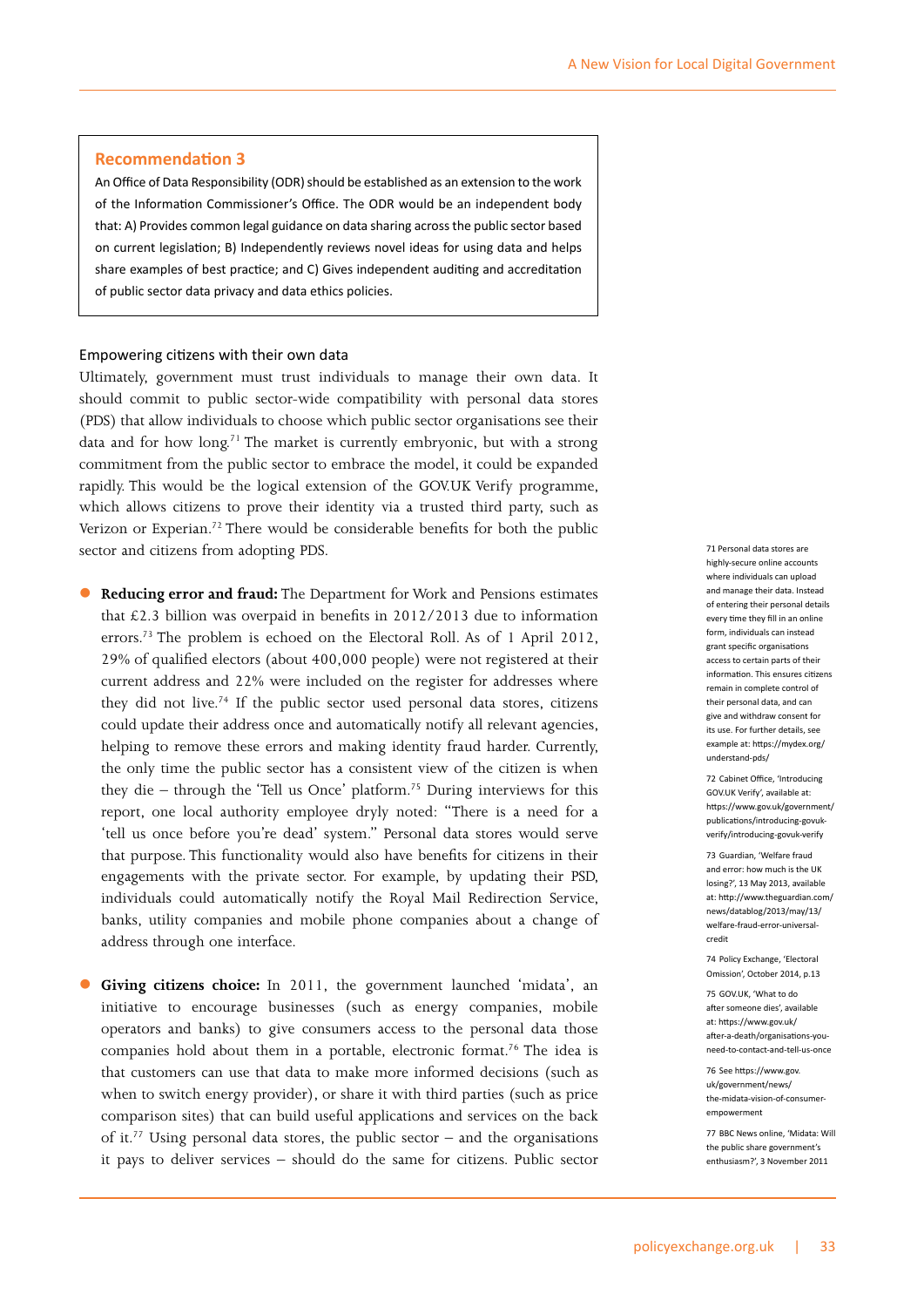**Recommendation 3**

An Office of Data Responsibility (ODR) should be established as an extension to the work of the Information Commissioner's Office. The ODR would be an independent body that: A) Provides common legal guidance on data sharing across the public sector based on current legislation; B) Independently reviews novel ideas for using data and helps share examples of best practice; and C) Gives independent auditing and accreditation of public sector data privacy and data ethics policies.

### Empowering citizens with their own data

Ultimately, government must trust individuals to manage their own data. It should commit to public sector-wide compatibility with personal data stores (PDS) that allow individuals to choose which public sector organisations see their data and for how long.[71] The market is currently embryonic, but with a strong commitment from the public sector to embrace the model, it could be expanded rapidly. This would be the logical extension of the GOV.UK Verify programme, which allows citizens to prove their identity via a trusted third party, such as Verizon or Experian.[72] There would be considerable benefits for both the public sector and citizens from adopting PDS.

- **Reducing error and fraud:** The Department for Work and Pensions estimates that £2.3 billion was overpaid in benefits in 2012/2013 due to information errors.[73] The problem is echoed on the Electoral Roll. As of 1 April 2012, 29% of qualified electors (about 400,000 people) were not registered at their current address and 22% were included on the register for addresses where they did not live.[74] If the public sector used personal data stores, citizens could update their address once and automatically notify all relevant agencies, helping to remove these errors and making identity fraud harder. Currently, the only time the public sector has a consistent view of the citizen is when they die – through the 'Tell us Once' platform.[75] During interviews for this report, one local authority employee dryly noted: "There is a need for a 'tell us once before you're dead' system." Personal data stores would serve that purpose. This functionality would also have benefits for citizens in their engagements with the private sector. For example, by updating their PSD, individuals could automatically notify the Royal Mail Redirection Service, banks, utility companies and mobile phone companies about a change of address through one interface.
- **Giving citizens choice:** In 2011, the government launched 'midata', an initiative to encourage businesses (such as energy companies, mobile operators and banks) to give consumers access to the personal data those companies hold about them in a portable, electronic format.[76] The idea is that customers can use that data to make more informed decisions (such as when to switch energy provider), or share it with third parties (such as price comparison sites) that can build useful applications and services on the back of it.[77] Using personal data stores, the public sector – and the organisations it pays to deliver services – should do the same for citizens. Public sector

71 Personal data stores are highly-secure online accounts where individuals can upload and manage their data. Instead of entering their personal details every time they fill in an online form, individuals can instead grant specific organisations access to certain parts of their information. This ensures citizens remain in complete control of their personal data, and can give and withdraw consent for its use. For further details, see example at: https://mydex.org/understand-pds/

72 Cabinet Office, 'Introducing GOV.UK Verify', available at: https://www.gov.uk/government/publications/introducing-govuk-verify/introducing-govuk-verify

73 Guardian, 'Welfare fraud and error: how much is the UK losing?', 13 May 2013, available at: http://www.theguardian.com/news/datablog/2013/may/13/welfare-fraud-error-universal-credit

74 Policy Exchange, 'Electoral Omission', October 2014, p.13

75 GOV.UK, 'What to do after someone dies', available at: https://www.gov.uk/after-a-death/organisations-you-need-to-contact-and-tell-us-once

76 See https://www.gov.uk/government/news/the-midata-vision-of-consumer-empowerment

77 BBC News online, 'Midata: Will the public share government's enthusiasm?', 3 November 2011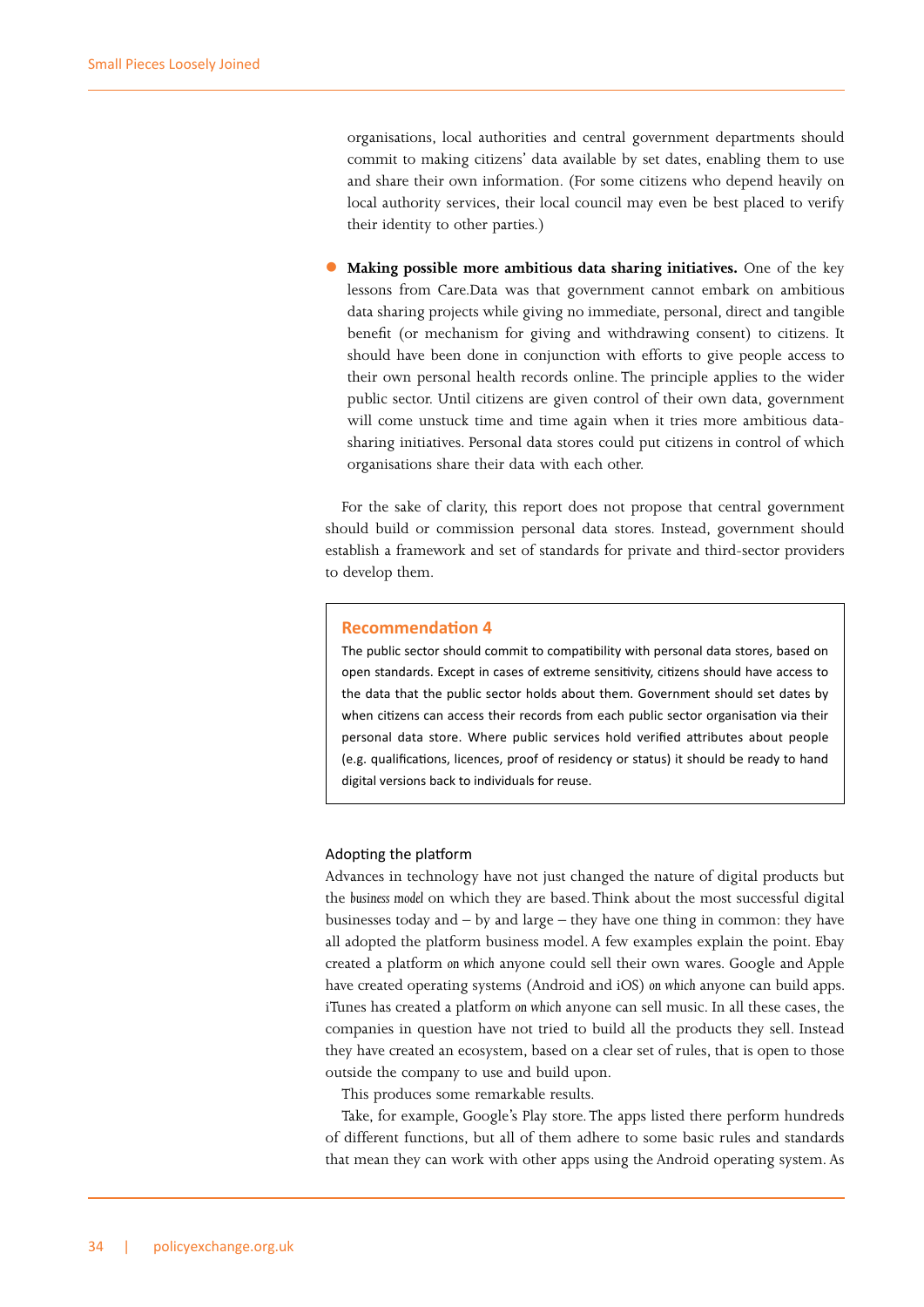organisations, local authorities and central government departments should commit to making citizens' data available by set dates, enabling them to use and share their own information. (For some citizens who depend heavily on local authority services, their local council may even be best placed to verify their identity to other parties.)

- **Making possible more ambitious data sharing initiatives.** One of the key lessons from Care.Data was that government cannot embark on ambitious data sharing projects while giving no immediate, personal, direct and tangible benefit (or mechanism for giving and withdrawing consent) to citizens. It should have been done in conjunction with efforts to give people access to their own personal health records online. The principle applies to the wider public sector. Until citizens are given control of their own data, government will come unstuck time and time again when it tries more ambitious data-sharing initiatives. Personal data stores could put citizens in control of which organisations share their data with each other.

For the sake of clarity, this report does not propose that central government should build or commission personal data stores. Instead, government should establish a framework and set of standards for private and third-sector providers to develop them.

> **Recommendation 4**
>
> The public sector should commit to compatibility with personal data stores, based on open standards. Except in cases of extreme sensitivity, citizens should have access to the data that the public sector holds about them. Government should set dates by when citizens can access their records from each public sector organisation via their personal data store. Where public services hold verified attributes about people (e.g. qualifications, licences, proof of residency or status) it should be ready to hand digital versions back to individuals for reuse.

### Adopting the platform

Advances in technology have not just changed the nature of digital products but the *business model* on which they are based. Think about the most successful digital businesses today and – by and large – they have one thing in common: they have all adopted the platform business model. A few examples explain the point. Ebay created a platform *on which* anyone could sell their own wares. Google and Apple have created operating systems (Android and iOS) *on which* anyone can build apps. iTunes has created a platform *on which* anyone can sell music. In all these cases, the companies in question have not tried to build all the products they sell. Instead they have created an ecosystem, based on a clear set of rules, that is open to those outside the company to use and build upon.

This produces some remarkable results.

Take, for example, Google's Play store. The apps listed there perform hundreds of different functions, but all of them adhere to some basic rules and standards that mean they can work with other apps using the Android operating system. As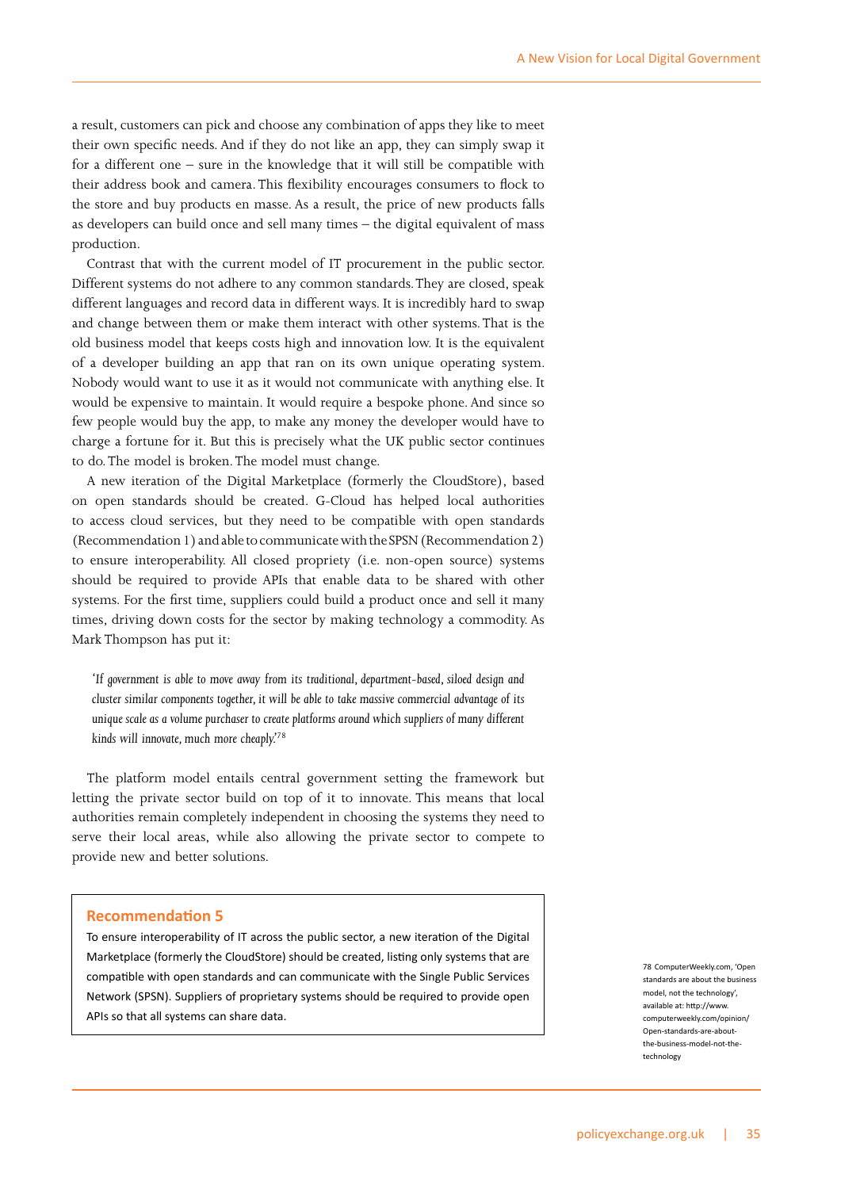a result, customers can pick and choose any combination of apps they like to meet their own specific needs. And if they do not like an app, they can simply swap it for a different one – sure in the knowledge that it will still be compatible with their address book and camera. This flexibility encourages consumers to flock to the store and buy products en masse. As a result, the price of new products falls as developers can build once and sell many times – the digital equivalent of mass production.

Contrast that with the current model of IT procurement in the public sector. Different systems do not adhere to any common standards. They are closed, speak different languages and record data in different ways. It is incredibly hard to swap and change between them or make them interact with other systems. That is the old business model that keeps costs high and innovation low. It is the equivalent of a developer building an app that ran on its own unique operating system. Nobody would want to use it as it would not communicate with anything else. It would be expensive to maintain. It would require a bespoke phone. And since so few people would buy the app, to make any money the developer would have to charge a fortune for it. But this is precisely what the UK public sector continues to do. The model is broken. The model must change.

A new iteration of the Digital Marketplace (formerly the CloudStore), based on open standards should be created. G-Cloud has helped local authorities to access cloud services, but they need to be compatible with open standards (Recommendation 1) and able to communicate with the SPSN (Recommendation 2) to ensure interoperability. All closed propriety (i.e. non-open source) systems should be required to provide APIs that enable data to be shared with other systems. For the first time, suppliers could build a product once and sell it many times, driving down costs for the sector by making technology a commodity. As Mark Thompson has put it:

> *'If government is able to move away from its traditional, department-based, siloed design and cluster similar components together, it will be able to take massive commercial advantage of its unique scale as a volume purchaser to create platforms around which suppliers of many different kinds will innovate, much more cheaply.'*[78]

The platform model entails central government setting the framework but letting the private sector build on top of it to innovate. This means that local authorities remain completely independent in choosing the systems they need to serve their local areas, while also allowing the private sector to compete to provide new and better solutions.

**Recommendation 5**

To ensure interoperability of IT across the public sector, a new iteration of the Digital Marketplace (formerly the CloudStore) should be created, listing only systems that are compatible with open standards and can communicate with the Single Public Services Network (SPSN). Suppliers of proprietary systems should be required to provide open APIs so that all systems can share data.

78 ComputerWeekly.com, 'Open standards are about the business model, not the technology', available at: http://www.computerweekly.com/opinion/Open-standards-are-about-the-business-model-not-the-technology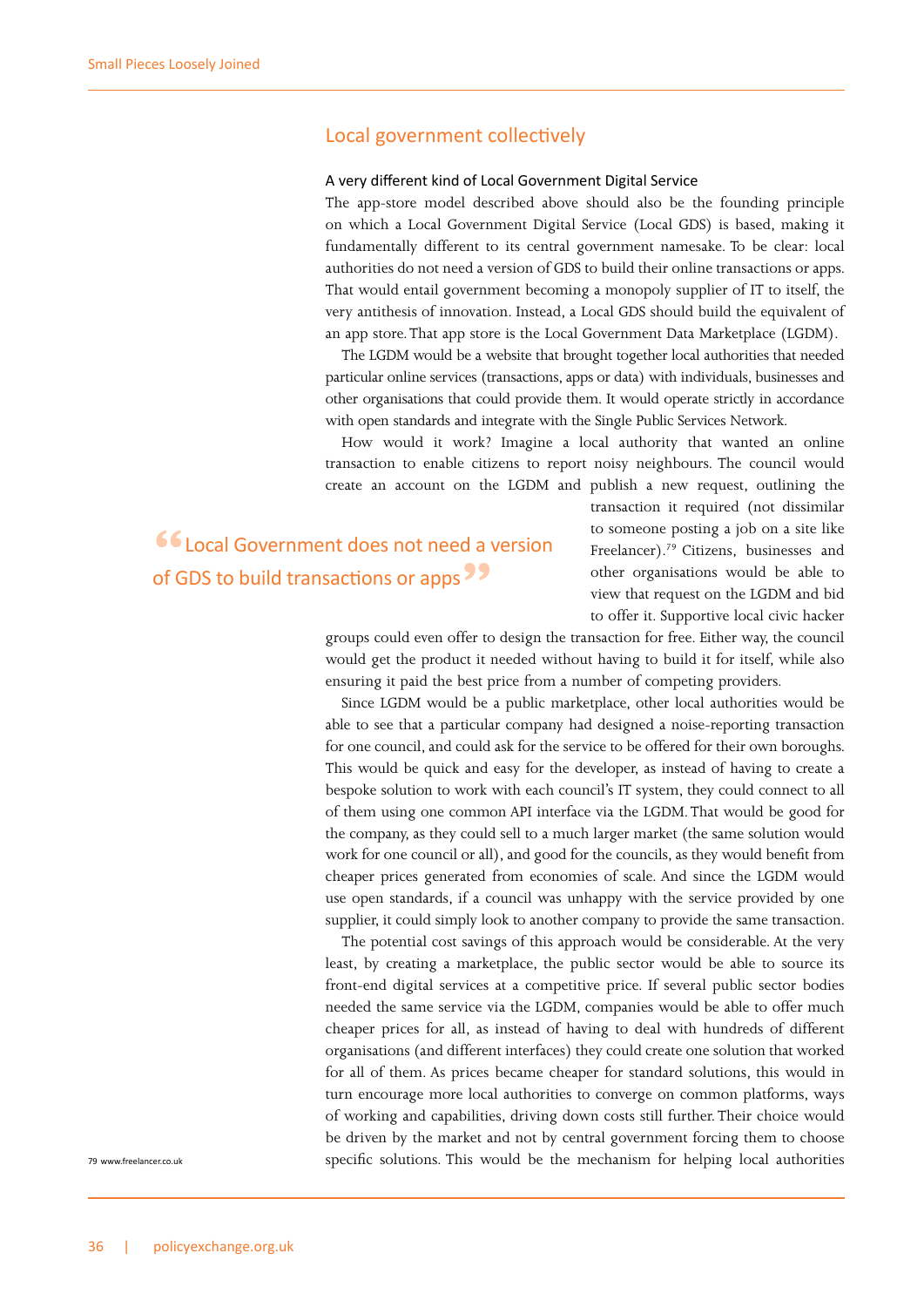## Local government collectively

### A very different kind of Local Government Digital Service

The app-store model described above should also be the founding principle on which a Local Government Digital Service (Local GDS) is based, making it fundamentally different to its central government namesake. To be clear: local authorities do not need a version of GDS to build their online transactions or apps. That would entail government becoming a monopoly supplier of IT to itself, the very antithesis of innovation. Instead, a Local GDS should build the equivalent of an app store. That app store is the Local Government Data Marketplace (LGDM).

The LGDM would be a website that brought together local authorities that needed particular online services (transactions, apps or data) with individuals, businesses and other organisations that could provide them. It would operate strictly in accordance with open standards and integrate with the Single Public Services Network.

How would it work? Imagine a local authority that wanted an online transaction to enable citizens to report noisy neighbours. The council would create an account on the LGDM and publish a new request, outlining the transaction it required (not dissimilar to someone posting a job on a site like Freelancer).[79] Citizens, businesses and other organisations would be able to view that request on the LGDM and bid to offer it. Supportive local civic hacker groups could even offer to design the transaction for free. Either way, the council would get the product it needed without having to build it for itself, while also ensuring it paid the best price from a number of competing providers.

> "Local Government does not need a version of GDS to build transactions or apps"

Since LGDM would be a public marketplace, other local authorities would be able to see that a particular company had designed a noise-reporting transaction for one council, and could ask for the service to be offered for their own boroughs. This would be quick and easy for the developer, as instead of having to create a bespoke solution to work with each council's IT system, they could connect to all of them using one common API interface via the LGDM. That would be good for the company, as they could sell to a much larger market (the same solution would work for one council or all), and good for the councils, as they would benefit from cheaper prices generated from economies of scale. And since the LGDM would use open standards, if a council was unhappy with the service provided by one supplier, it could simply look to another company to provide the same transaction.

The potential cost savings of this approach would be considerable. At the very least, by creating a marketplace, the public sector would be able to source its front-end digital services at a competitive price. If several public sector bodies needed the same service via the LGDM, companies would be able to offer much cheaper prices for all, as instead of having to deal with hundreds of different organisations (and different interfaces) they could create one solution that worked for all of them. As prices became cheaper for standard solutions, this would in turn encourage more local authorities to converge on common platforms, ways of working and capabilities, driving down costs still further. Their choice would be driven by the market and not by central government forcing them to choose specific solutions. This would be the mechanism for helping local authorities

79 www.freelancer.co.uk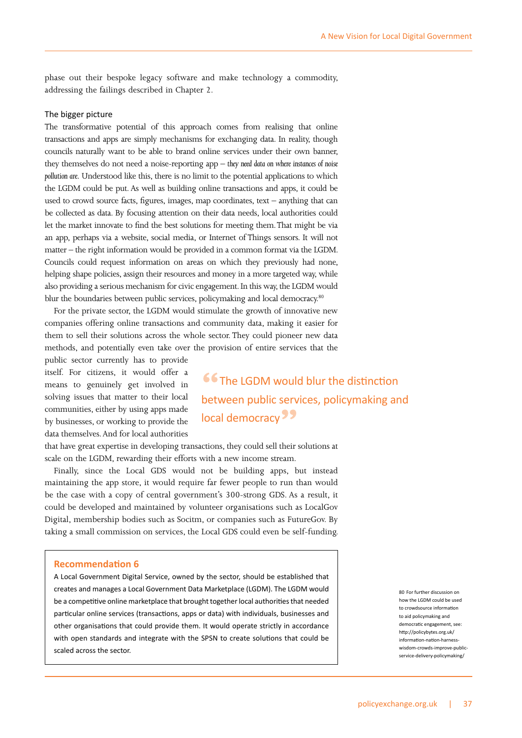phase out their bespoke legacy software and make technology a commodity, addressing the failings described in Chapter 2.

### The bigger picture

The transformative potential of this approach comes from realising that online transactions and apps are simply mechanisms for exchanging data. In reality, though councils naturally want to be able to brand online services under their own banner, they themselves do not need a noise-reporting app – *they need data on where instances of noise pollution are*. Understood like this, there is no limit to the potential applications to which the LGDM could be put. As well as building online transactions and apps, it could be used to crowd source facts, figures, images, map coordinates, text – anything that can be collected as data. By focusing attention on their data needs, local authorities could let the market innovate to find the best solutions for meeting them. That might be via an app, perhaps via a website, social media, or Internet of Things sensors. It will not matter – the right information would be provided in a common format via the LGDM. Councils could request information on areas on which they previously had none, helping shape policies, assign their resources and money in a more targeted way, while also providing a serious mechanism for civic engagement. In this way, the LGDM would blur the boundaries between public services, policymaking and local democracy.[80]

For the private sector, the LGDM would stimulate the growth of innovative new companies offering online transactions and community data, making it easier for them to sell their solutions across the whole sector. They could pioneer new data methods, and potentially even take over the provision of entire services that the public sector currently has to provide itself. For citizens, it would offer a means to genuinely get involved in solving issues that matter to their local communities, either by using apps made by businesses, or working to provide the data themselves. And for local authorities that have great expertise in developing transactions, they could sell their solutions at scale on the LGDM, rewarding their efforts with a new income stream.

> "The LGDM would blur the distinction between public services, policymaking and local democracy"

Finally, since the Local GDS would not be building apps, but instead maintaining the app store, it would require far fewer people to run than would be the case with a copy of central government's 300-strong GDS. As a result, it could be developed and maintained by volunteer organisations such as LocalGov Digital, membership bodies such as Socitm, or companies such as FutureGov. By taking a small commission on services, the Local GDS could even be self-funding.

**Recommendation 6**

A Local Government Digital Service, owned by the sector, should be established that creates and manages a Local Government Data Marketplace (LGDM). The LGDM would be a competitive online marketplace that brought together local authorities that needed particular online services (transactions, apps or data) with individuals, businesses and other organisations that could provide them. It would operate strictly in accordance with open standards and integrate with the SPSN to create solutions that could be scaled across the sector.

80 For further discussion on how the LGDM could be used to crowdsource information to aid policymaking and democratic engagement, see: http://policybytes.org.uk/information-nation-harness-wisdom-crowds-improve-public-service-delivery-policymaking/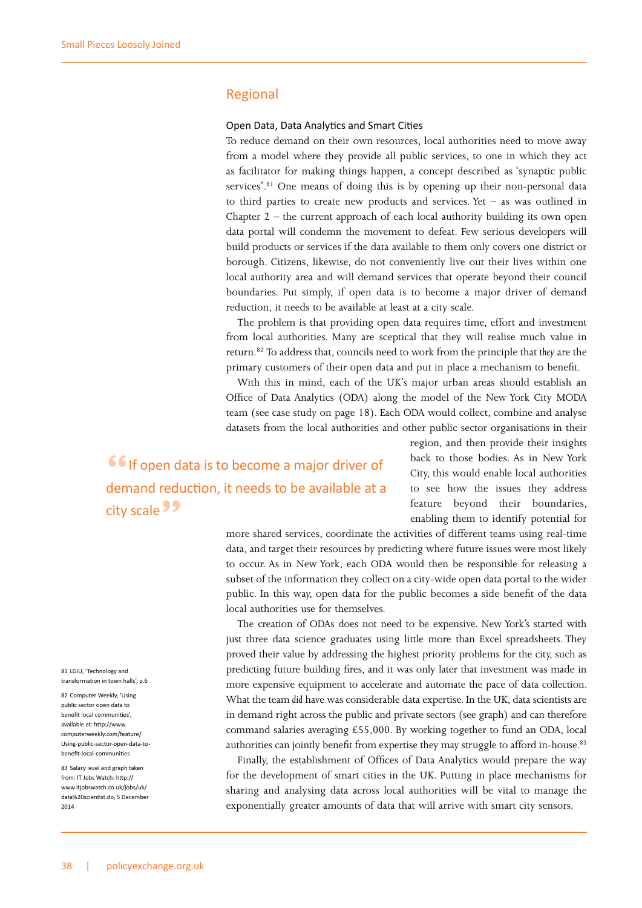## Regional

### Open Data, Data Analytics and Smart Cities

To reduce demand on their own resources, local authorities need to move away from a model where they provide all public services, to one in which they act as facilitator for making things happen, a concept described as 'synaptic public services'.[81] One means of doing this is by opening up their non-personal data to third parties to create new products and services. Yet – as was outlined in Chapter 2 – the current approach of each local authority building its own open data portal will condemn the movement to defeat. Few serious developers will build products or services if the data available to them only covers one district or borough. Citizens, likewise, do not conveniently live out their lives within one local authority area and will demand services that operate beyond their council boundaries. Put simply, if open data is to become a major driver of demand reduction, it needs to be available at least at a city scale.

The problem is that providing open data requires time, effort and investment from local authorities. Many are sceptical that they will realise much value in return.[82] To address that, councils need to work from the principle that *they* are the primary customers of their open data and put in place a mechanism to benefit.

With this in mind, each of the UK's major urban areas should establish an Office of Data Analytics (ODA) along the model of the New York City MODA team (see case study on page 18). Each ODA would collect, combine and analyse datasets from the local authorities and other public sector organisations in their region, and then provide their insights back to those bodies. As in New York City, this would enable local authorities to see how the issues they address feature beyond their boundaries, enabling them to identify potential for more shared services, coordinate the activities of different teams using real-time data, and target their resources by predicting where future issues were most likely to occur. As in New York, each ODA would then be responsible for releasing a subset of the information they collect on a city-wide open data portal to the wider public. In this way, open data for the public becomes a side benefit of the data local authorities use for themselves.

> "If open data is to become a major driver of demand reduction, it needs to be available at a city scale"

The creation of ODAs does not need to be expensive. New York's started with just three data science graduates using little more than Excel spreadsheets. They proved their value by addressing the highest priority problems for the city, such as predicting future building fires, and it was only later that investment was made in more expensive equipment to accelerate and automate the pace of data collection. What the team *did* have was considerable data expertise. In the UK, data scientists are in demand right across the public and private sectors (see graph) and can therefore command salaries averaging £55,000. By working together to fund an ODA, local authorities can jointly benefit from expertise they may struggle to afford in-house.[83]

Finally, the establishment of Offices of Data Analytics would prepare the way for the development of smart cities in the UK. Putting in place mechanisms for sharing and analysing data across local authorities will be vital to manage the exponentially greater amounts of data that will arrive with smart city sensors.

81 LGiU, 'Technology and transformation in town halls', p.6

82 Computer Weekly, 'Using public sector open data to benefit local communities', available at: http://www.computerweekly.com/feature/Using-public-sector-open-data-to-benefit-local-communities

83 Salary level and graph taken from: IT Jobs Watch: http://www.itjobswatch.co.uk/jobs/uk/data%20scientist.do, 5 December 2014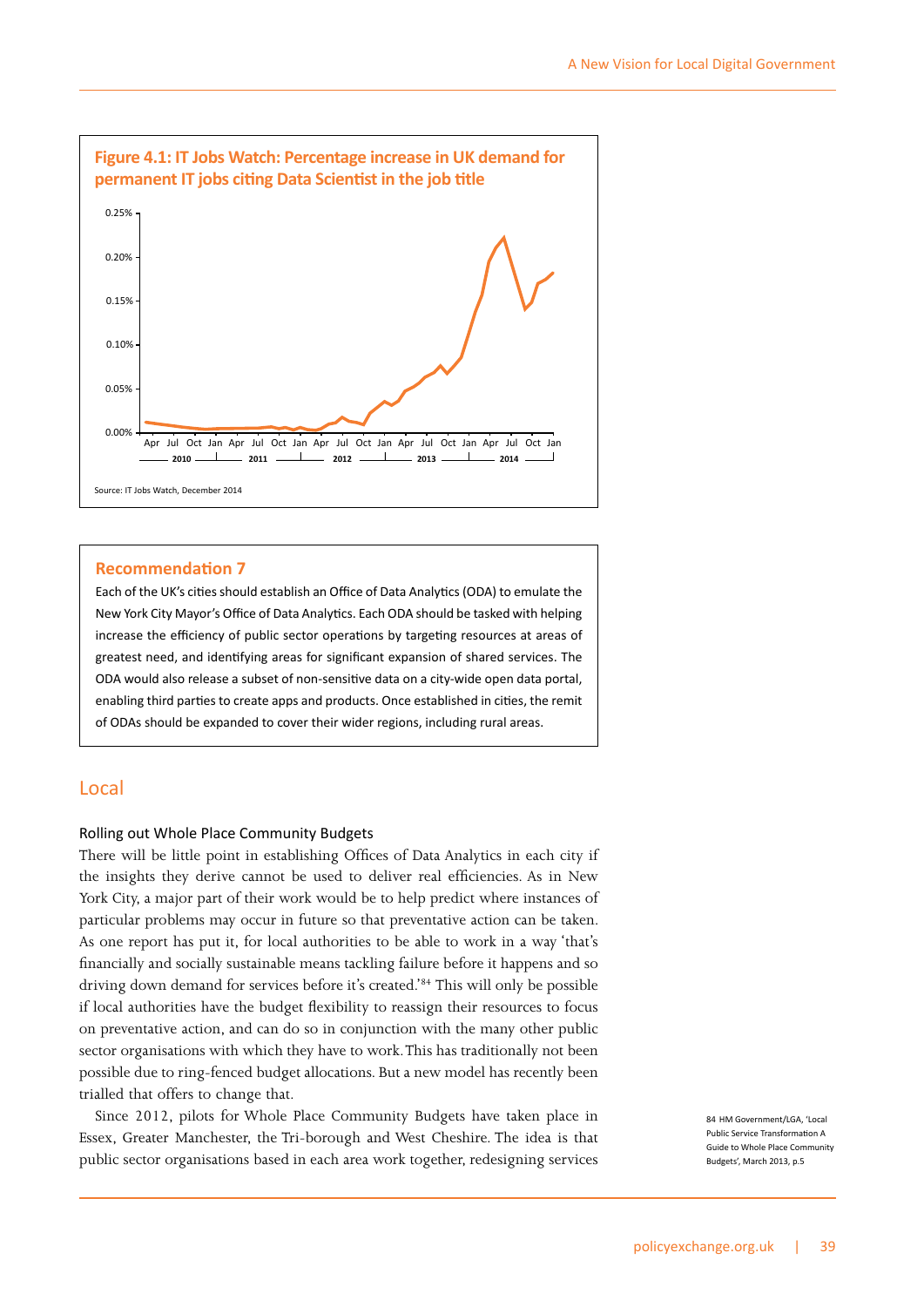**Figure 4.1: IT Jobs Watch: Percentage increase in UK demand for permanent IT jobs citing Data Scientist in the job title**

Source: IT Jobs Watch, December 2014

> **Recommendation 7**
>
> Each of the UK's cities should establish an Office of Data Analytics (ODA) to emulate the New York City Mayor's Office of Data Analytics. Each ODA should be tasked with helping increase the efficiency of public sector operations by targeting resources at areas of greatest need, and identifying areas for significant expansion of shared services. The ODA would also release a subset of non-sensitive data on a city-wide open data portal, enabling third parties to create apps and products. Once established in cities, the remit of ODAs should be expanded to cover their wider regions, including rural areas.

## Local

### Rolling out Whole Place Community Budgets

There will be little point in establishing Offices of Data Analytics in each city if the insights they derive cannot be used to deliver real efficiencies. As in New York City, a major part of their work would be to help predict where instances of particular problems may occur in future so that preventative action can be taken. As one report has put it, for local authorities to be able to work in a way 'that's financially and socially sustainable means tackling failure before it happens and so driving down demand for services before it's created.'[84] This will only be possible if local authorities have the budget flexibility to reassign their resources to focus on preventative action, and can do so in conjunction with the many other public sector organisations with which they have to work. This has traditionally not been possible due to ring-fenced budget allocations. But a new model has recently been trialled that offers to change that.

Since 2012, pilots for Whole Place Community Budgets have taken place in Essex, Greater Manchester, the Tri-borough and West Cheshire. The idea is that public sector organisations based in each area work together, redesigning services

84 HM Government/LGA, 'Local Public Service Transformation A Guide to Whole Place Community Budgets', March 2013, p.5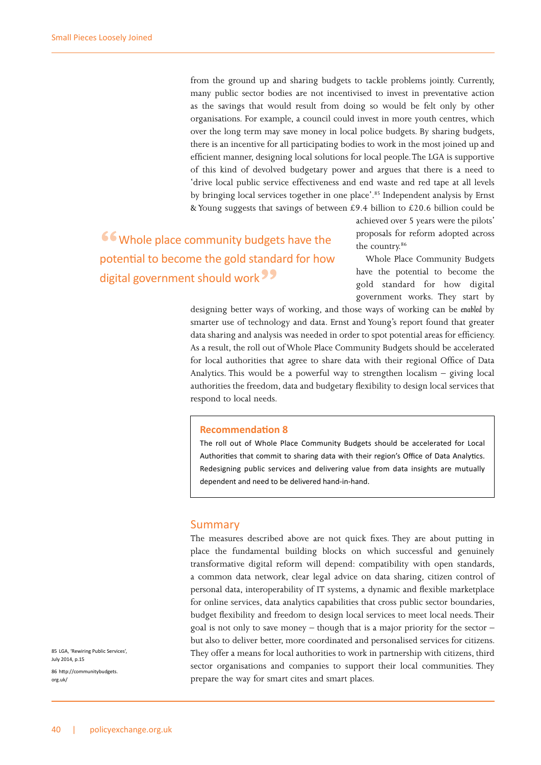from the ground up and sharing budgets to tackle problems jointly. Currently, many public sector bodies are not incentivised to invest in preventative action as the savings that would result from doing so would be felt only by other organisations. For example, a council could invest in more youth centres, which over the long term may save money in local police budgets. By sharing budgets, there is an incentive for all participating bodies to work in the most joined up and efficient manner, designing local solutions for local people. The LGA is supportive of this kind of devolved budgetary power and argues that there is a need to 'drive local public service effectiveness and end waste and red tape at all levels by bringing local services together in one place'.[85] Independent analysis by Ernst & Young suggests that savings of between £9.4 billion to £20.6 billion could be achieved over 5 years were the pilots' proposals for reform adopted across the country.[86]

> "Whole place community budgets have the potential to become the gold standard for how digital government should work"

Whole Place Community Budgets have the potential to become the gold standard for how digital government works. They start by designing better ways of working, and those ways of working can be *enabled* by smarter use of technology and data. Ernst and Young's report found that greater data sharing and analysis was needed in order to spot potential areas for efficiency. As a result, the roll out of Whole Place Community Budgets should be accelerated for local authorities that agree to share data with their regional Office of Data Analytics. This would be a powerful way to strengthen localism – giving local authorities the freedom, data and budgetary flexibility to design local services that respond to local needs.

**Recommendation 8**

The roll out of Whole Place Community Budgets should be accelerated for Local Authorities that commit to sharing data with their region's Office of Data Analytics. Redesigning public services and delivering value from data insights are mutually dependent and need to be delivered hand-in-hand.

## Summary

The measures described above are not quick fixes. They are about putting in place the fundamental building blocks on which successful and genuinely transformative digital reform will depend: compatibility with open standards, a common data network, clear legal advice on data sharing, citizen control of personal data, interoperability of IT systems, a dynamic and flexible marketplace for online services, data analytics capabilities that cross public sector boundaries, budget flexibility and freedom to design local services to meet local needs. Their goal is not only to save money – though that is a major priority for the sector – but also to deliver better, more coordinated and personalised services for citizens. They offer a means for local authorities to work in partnership with citizens, third sector organisations and companies to support their local communities. They prepare the way for smart cites and smart places.

85 LGA, 'Rewiring Public Services', July 2014, p.15

86 http://communitybudgets.org.uk/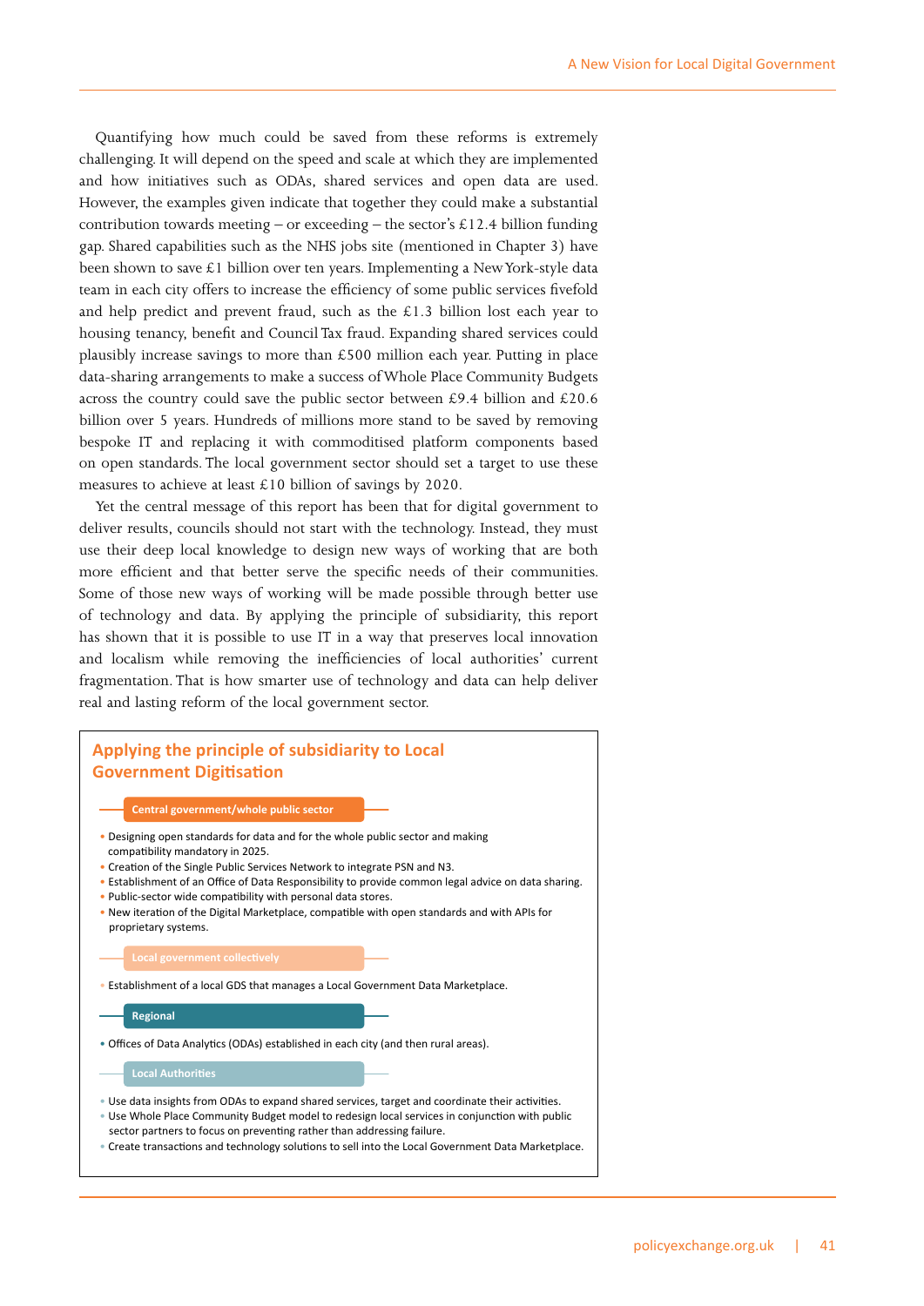Quantifying how much could be saved from these reforms is extremely challenging. It will depend on the speed and scale at which they are implemented and how initiatives such as ODAs, shared services and open data are used. However, the examples given indicate that together they could make a substantial contribution towards meeting – or exceeding – the sector's £12.4 billion funding gap. Shared capabilities such as the NHS jobs site (mentioned in Chapter 3) have been shown to save £1 billion over ten years. Implementing a New York-style data team in each city offers to increase the efficiency of some public services fivefold and help predict and prevent fraud, such as the £1.3 billion lost each year to housing tenancy, benefit and Council Tax fraud. Expanding shared services could plausibly increase savings to more than £500 million each year. Putting in place data-sharing arrangements to make a success of Whole Place Community Budgets across the country could save the public sector between £9.4 billion and £20.6 billion over 5 years. Hundreds of millions more stand to be saved by removing bespoke IT and replacing it with commoditised platform components based on open standards. The local government sector should set a target to use these measures to achieve at least £10 billion of savings by 2020.

Yet the central message of this report has been that for digital government to deliver results, councils should not start with the technology. Instead, they must use their deep local knowledge to design new ways of working that are both more efficient and that better serve the specific needs of their communities. Some of those new ways of working will be made possible through better use of technology and data. By applying the principle of subsidiarity, this report has shown that it is possible to use IT in a way that preserves local innovation and localism while removing the inefficiencies of local authorities' current fragmentation. That is how smarter use of technology and data can help deliver real and lasting reform of the local government sector.

## Applying the principle of subsidiarity to Local Government Digitisation

**Central government/whole public sector**

- Designing open standards for data and for the whole public sector and making compatibility mandatory in 2025.
- Creation of the Single Public Services Network to integrate PSN and N3.
- Establishment of an Office of Data Responsibility to provide common legal advice on data sharing.
- Public-sector wide compatibility with personal data stores.
- New iteration of the Digital Marketplace, compatible with open standards and with APIs for proprietary systems.

**Local government collectively**

- Establishment of a local GDS that manages a Local Government Data Marketplace.

**Regional**

- Offices of Data Analytics (ODAs) established in each city (and then rural areas).

**Local Authorities**

- Use data insights from ODAs to expand shared services, target and coordinate their activities.
- Use Whole Place Community Budget model to redesign local services in conjunction with public sector partners to focus on preventing rather than addressing failure.
- Create transactions and technology solutions to sell into the Local Government Data Marketplace.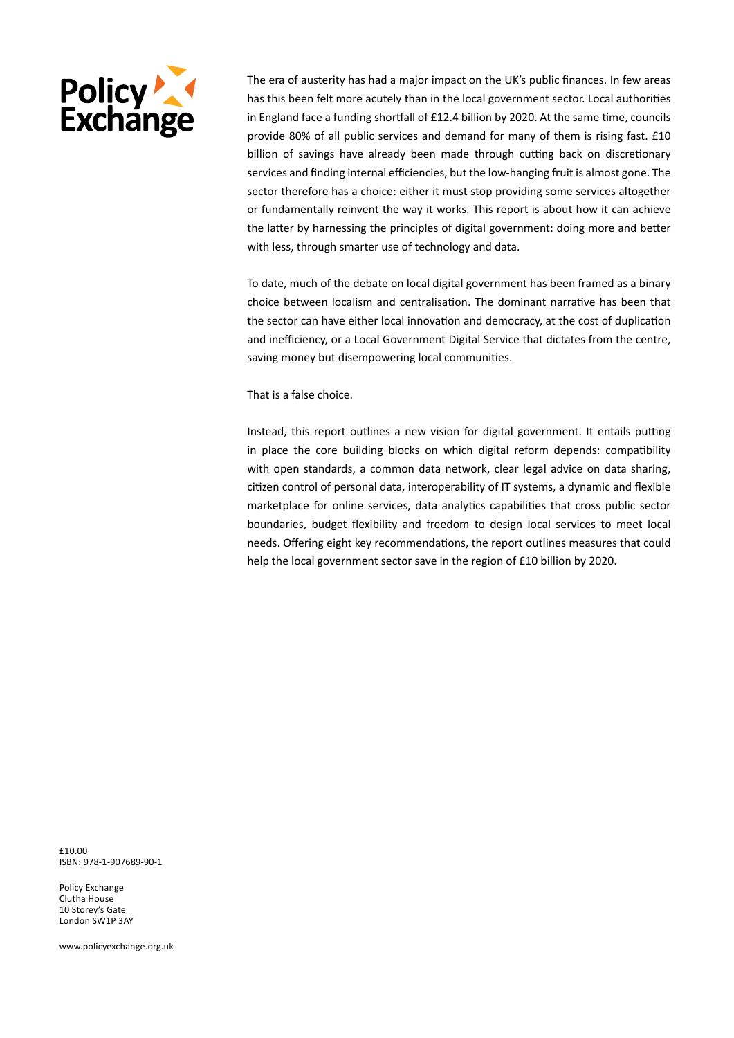Policy Exchange

The era of austerity has had a major impact on the UK's public finances. In few areas has this been felt more acutely than in the local government sector. Local authorities in England face a funding shortfall of £12.4 billion by 2020. At the same time, councils provide 80% of all public services and demand for many of them is rising fast. £10 billion of savings have already been made through cutting back on discretionary services and finding internal efficiencies, but the low-hanging fruit is almost gone. The sector therefore has a choice: either it must stop providing some services altogether or fundamentally reinvent the way it works. This report is about how it can achieve the latter by harnessing the principles of digital government: doing more and better with less, through smarter use of technology and data.

To date, much of the debate on local digital government has been framed as a binary choice between localism and centralisation. The dominant narrative has been that the sector can have either local innovation and democracy, at the cost of duplication and inefficiency, or a Local Government Digital Service that dictates from the centre, saving money but disempowering local communities.

That is a false choice.

Instead, this report outlines a new vision for digital government. It entails putting in place the core building blocks on which digital reform depends: compatibility with open standards, a common data network, clear legal advice on data sharing, citizen control of personal data, interoperability of IT systems, a dynamic and flexible marketplace for online services, data analytics capabilities that cross public sector boundaries, budget flexibility and freedom to design local services to meet local needs. Offering eight key recommendations, the report outlines measures that could help the local government sector save in the region of £10 billion by 2020.

£10.00
ISBN: 978-1-907689-90-1

Policy Exchange
Clutha House
10 Storey's Gate
London SW1P 3AY

www.policyexchange.org.uk